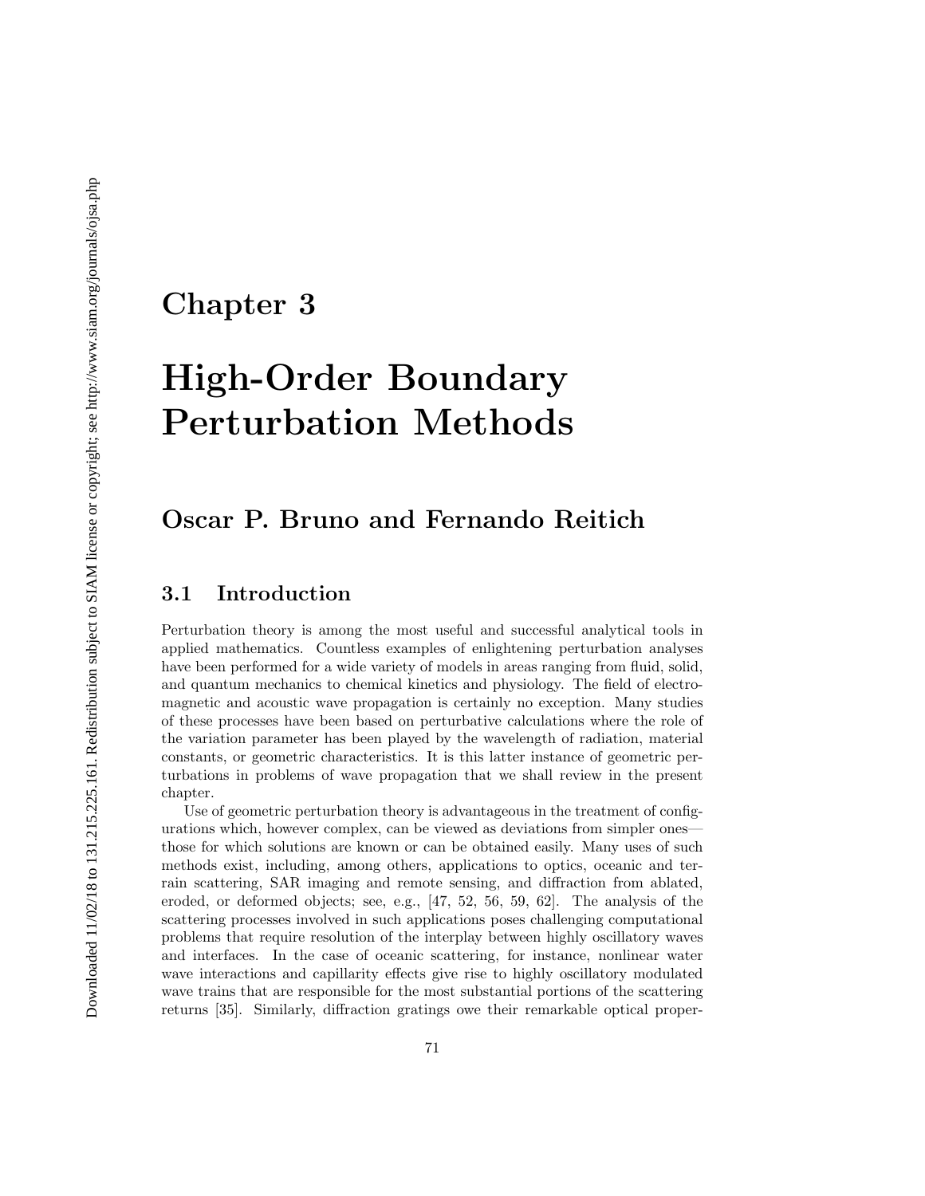# Chapter 3

# High-Order Boundary Perturbation Methods

## Oscar P. Bruno and Fernando Reitich

### 3.1 Introduction

Perturbation theory is among the most useful and successful analytical tools in applied mathematics. Countless examples of enlightening perturbation analyses have been performed for a wide variety of models in areas ranging from fluid, solid, and quantum mechanics to chemical kinetics and physiology. The field of electromagnetic and acoustic wave propagation is certainly no exception. Many studies of these processes have been based on perturbative calculations where the role of the variation parameter has been played by the wavelength of radiation, material constants, or geometric characteristics. It is this latter instance of geometric perturbations in problems of wave propagation that we shall review in the present chapter.

Use of geometric perturbation theory is advantageous in the treatment of configurations which, however complex, can be viewed as deviations from simpler ones—those for which solutions are known or can be obtained easily. Many uses of such methods exist, including, among others, applications to optics, oceanic and terrain scattering, SAR imaging and remote sensing, and diffraction from ablated, eroded, or deformed objects; see, e.g., [47, 52, 56, 59, 62]. The analysis of the scattering processes involved in such applications poses challenging computational problems that require resolution of the interplay between highly oscillatory waves and interfaces. In the case of oceanic scattering, for instance, nonlinear water wave interactions and capillarity effects give rise to highly oscillatory modulated wave trains that are responsible for the most substantial portions of the scattering returns [35]. Similarly, diffraction gratings owe their remarkable optical proper-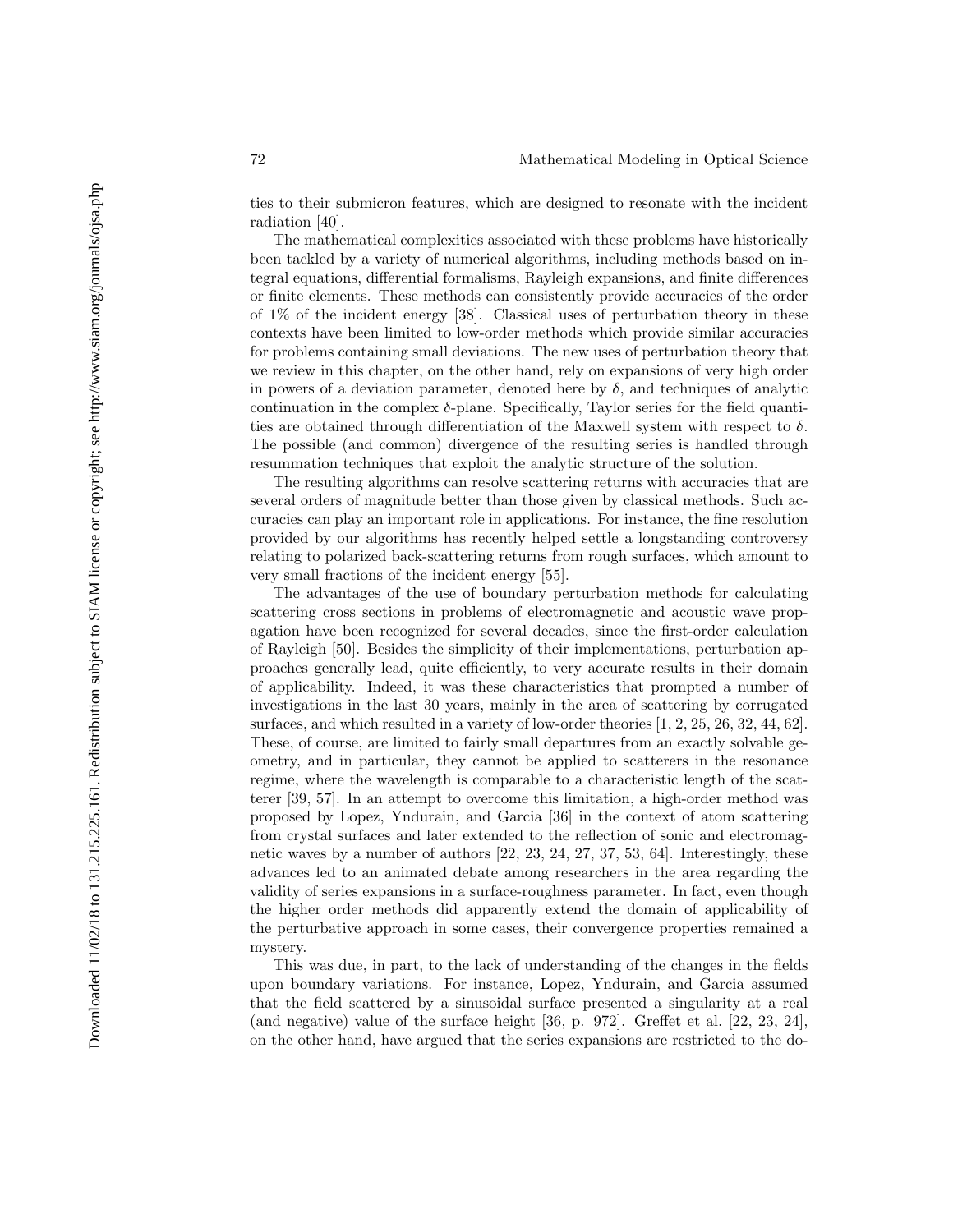ties to their submicron features, which are designed to resonate with the incident radiation [40].

The mathematical complexities associated with these problems have historically been tackled by a variety of numerical algorithms, including methods based on integral equations, differential formalisms, Rayleigh expansions, and finite differences or finite elements. These methods can consistently provide accuracies of the order of 1% of the incident energy [38]. Classical uses of perturbation theory in these contexts have been limited to low-order methods which provide similar accuracies for problems containing small deviations. The new uses of perturbation theory that we review in this chapter, on the other hand, rely on expansions of very high order in powers of a deviation parameter, denoted here by $\delta$, and techniques of analytic continuation in the complex $\delta$-plane. Specifically, Taylor series for the field quantities are obtained through differentiation of the Maxwell system with respect to $\delta$. The possible (and common) divergence of the resulting series is handled through resummation techniques that exploit the analytic structure of the solution.

The resulting algorithms can resolve scattering returns with accuracies that are several orders of magnitude better than those given by classical methods. Such accuracies can play an important role in applications. For instance, the fine resolution provided by our algorithms has recently helped settle a longstanding controversy relating to polarized back-scattering returns from rough surfaces, which amount to very small fractions of the incident energy [55].

The advantages of the use of boundary perturbation methods for calculating scattering cross sections in problems of electromagnetic and acoustic wave propagation have been recognized for several decades, since the first-order calculation of Rayleigh [50]. Besides the simplicity of their implementations, perturbation approaches generally lead, quite efficiently, to very accurate results in their domain of applicability. Indeed, it was these characteristics that prompted a number of investigations in the last 30 years, mainly in the area of scattering by corrugated surfaces, and which resulted in a variety of low-order theories [1, 2, 25, 26, 32, 44, 62]. These, of course, are limited to fairly small departures from an exactly solvable geometry, and in particular, they cannot be applied to scatterers in the resonance regime, where the wavelength is comparable to a characteristic length of the scatterer [39, 57]. In an attempt to overcome this limitation, a high-order method was proposed by Lopez, Yndurain, and Garcia [36] in the context of atom scattering from crystal surfaces and later extended to the reflection of sonic and electromagnetic waves by a number of authors [22, 23, 24, 27, 37, 53, 64]. Interestingly, these advances led to an animated debate among researchers in the area regarding the validity of series expansions in a surface-roughness parameter. In fact, even though the higher order methods did apparently extend the domain of applicability of the perturbative approach in some cases, their convergence properties remained a mystery.

This was due, in part, to the lack of understanding of the changes in the fields upon boundary variations. For instance, Lopez, Yndurain, and Garcia assumed that the field scattered by a sinusoidal surface presented a singularity at a real (and negative) value of the surface height [36, p. 972]. Greffet et al. [22, 23, 24], on the other hand, have argued that the series expansions are restricted to the do-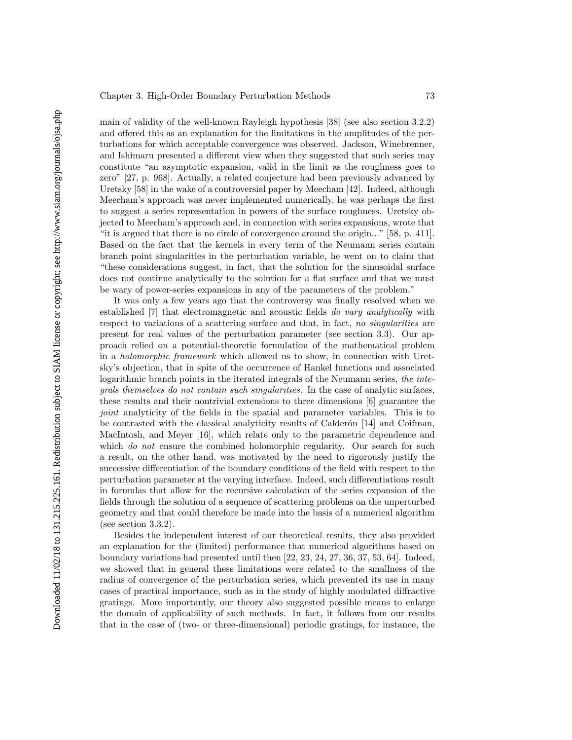main of validity of the well-known Rayleigh hypothesis [38] (see also section 3.2.2) and offered this as an explanation for the limitations in the amplitudes of the perturbations for which acceptable convergence was observed. Jackson, Winebrenner, and Ishimaru presented a different view when they suggested that such series may constitute "an asymptotic expansion, valid in the limit as the roughness goes to zero" [27, p. 968]. Actually, a related conjecture had been previously advanced by Uretsky [58] in the wake of a controversial paper by Meecham [42]. Indeed, although Meecham's approach was never implemented numerically, he was perhaps the first to suggest a series representation in powers of the surface roughness. Uretsky objected to Meecham's approach and, in connection with series expansions, wrote that "it is argued that there is no circle of convergence around the origin..." [58, p. 411]. Based on the fact that the kernels in every term of the Neumann series contain branch point singularities in the perturbation variable, he went on to claim that "these considerations suggest, in fact, that the solution for the sinusoidal surface does not continue analytically to the solution for a flat surface and that we must be wary of power-series expansions in any of the parameters of the problem."

It was only a few years ago that the controversy was finally resolved when we established [7] that electromagnetic and acoustic fields *do vary analytically* with respect to variations of a scattering surface and that, in fact, *no singularities* are present for real values of the perturbation parameter (see section 3.3). Our approach relied on a potential-theoretic formulation of the mathematical problem in a *holomorphic framework* which allowed us to show, in connection with Uretsky's objection, that in spite of the occurrence of Hankel functions and associated logarithmic branch points in the iterated integrals of the Neumann series, *the integrals themselves do not contain such singularities*. In the case of analytic surfaces, these results and their nontrivial extensions to three dimensions [6] guarantee the *joint* analyticity of the fields in the spatial and parameter variables. This is to be contrasted with the classical analyticity results of Calderón [14] and Coifman, MacIntosh, and Meyer [16], which relate only to the parametric dependence and which *do not* ensure the combined holomorphic regularity. Our search for such a result, on the other hand, was motivated by the need to rigorously justify the successive differentiation of the boundary conditions of the field with respect to the perturbation parameter at the varying interface. Indeed, such differentiations result in formulas that allow for the recursive calculation of the series expansion of the fields through the solution of a sequence of scattering problems on the unperturbed geometry and that could therefore be made into the basis of a numerical algorithm (see section 3.3.2).

Besides the independent interest of our theoretical results, they also provided an explanation for the (limited) performance that numerical algorithms based on boundary variations had presented until then [22, 23, 24, 27, 36, 37, 53, 64]. Indeed, we showed that in general these limitations were related to the smallness of the radius of convergence of the perturbation series, which prevented its use in many cases of practical importance, such as in the study of highly modulated diffractive gratings. More importantly, our theory also suggested possible means to enlarge the domain of applicability of such methods. In fact, it follows from our results that in the case of (two- or three-dimensional) periodic gratings, for instance, the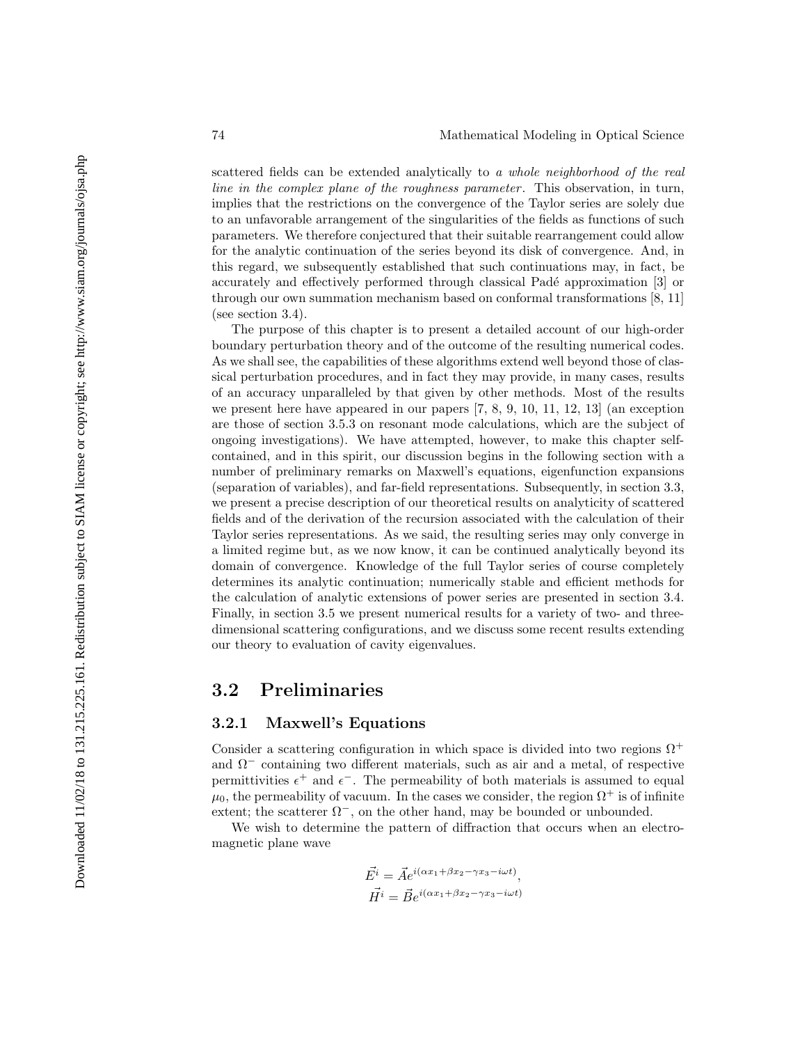scattered fields can be extended analytically to *a whole neighborhood of the real line in the complex plane of the roughness parameter*. This observation, in turn, implies that the restrictions on the convergence of the Taylor series are solely due to an unfavorable arrangement of the singularities of the fields as functions of such parameters. We therefore conjectured that their suitable rearrangement could allow for the analytic continuation of the series beyond its disk of convergence. And, in this regard, we subsequently established that such continuations may, in fact, be accurately and effectively performed through classical Padé approximation [3] or through our own summation mechanism based on conformal transformations [8, 11] (see section 3.4).

The purpose of this chapter is to present a detailed account of our high-order boundary perturbation theory and of the outcome of the resulting numerical codes. As we shall see, the capabilities of these algorithms extend well beyond those of classical perturbation procedures, and in fact they may provide, in many cases, results of an accuracy unparalleled by that given by other methods. Most of the results we present here have appeared in our papers [7, 8, 9, 10, 11, 12, 13] (an exception are those of section 3.5.3 on resonant mode calculations, which are the subject of ongoing investigations). We have attempted, however, to make this chapter self-contained, and in this spirit, our discussion begins in the following section with a number of preliminary remarks on Maxwell's equations, eigenfunction expansions (separation of variables), and far-field representations. Subsequently, in section 3.3, we present a precise description of our theoretical results on analyticity of scattered fields and of the derivation of the recursion associated with the calculation of their Taylor series representations. As we said, the resulting series may only converge in a limited regime but, as we now know, it can be continued analytically beyond its domain of convergence. Knowledge of the full Taylor series of course completely determines its analytic continuation; numerically stable and efficient methods for the calculation of analytic extensions of power series are presented in section 3.4. Finally, in section 3.5 we present numerical results for a variety of two- and three-dimensional scattering configurations, and we discuss some recent results extending our theory to evaluation of cavity eigenvalues.

## 3.2 Preliminaries

### 3.2.1 Maxwell's Equations

Consider a scattering configuration in which space is divided into two regions $\Omega^+$ and $\Omega^-$ containing two different materials, such as air and a metal, of respective permittivities $\epsilon^+$ and $\epsilon^-$. The permeability of both materials is assumed to equal $\mu_0$, the permeability of vacuum. In the cases we consider, the region $\Omega^+$ is of infinite extent; the scatterer $\Omega^-$, on the other hand, may be bounded or unbounded.

We wish to determine the pattern of diffraction that occurs when an electromagnetic plane wave

$$\vec{E^i} = \vec{A} e^{i(\alpha x_1 + \beta x_2 - \gamma x_3 - i\omega t)},$$
$$\vec{H^i} = \vec{B} e^{i(\alpha x_1 + \beta x_2 - \gamma x_3 - i\omega t)}$$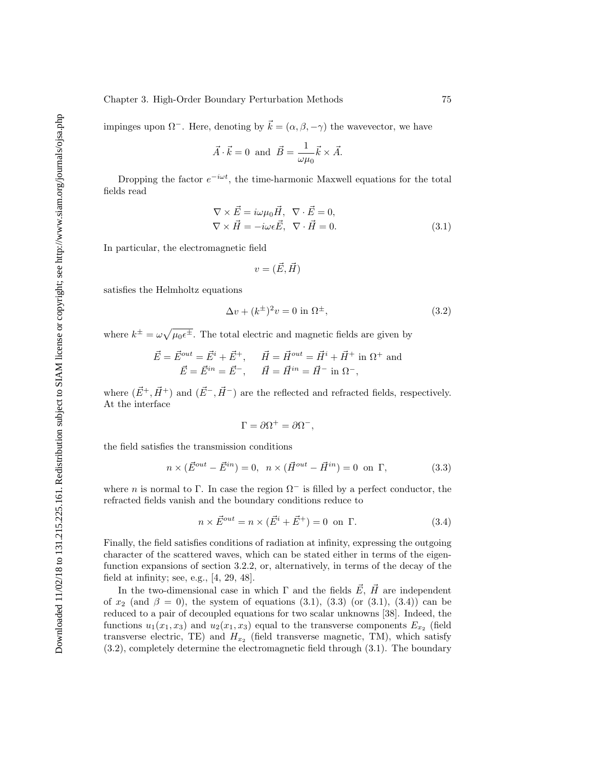impinges upon $\Omega^-$. Here, denoting by $\vec{k} = (\alpha, \beta, -\gamma)$ the wavevector, we have

$$\vec{A} \cdot \vec{k} = 0 \text{ and } \vec{B} = \frac{1}{\omega \mu_0} \vec{k} \times \vec{A}.$$

Dropping the factor $e^{-i\omega t}$, the time-harmonic Maxwell equations for the total fields read

$$\begin{aligned} \nabla \times \vec{E} &= i\omega\mu_0 \vec{H}, \quad \nabla \cdot \vec{E} = 0, \\ \nabla \times \vec{H} &= -i\omega\epsilon \vec{E}, \quad \nabla \cdot \vec{H} = 0. \end{aligned} \tag{3.1}$$

In particular, the electromagnetic field

$$v = (\vec{E}, \vec{H})$$

satisfies the Helmholtz equations

$$\Delta v + (k^{\pm})^2 v = 0 \text{ in } \Omega^{\pm}, \tag{3.2}$$

where $k^{\pm} = \omega\sqrt{\mu_0 \epsilon^{\pm}}$. The total electric and magnetic fields are given by

$$\begin{aligned} \vec{E} = \vec{E}^{out} = \vec{E}^i + \vec{E}^+, \quad & \vec{H} = \vec{H}^{out} = \vec{H}^i + \vec{H}^+ \text{ in } \Omega^+ \text{ and} \\ \vec{E} = \vec{E}^{in} = \vec{E}^-, \quad & \vec{H} = \vec{H}^{in} = \vec{H}^- \text{ in } \Omega^-, \end{aligned}$$

where $(\vec{E}^+, \vec{H}^+)$ and $(\vec{E}^-, \vec{H}^-)$ are the reflected and refracted fields, respectively. At the interface

$$\Gamma = \partial\Omega^+ = \partial\Omega^-,$$

the field satisfies the transmission conditions

$$n \times (\vec{E}^{out} - \vec{E}^{in}) = 0, \quad n \times (\vec{H}^{out} - \vec{H}^{in}) = 0 \text{ on } \Gamma, \tag{3.3}$$

where $n$ is normal to $\Gamma$. In case the region $\Omega^-$ is filled by a perfect conductor, the refracted fields vanish and the boundary conditions reduce to

$$n \times \vec{E}^{out} = n \times (\vec{E}^i + \vec{E}^+) = 0 \text{ on } \Gamma. \tag{3.4}$$

Finally, the field satisfies conditions of radiation at infinity, expressing the outgoing character of the scattered waves, which can be stated either in terms of the eigenfunction expansions of section 3.2.2, or, alternatively, in terms of the decay of the field at infinity; see, e.g., [4, 29, 48].

In the two-dimensional case in which $\Gamma$ and the fields $\vec{E}$, $\vec{H}$ are independent of $x_2$ (and $\beta = 0$), the system of equations (3.1), (3.3) (or (3.1), (3.4)) can be reduced to a pair of decoupled equations for two scalar unknowns [38]. Indeed, the functions $u_1(x_1, x_3)$ and $u_2(x_1, x_3)$ equal to the transverse components $E_{x_2}$ (field transverse electric, TE) and $H_{x_2}$ (field transverse magnetic, TM), which satisfy (3.2), completely determine the electromagnetic field through (3.1). The boundary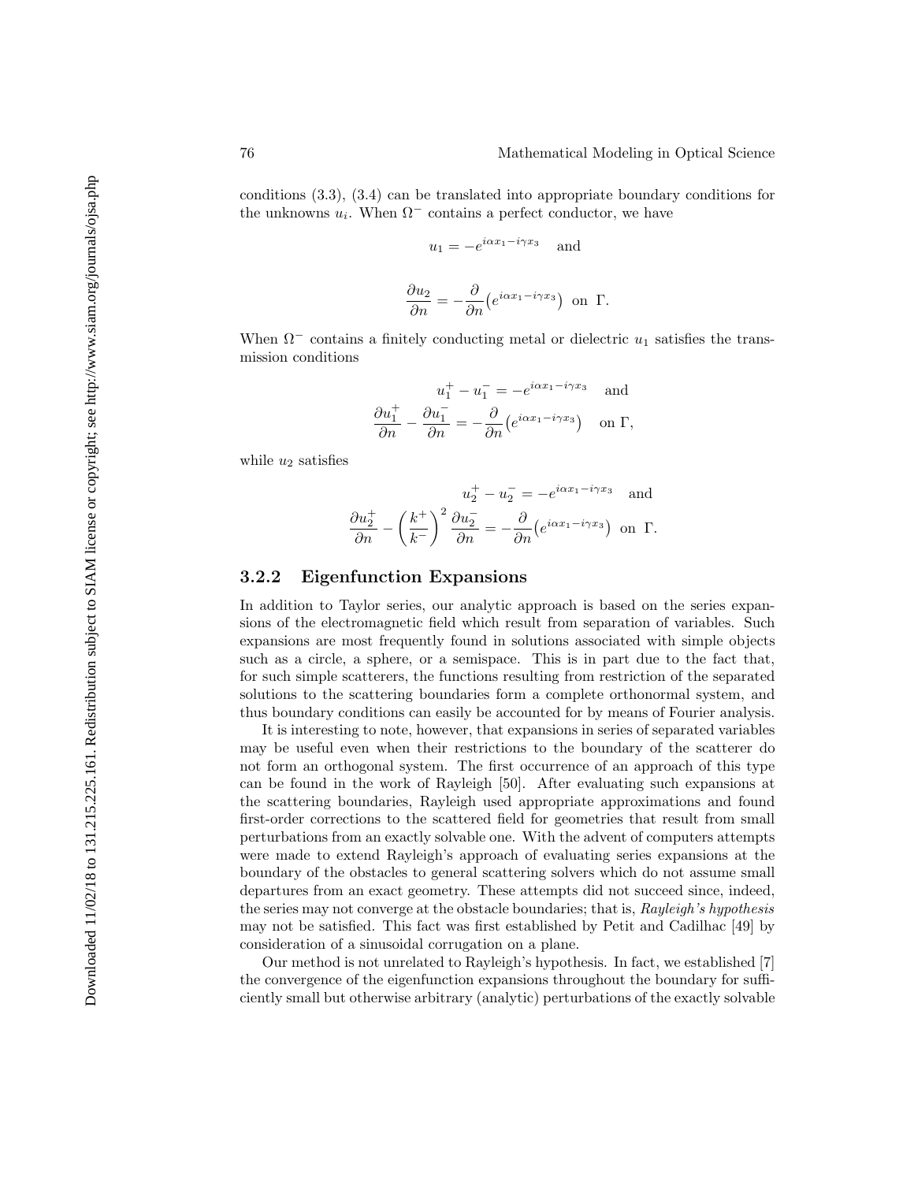conditions (3.3), (3.4) can be translated into appropriate boundary conditions for the unknowns $u_i$. When $\Omega^-$ contains a perfect conductor, we have

$$u_1 = -e^{i\alpha x_1 - i\gamma x_3} \quad \text{and}$$

$$\frac{\partial u_2}{\partial n} = -\frac{\partial}{\partial n}\big(e^{i\alpha x_1 - i\gamma x_3}\big) \;\text{ on }\; \Gamma.$$

When $\Omega^-$ contains a finitely conducting metal or dielectric $u_1$ satisfies the transmission conditions

$$u_1^+ - u_1^- = -e^{i\alpha x_1 - i\gamma x_3} \quad \text{and}$$
$$\frac{\partial u_1^+}{\partial n} - \frac{\partial u_1^-}{\partial n} = -\frac{\partial}{\partial n}\big(e^{i\alpha x_1 - i\gamma x_3}\big) \quad \text{on } \Gamma,$$

while $u_2$ satisfies

$$u_2^+ - u_2^- = -e^{i\alpha x_1 - i\gamma x_3} \quad \text{and}$$
$$\frac{\partial u_2^+}{\partial n} - \left(\frac{k^+}{k^-}\right)^2 \frac{\partial u_2^-}{\partial n} = -\frac{\partial}{\partial n}\big(e^{i\alpha x_1 - i\gamma x_3}\big) \;\text{ on }\; \Gamma.$$

### 3.2.2 Eigenfunction Expansions

In addition to Taylor series, our analytic approach is based on the series expansions of the electromagnetic field which result from separation of variables. Such expansions are most frequently found in solutions associated with simple objects such as a circle, a sphere, or a semispace. This is in part due to the fact that, for such simple scatterers, the functions resulting from restriction of the separated solutions to the scattering boundaries form a complete orthonormal system, and thus boundary conditions can easily be accounted for by means of Fourier analysis.

It is interesting to note, however, that expansions in series of separated variables may be useful even when their restrictions to the boundary of the scatterer do not form an orthogonal system. The first occurrence of an approach of this type can be found in the work of Rayleigh [50]. After evaluating such expansions at the scattering boundaries, Rayleigh used appropriate approximations and found first-order corrections to the scattered field for geometries that result from small perturbations from an exactly solvable one. With the advent of computers attempts were made to extend Rayleigh's approach of evaluating series expansions at the boundary of the obstacles to general scattering solvers which do not assume small departures from an exact geometry. These attempts did not succeed since, indeed, the series may not converge at the obstacle boundaries; that is, *Rayleigh's hypothesis* may not be satisfied. This fact was first established by Petit and Cadilhac [49] by consideration of a sinusoidal corrugation on a plane.

Our method is not unrelated to Rayleigh's hypothesis. In fact, we established [7] the convergence of the eigenfunction expansions throughout the boundary for sufficiently small but otherwise arbitrary (analytic) perturbations of the exactly solvable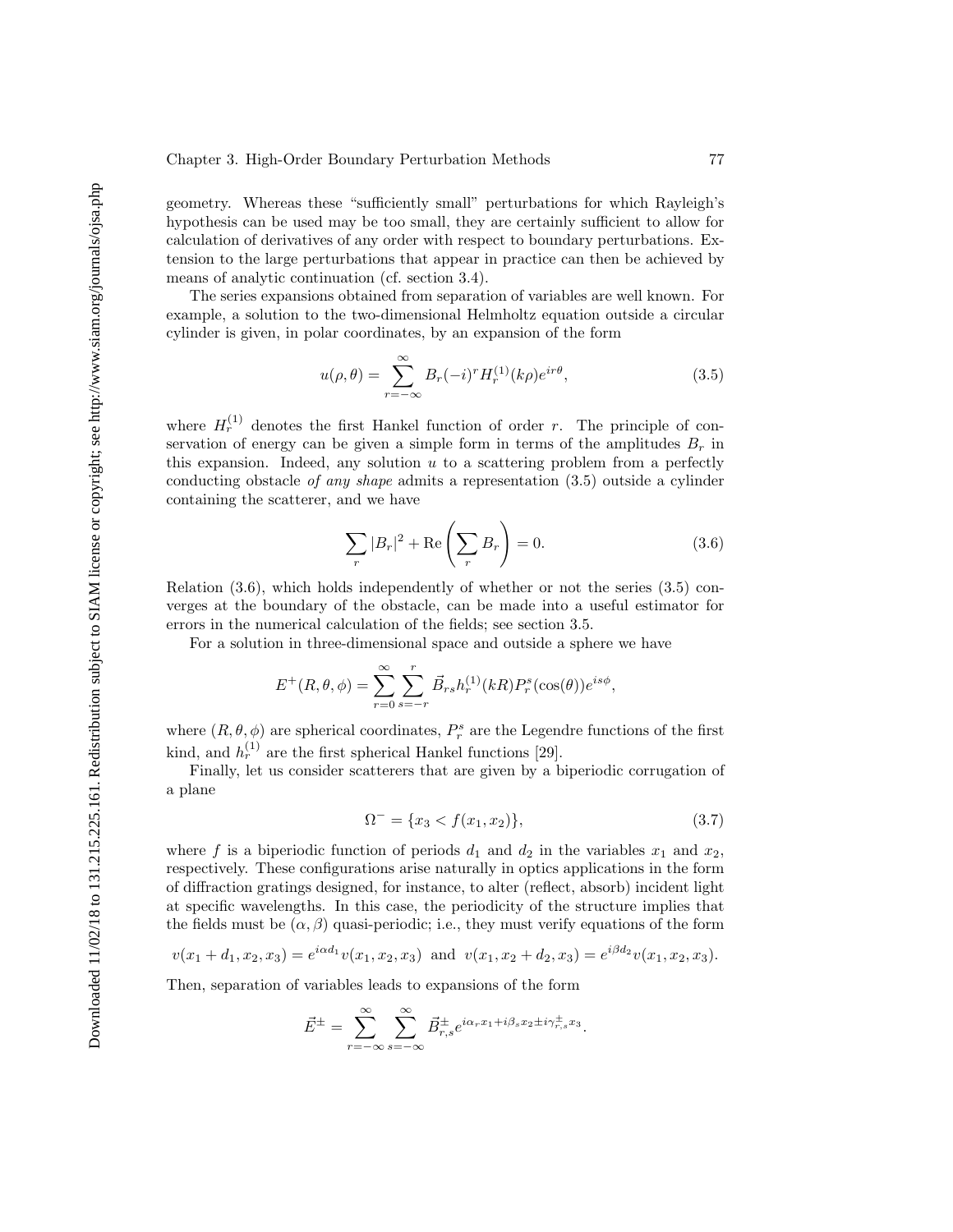geometry. Whereas these "sufficiently small" perturbations for which Rayleigh's hypothesis can be used may be too small, they are certainly sufficient to allow for calculation of derivatives of any order with respect to boundary perturbations. Extension to the large perturbations that appear in practice can then be achieved by means of analytic continuation (cf. section 3.4).

The series expansions obtained from separation of variables are well known. For example, a solution to the two-dimensional Helmholtz equation outside a circular cylinder is given, in polar coordinates, by an expansion of the form

$$u(\rho, \theta) = \sum_{r=-\infty}^{\infty} B_r (-i)^r H_r^{(1)}(k\rho) e^{ir\theta}, \tag{3.5}$$

where $H_r^{(1)}$ denotes the first Hankel function of order $r$. The principle of conservation of energy can be given a simple form in terms of the amplitudes $B_r$ in this expansion. Indeed, any solution $u$ to a scattering problem from a perfectly conducting obstacle *of any shape* admits a representation (3.5) outside a cylinder containing the scatterer, and we have

$$\sum_r |B_r|^2 + \text{Re}\left(\sum_r B_r\right) = 0. \tag{3.6}$$

Relation (3.6), which holds independently of whether or not the series (3.5) converges at the boundary of the obstacle, can be made into a useful estimator for errors in the numerical calculation of the fields; see section 3.5.

For a solution in three-dimensional space and outside a sphere we have

$$E^+(R, \theta, \phi) = \sum_{r=0}^{\infty} \sum_{s=-r}^{r} \vec{B}_{rs} h_r^{(1)}(kR) P_r^s(\cos(\theta)) e^{is\phi},$$

where $(R, \theta, \phi)$ are spherical coordinates, $P_r^s$ are the Legendre functions of the first kind, and $h_r^{(1)}$ are the first spherical Hankel functions [29].

Finally, let us consider scatterers that are given by a biperiodic corrugation of a plane

$$\Omega^- = \{x_3 < f(x_1, x_2)\}, \tag{3.7}$$

where $f$ is a biperiodic function of periods $d_1$ and $d_2$ in the variables $x_1$ and $x_2$, respectively. These configurations arise naturally in optics applications in the form of diffraction gratings designed, for instance, to alter (reflect, absorb) incident light at specific wavelengths. In this case, the periodicity of the structure implies that the fields must be $(\alpha, \beta)$ quasi-periodic; i.e., they must verify equations of the form

$$v(x_1 + d_1, x_2, x_3) = e^{i\alpha d_1} v(x_1, x_2, x_3) \text{ and } v(x_1, x_2 + d_2, x_3) = e^{i\beta d_2} v(x_1, x_2, x_3).$$

Then, separation of variables leads to expansions of the form

$$\vec{E}^{\pm} = \sum_{r=-\infty}^{\infty} \sum_{s=-\infty}^{\infty} \vec{B}_{r,s}^{\pm} e^{i\alpha_r x_1 + i\beta_s x_2 \pm i\gamma_{r,s}^{\pm} x_3}.$$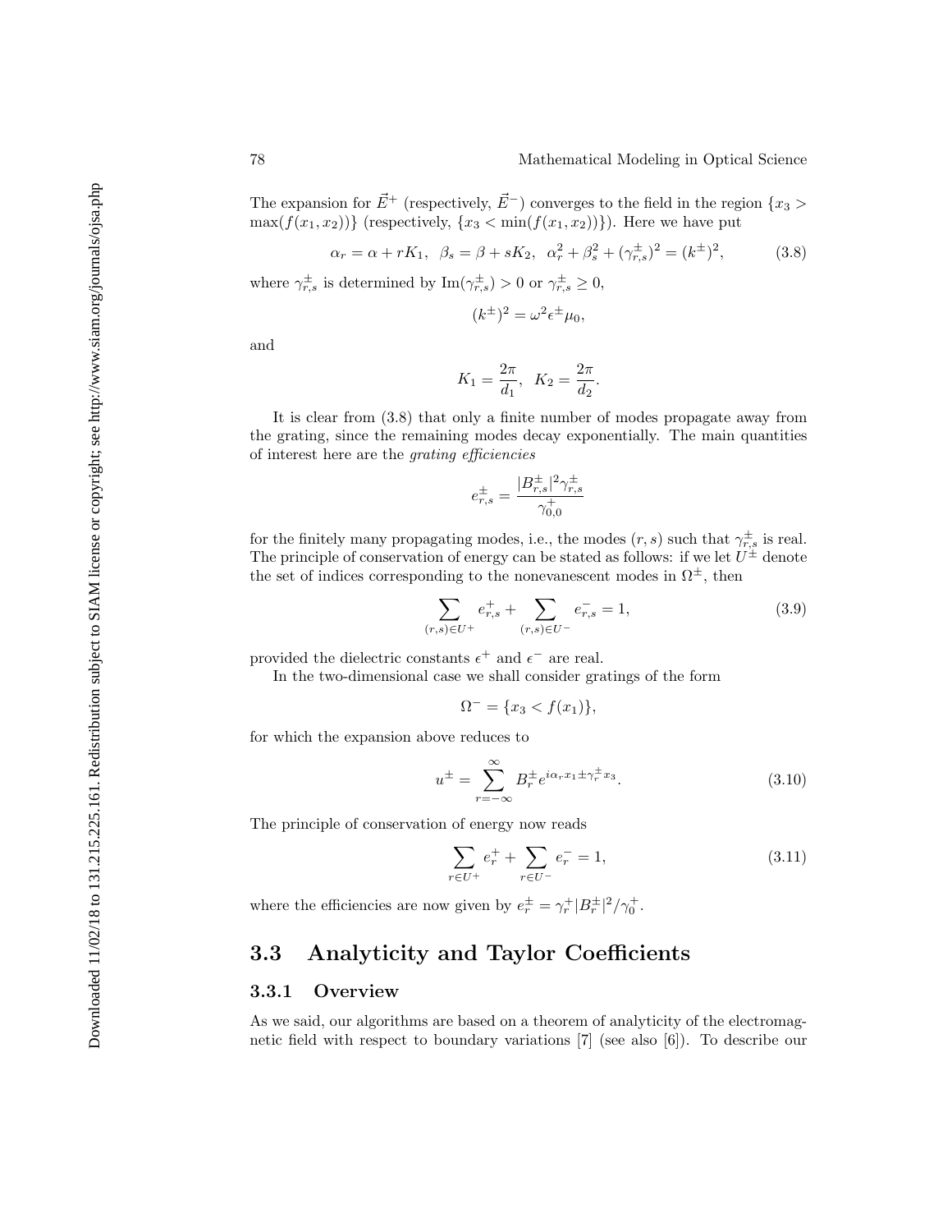The expansion for $\vec{E}^+$ (respectively, $\vec{E}^-$) converges to the field in the region $\{x_3 > \max(f(x_1, x_2))\}$ (respectively, $\{x_3 < \min(f(x_1, x_2))\}$). Here we have put

$$\alpha_r = \alpha + rK_1, \quad \beta_s = \beta + sK_2, \quad \alpha_r^2 + \beta_s^2 + (\gamma_{r,s}^{\pm})^2 = (k^{\pm})^2, \tag{3.8}$$

where $\gamma_{r,s}^{\pm}$ is determined by $\mathrm{Im}(\gamma_{r,s}^{\pm}) > 0$ or $\gamma_{r,s}^{\pm} \geq 0$,

$$(k^{\pm})^2 = \omega^2 \epsilon^{\pm} \mu_0,$$

and

$$K_1 = \frac{2\pi}{d_1}, \quad K_2 = \frac{2\pi}{d_2}.$$

It is clear from (3.8) that only a finite number of modes propagate away from the grating, since the remaining modes decay exponentially. The main quantities of interest here are the *grating efficiencies*

$$e_{r,s}^{\pm} = \frac{|B_{r,s}^{\pm}|^2 \gamma_{r,s}^{\pm}}{\gamma_{0,0}^{+}}$$

for the finitely many propagating modes, i.e., the modes $(r, s)$ such that $\gamma_{r,s}^{\pm}$ is real. The principle of conservation of energy can be stated as follows: if we let $U^{\pm}$ denote the set of indices corresponding to the nonevanescent modes in $\Omega^{\pm}$, then

$$\sum_{(r,s)\in U^+} e_{r,s}^{+} + \sum_{(r,s)\in U^-} e_{r,s}^{-} = 1, \tag{3.9}$$

provided the dielectric constants $\epsilon^+$ and $\epsilon^-$ are real.

In the two-dimensional case we shall consider gratings of the form

$$\Omega^- = \{x_3 < f(x_1)\},$$

for which the expansion above reduces to

$$u^{\pm} = \sum_{r=-\infty}^{\infty} B_r^{\pm} e^{i\alpha_r x_1 \pm \gamma_r^{\pm} x_3}. \tag{3.10}$$

The principle of conservation of energy now reads

$$\sum_{r\in U^+} e_r^{+} + \sum_{r\in U^-} e_r^{-} = 1, \tag{3.11}$$

where the efficiencies are now given by $e_r^{\pm} = \gamma_r^{+} |B_r^{\pm}|^2 / \gamma_0^{+}$.

## 3.3 Analyticity and Taylor Coefficients

### 3.3.1 Overview

As we said, our algorithms are based on a theorem of analyticity of the electromagnetic field with respect to boundary variations [7] (see also [6]). To describe our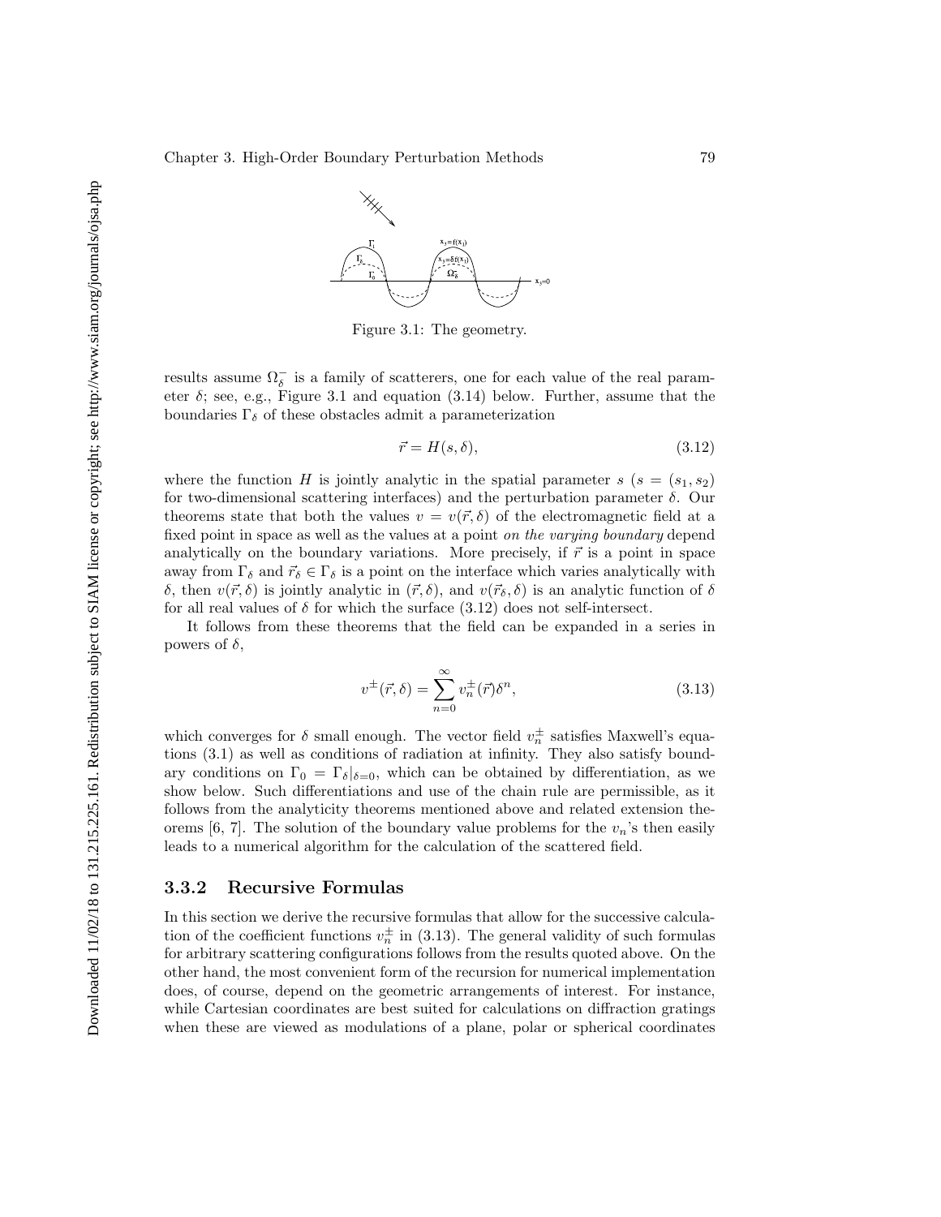Figure 3.1: The geometry.

results assume $\Omega_\delta^-$ is a family of scatterers, one for each value of the real parameter $\delta$; see, e.g., Figure 3.1 and equation (3.14) below. Further, assume that the boundaries $\Gamma_\delta$ of these obstacles admit a parameterization

$$\vec{r} = H(s, \delta), \tag{3.12}$$

where the function $H$ is jointly analytic in the spatial parameter $s$ ($s = (s_1, s_2)$ for two-dimensional scattering interfaces) and the perturbation parameter $\delta$. Our theorems state that both the values $v = v(\vec{r}, \delta)$ of the electromagnetic field at a fixed point in space as well as the values at a point *on the varying boundary* depend analytically on the boundary variations. More precisely, if $\vec{r}$ is a point in space away from $\Gamma_\delta$ and $\vec{r}_\delta \in \Gamma_\delta$ is a point on the interface which varies analytically with $\delta$, then $v(\vec{r}, \delta)$ is jointly analytic in $(\vec{r}, \delta)$, and $v(\vec{r}_\delta, \delta)$ is an analytic function of $\delta$ for all real values of $\delta$ for which the surface (3.12) does not self-intersect.

It follows from these theorems that the field can be expanded in a series in powers of $\delta$,

$$v^\pm(\vec{r}, \delta) = \sum_{n=0}^{\infty} v_n^\pm(\vec{r})\delta^n, \tag{3.13}$$

which converges for $\delta$ small enough. The vector field $v_n^\pm$ satisfies Maxwell's equations (3.1) as well as conditions of radiation at infinity. They also satisfy boundary conditions on $\Gamma_0 = \Gamma_\delta|_{\delta=0}$, which can be obtained by differentiation, as we show below. Such differentiations and use of the chain rule are permissible, as it follows from the analyticity theorems mentioned above and related extension theorems [6, 7]. The solution of the boundary value problems for the $v_n$'s then easily leads to a numerical algorithm for the calculation of the scattered field.

### 3.3.2 Recursive Formulas

In this section we derive the recursive formulas that allow for the successive calculation of the coefficient functions $v_n^\pm$ in (3.13). The general validity of such formulas for arbitrary scattering configurations follows from the results quoted above. On the other hand, the most convenient form of the recursion for numerical implementation does, of course, depend on the geometric arrangements of interest. For instance, while Cartesian coordinates are best suited for calculations on diffraction gratings when these are viewed as modulations of a plane, polar or spherical coordinates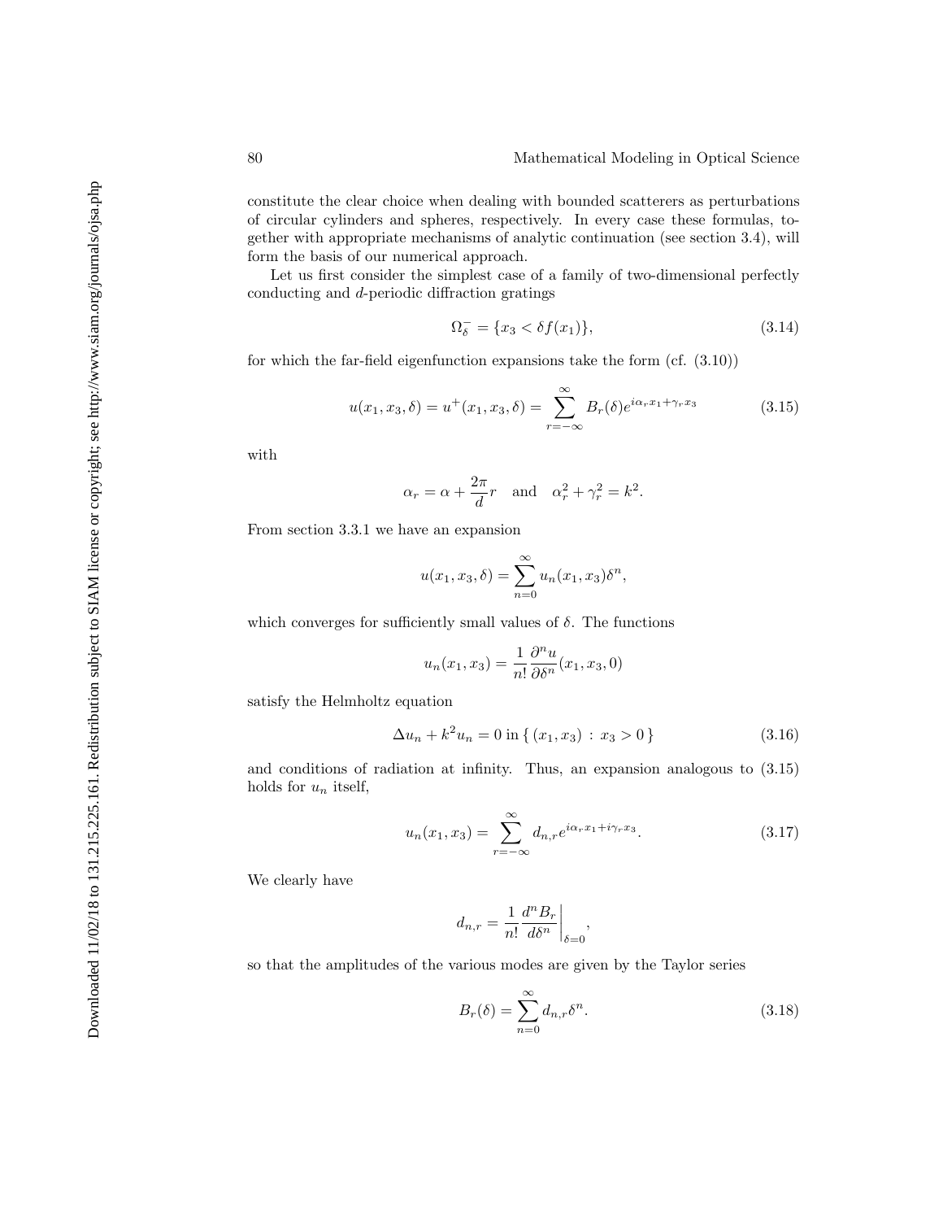constitute the clear choice when dealing with bounded scatterers as perturbations of circular cylinders and spheres, respectively. In every case these formulas, together with appropriate mechanisms of analytic continuation (see section 3.4), will form the basis of our numerical approach.

Let us first consider the simplest case of a family of two-dimensional perfectly conducting and $d$-periodic diffraction gratings

$$\Omega_\delta^- = \{x_3 < \delta f(x_1)\}, \tag{3.14}$$

for which the far-field eigenfunction expansions take the form (cf. (3.10))

$$u(x_1, x_3, \delta) = u^+(x_1, x_3, \delta) = \sum_{r=-\infty}^{\infty} B_r(\delta) e^{i\alpha_r x_1 + \gamma_r x_3} \tag{3.15}$$

with

$$\alpha_r = \alpha + \frac{2\pi}{d} r \quad \text{and} \quad \alpha_r^2 + \gamma_r^2 = k^2.$$

From section 3.3.1 we have an expansion

$$u(x_1, x_3, \delta) = \sum_{n=0}^{\infty} u_n(x_1, x_3)\delta^n,$$

which converges for sufficiently small values of $\delta$. The functions

$$u_n(x_1, x_3) = \frac{1}{n!}\frac{\partial^n u}{\partial \delta^n}(x_1, x_3, 0)$$

satisfy the Helmholtz equation

$$\Delta u_n + k^2 u_n = 0 \text{ in } \{\, (x_1, x_3) \,:\, x_3 > 0 \,\} \tag{3.16}$$

and conditions of radiation at infinity. Thus, an expansion analogous to (3.15) holds for $u_n$ itself,

$$u_n(x_1, x_3) = \sum_{r=-\infty}^{\infty} d_{n,r} e^{i\alpha_r x_1 + i\gamma_r x_3}. \tag{3.17}$$

We clearly have

$$d_{n,r} = \frac{1}{n!}\frac{d^n B_r}{d\delta^n}\bigg|_{\delta=0},$$

so that the amplitudes of the various modes are given by the Taylor series

$$B_r(\delta) = \sum_{n=0}^{\infty} d_{n,r}\delta^n. \tag{3.18}$$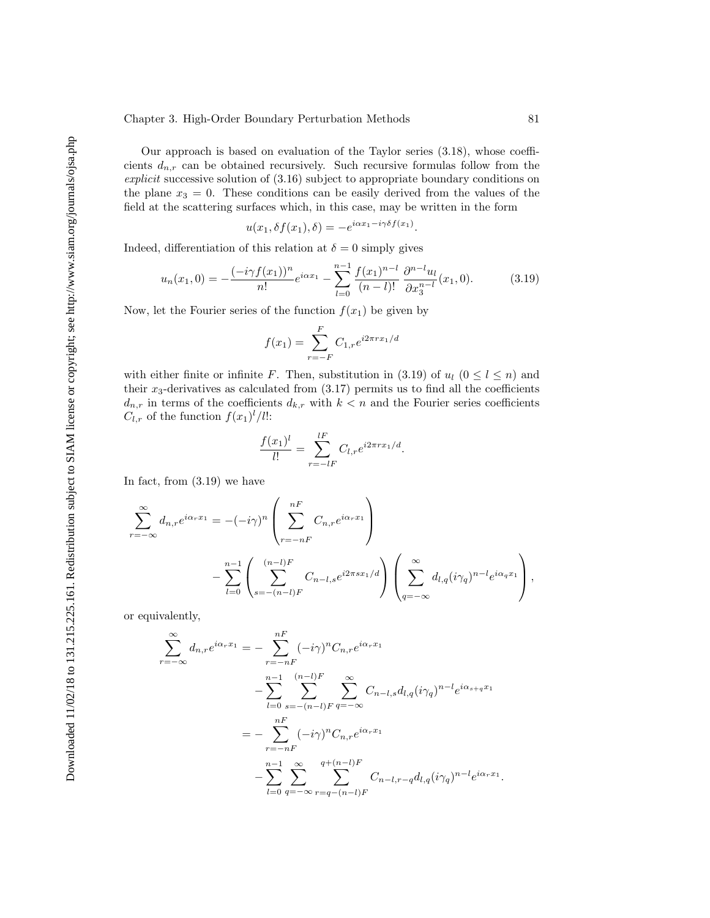Our approach is based on evaluation of the Taylor series (3.18), whose coefficients $d_{n,r}$ can be obtained recursively. Such recursive formulas follow from the *explicit* successive solution of (3.16) subject to appropriate boundary conditions on the plane $x_3 = 0$. These conditions can be easily derived from the values of the field at the scattering surfaces which, in this case, may be written in the form

$$u(x_1, \delta f(x_1), \delta) = -e^{i\alpha x_1 - i\gamma\delta f(x_1)}.$$

Indeed, differentiation of this relation at $\delta = 0$ simply gives

$$u_n(x_1, 0) = -\frac{(-i\gamma f(x_1))^n}{n!} e^{i\alpha x_1} - \sum_{l=0}^{n-1} \frac{f(x_1)^{n-l}}{(n-l)!} \frac{\partial^{n-l} u_l}{\partial x_3^{n-l}}(x_1, 0). \tag{3.19}$$

Now, let the Fourier series of the function $f(x_1)$ be given by

$$f(x_1) = \sum_{r=-F}^{F} C_{1,r} e^{i2\pi r x_1/d}$$

with either finite or infinite $F$. Then, substitution in (3.19) of $u_l$ ($0 \le l \le n$) and their $x_3$-derivatives as calculated from (3.17) permits us to find all the coefficients $d_{n,r}$ in terms of the coefficients $d_{k,r}$ with $k < n$ and the Fourier series coefficients $C_{l,r}$ of the function $f(x_1)^l/l!$:

$$\frac{f(x_1)^l}{l!} = \sum_{r=-lF}^{lF} C_{l,r} e^{i2\pi r x_1/d}.$$

In fact, from (3.19) we have

$$\sum_{r=-\infty}^{\infty} d_{n,r} e^{i\alpha_r x_1} = -(-i\gamma)^n \left( \sum_{r=-nF}^{nF} C_{n,r} e^{i\alpha_r x_1} \right) - \sum_{l=0}^{n-1} \left( \sum_{s=-(n-l)F}^{(n-l)F} C_{n-l,s} e^{i2\pi s x_1/d} \right) \left( \sum_{q=-\infty}^{\infty} d_{l,q} (i\gamma_q)^{n-l} e^{i\alpha_q x_1} \right),$$

or equivalently,

$$\begin{aligned}
\sum_{r=-\infty}^{\infty} d_{n,r} e^{i\alpha_r x_1} &= -\sum_{r=-nF}^{nF} (-i\gamma)^n C_{n,r} e^{i\alpha_r x_1} \\
&\quad - \sum_{l=0}^{n-1} \sum_{s=-(n-l)F}^{(n-l)F} \sum_{q=-\infty}^{\infty} C_{n-l,s} d_{l,q} (i\gamma_q)^{n-l} e^{i\alpha_{s+q} x_1} \\
&= -\sum_{r=-nF}^{nF} (-i\gamma)^n C_{n,r} e^{i\alpha_r x_1} \\
&\quad - \sum_{l=0}^{n-1} \sum_{q=-\infty}^{\infty} \sum_{r=q-(n-l)F}^{q+(n-l)F} C_{n-l,r-q} d_{l,q} (i\gamma_q)^{n-l} e^{i\alpha_r x_1}.
\end{aligned}$$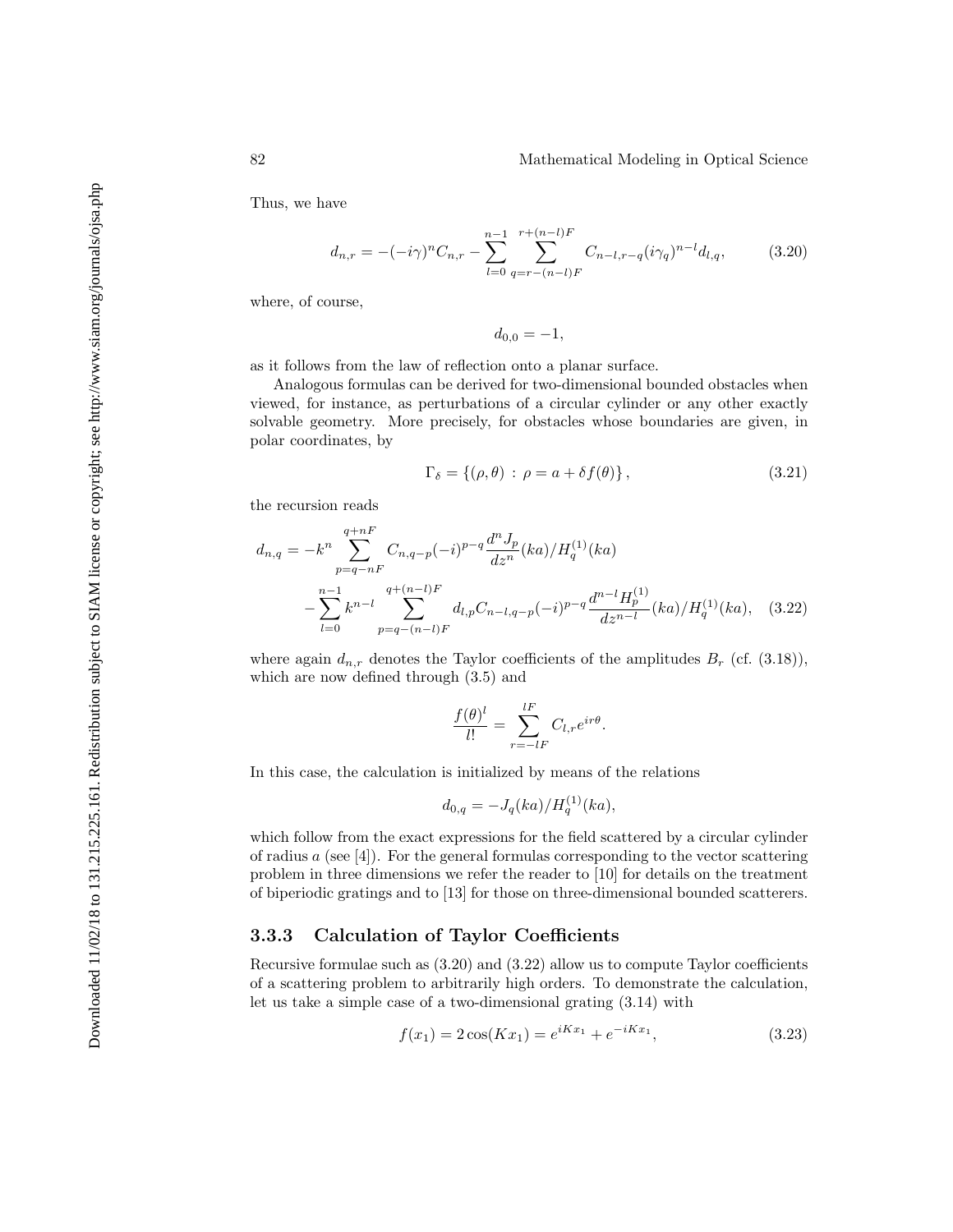Thus, we have

$$d_{n,r} = -(-i\gamma)^n C_{n,r} - \sum_{l=0}^{n-1} \sum_{q=r-(n-l)F}^{r+(n-l)F} C_{n-l,r-q} (i\gamma_q)^{n-l} d_{l,q}, \tag{3.20}$$

where, of course,

$$d_{0,0} = -1,$$

as it follows from the law of reflection onto a planar surface.

Analogous formulas can be derived for two-dimensional bounded obstacles when viewed, for instance, as perturbations of a circular cylinder or any other exactly solvable geometry. More precisely, for obstacles whose boundaries are given, in polar coordinates, by

$$\Gamma_\delta = \{(\rho, \theta) \, : \, \rho = a + \delta f(\theta)\}, \tag{3.21}$$

the recursion reads

$$\begin{aligned} d_{n,q} = & -k^n \sum_{p=q-nF}^{q+nF} C_{n,q-p} (-i)^{p-q} \frac{d^n J_p}{dz^n}(ka) / H_q^{(1)}(ka) \\ & - \sum_{l=0}^{n-1} k^{n-l} \sum_{p=q-(n-l)F}^{q+(n-l)F} d_{l,p} C_{n-l,q-p} (-i)^{p-q} \frac{d^{n-l} H_p^{(1)}}{dz^{n-l}}(ka) / H_q^{(1)}(ka), \end{aligned} \tag{3.22}$$

where again $d_{n,r}$ denotes the Taylor coefficients of the amplitudes $B_r$ (cf. (3.18)), which are now defined through (3.5) and

$$\frac{f(\theta)^l}{l!} = \sum_{r=-lF}^{lF} C_{l,r} e^{ir\theta}.$$

In this case, the calculation is initialized by means of the relations

$$d_{0,q} = -J_q(ka) / H_q^{(1)}(ka),$$

which follow from the exact expressions for the field scattered by a circular cylinder of radius $a$ (see [4]). For the general formulas corresponding to the vector scattering problem in three dimensions we refer the reader to [10] for details on the treatment of biperiodic gratings and to [13] for those on three-dimensional bounded scatterers.

### 3.3.3 Calculation of Taylor Coefficients

Recursive formulae such as (3.20) and (3.22) allow us to compute Taylor coefficients of a scattering problem to arbitrarily high orders. To demonstrate the calculation, let us take a simple case of a two-dimensional grating (3.14) with

$$f(x_1) = 2\cos(Kx_1) = e^{iKx_1} + e^{-iKx_1}, \tag{3.23}$$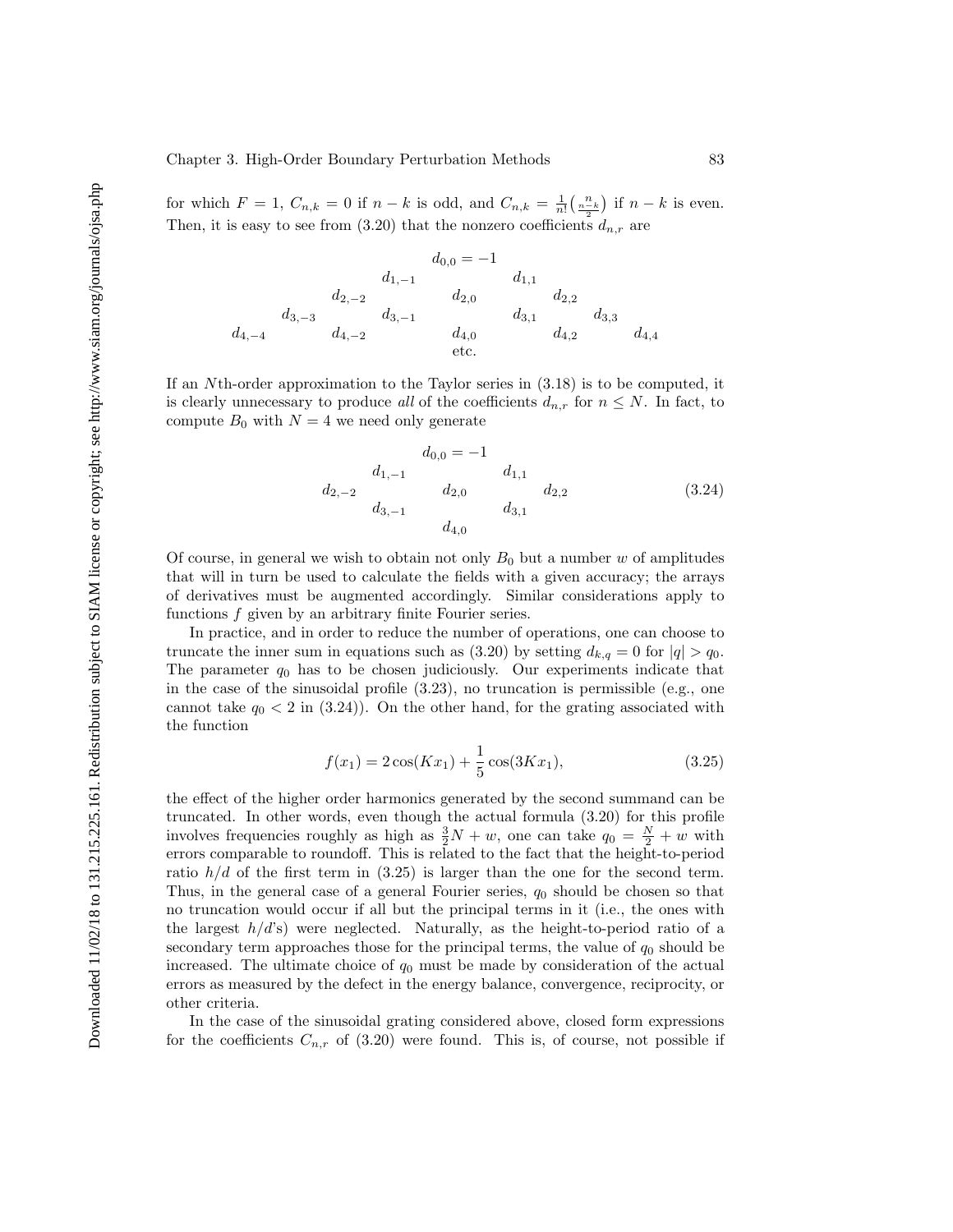for which $F = 1$, $C_{n,k} = 0$ if $n - k$ is odd, and $C_{n,k} = \frac{1}{n!}\binom{n}{\frac{n-k}{2}}$ if $n - k$ is even. Then, it is easy to see from (3.20) that the nonzero coefficients $d_{n,r}$ are

$$
\begin{array}{ccccccccc}
 & & & & d_{0,0} = -1 & & & & \\
 & & & d_{1,-1} & & d_{1,1} & & & \\
 & & d_{2,-2} & & d_{2,0} & & d_{2,2} & & \\
 & d_{3,-3} & & d_{3,-1} & & d_{3,1} & & d_{3,3} & \\
d_{4,-4} & & d_{4,-2} & & d_{4,0} & & d_{4,2} & & d_{4,4} \\
 & & & & \text{etc.} & & & &
\end{array}
$$

If an $N$th-order approximation to the Taylor series in (3.18) is to be computed, it is clearly unnecessary to produce *all* of the coefficients $d_{n,r}$ for $n \leq N$. In fact, to compute $B_0$ with $N = 4$ we need only generate

$$
\begin{array}{ccccc}
 & & d_{0,0} = -1 & & \\
 & d_{1,-1} & & d_{1,1} & \\
d_{2,-2} & & d_{2,0} & & d_{2,2} \\
 & d_{3,-1} & & d_{3,1} & \\
 & & d_{4,0} & &
\end{array}
\tag{3.24}
$$

Of course, in general we wish to obtain not only $B_0$ but a number $w$ of amplitudes that will in turn be used to calculate the fields with a given accuracy; the arrays of derivatives must be augmented accordingly. Similar considerations apply to functions $f$ given by an arbitrary finite Fourier series.

In practice, and in order to reduce the number of operations, one can choose to truncate the inner sum in equations such as (3.20) by setting $d_{k,q} = 0$ for $|q| > q_0$. The parameter $q_0$ has to be chosen judiciously. Our experiments indicate that in the case of the sinusoidal profile (3.23), no truncation is permissible (e.g., one cannot take $q_0 < 2$ in (3.24)). On the other hand, for the grating associated with the function

$$
f(x_1) = 2\cos(Kx_1) + \frac{1}{5}\cos(3Kx_1),
\tag{3.25}
$$

the effect of the higher order harmonics generated by the second summand can be truncated. In other words, even though the actual formula (3.20) for this profile involves frequencies roughly as high as $\frac{3}{2}N + w$, one can take $q_0 = \frac{N}{2} + w$ with errors comparable to roundoff. This is related to the fact that the height-to-period ratio $h/d$ of the first term in (3.25) is larger than the one for the second term. Thus, in the general case of a general Fourier series, $q_0$ should be chosen so that no truncation would occur if all but the principal terms in it (i.e., the ones with the largest $h/d$'s) were neglected. Naturally, as the height-to-period ratio of a secondary term approaches those for the principal terms, the value of $q_0$ should be increased. The ultimate choice of $q_0$ must be made by consideration of the actual errors as measured by the defect in the energy balance, convergence, reciprocity, or other criteria.

In the case of the sinusoidal grating considered above, closed form expressions for the coefficients $C_{n,r}$ of (3.20) were found. This is, of course, not possible if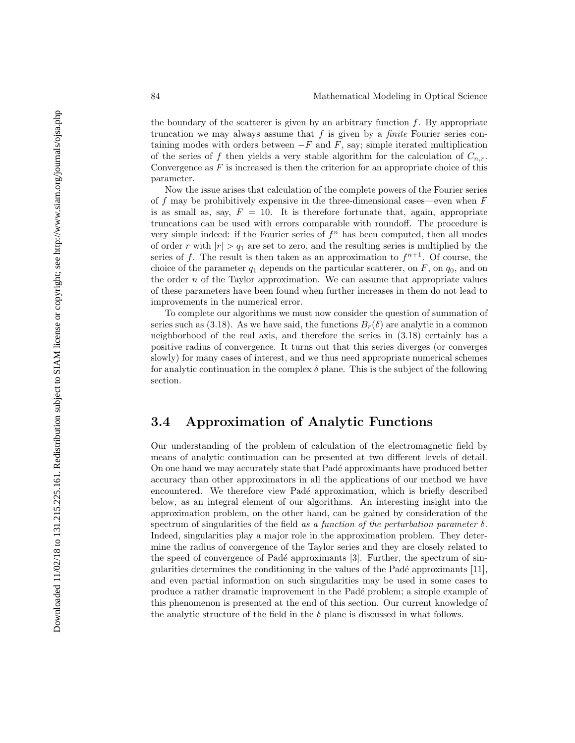the boundary of the scatterer is given by an arbitrary function $f$. By appropriate truncation we may always assume that $f$ is given by a *finite* Fourier series containing modes with orders between $-F$ and $F$, say; simple iterated multiplication of the series of $f$ then yields a very stable algorithm for the calculation of $C_{n,r}$. Convergence as $F$ is increased is then the criterion for an appropriate choice of this parameter.

Now the issue arises that calculation of the complete powers of the Fourier series of $f$ may be prohibitively expensive in the three-dimensional cases—even when $F$ is as small as, say, $F = 10$. It is therefore fortunate that, again, appropriate truncations can be used with errors comparable with roundoff. The procedure is very simple indeed: if the Fourier series of $f^n$ has been computed, then all modes of order $r$ with $|r| > q_1$ are set to zero, and the resulting series is multiplied by the series of $f$. The result is then taken as an approximation to $f^{n+1}$. Of course, the choice of the parameter $q_1$ depends on the particular scatterer, on $F$, on $q_0$, and on the order $n$ of the Taylor approximation. We can assume that appropriate values of these parameters have been found when further increases in them do not lead to improvements in the numerical error.

To complete our algorithms we must now consider the question of summation of series such as (3.18). As we have said, the functions $B_r(\delta)$ are analytic in a common neighborhood of the real axis, and therefore the series in (3.18) certainly has a positive radius of convergence. It turns out that this series diverges (or converges slowly) for many cases of interest, and we thus need appropriate numerical schemes for analytic continuation in the complex $\delta$ plane. This is the subject of the following section.

## 3.4 Approximation of Analytic Functions

Our understanding of the problem of calculation of the electromagnetic field by means of analytic continuation can be presented at two different levels of detail. On one hand we may accurately state that Padé approximants have produced better accuracy than other approximators in all the applications of our method we have encountered. We therefore view Padé approximation, which is briefly described below, as an integral element of our algorithms. An interesting insight into the approximation problem, on the other hand, can be gained by consideration of the spectrum of singularities of the field *as a function of the perturbation parameter* $\delta$. Indeed, singularities play a major role in the approximation problem. They determine the radius of convergence of the Taylor series and they are closely related to the speed of convergence of Padé approximants [3]. Further, the spectrum of singularities determines the conditioning in the values of the Padé approximants [11], and even partial information on such singularities may be used in some cases to produce a rather dramatic improvement in the Padé problem; a simple example of this phenomenon is presented at the end of this section. Our current knowledge of the analytic structure of the field in the $\delta$ plane is discussed in what follows.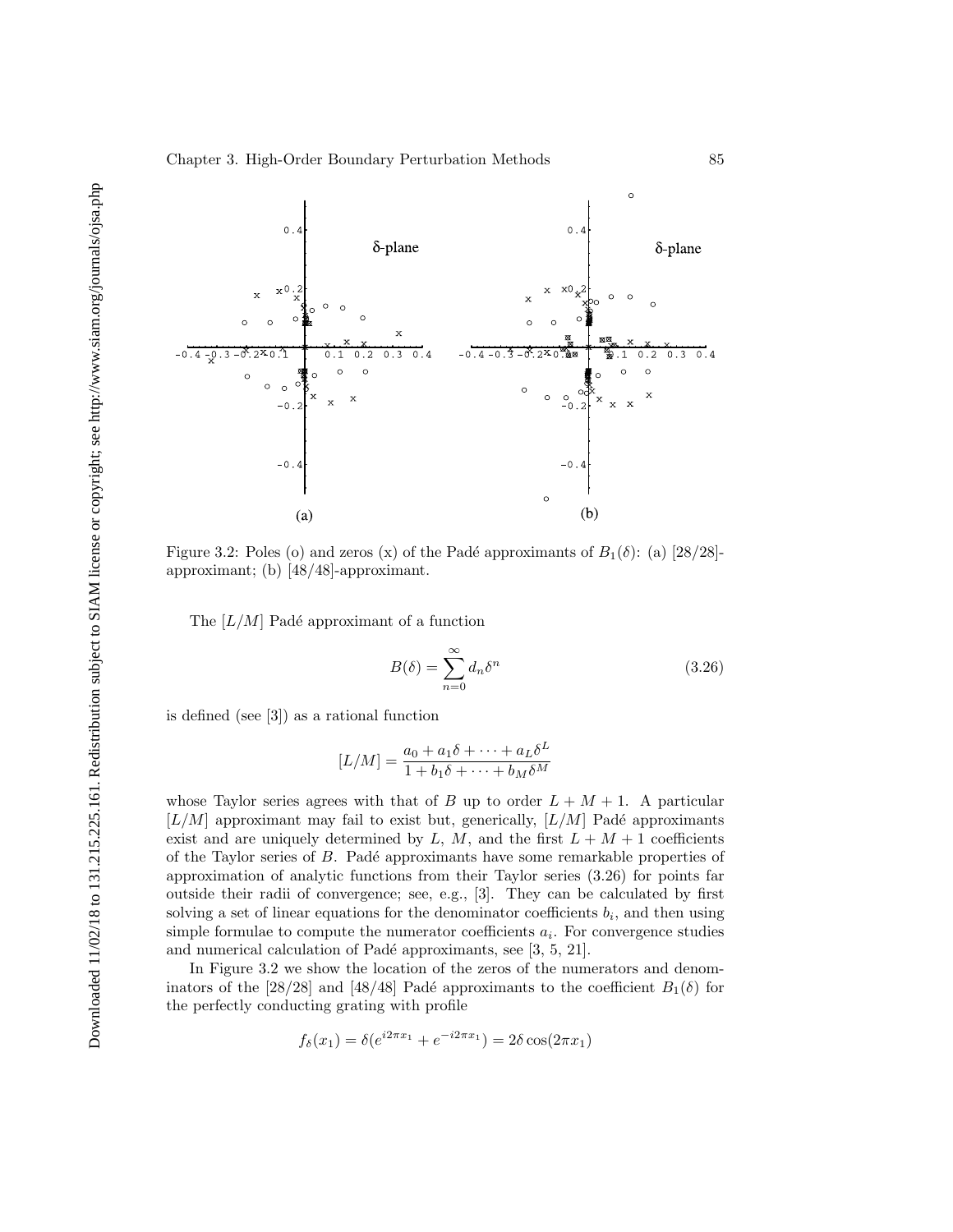Figure 3.2: Poles (o) and zeros (x) of the Padé approximants of $B_1(\delta)$: (a) [28/28]-approximant; (b) [48/48]-approximant.

The $[L/M]$ Padé approximant of a function

$$B(\delta) = \sum_{n=0}^{\infty} d_n \delta^n \tag{3.26}$$

is defined (see [3]) as a rational function

$$[L/M] = \frac{a_0 + a_1\delta + \cdots + a_L\delta^L}{1 + b_1\delta + \cdots + b_M\delta^M}$$

whose Taylor series agrees with that of $B$ up to order $L + M + 1$. A particular $[L/M]$ approximant may fail to exist but, generically, $[L/M]$ Padé approximants exist and are uniquely determined by $L$, $M$, and the first $L + M + 1$ coefficients of the Taylor series of $B$. Padé approximants have some remarkable properties of approximation of analytic functions from their Taylor series (3.26) for points far outside their radii of convergence; see, e.g., [3]. They can be calculated by first solving a set of linear equations for the denominator coefficients $b_i$, and then using simple formulae to compute the numerator coefficients $a_i$. For convergence studies and numerical calculation of Padé approximants, see [3, 5, 21].

In Figure 3.2 we show the location of the zeros of the numerators and denominators of the [28/28] and [48/48] Padé approximants to the coefficient $B_1(\delta)$ for the perfectly conducting grating with profile

$$f_\delta(x_1) = \delta(e^{i2\pi x_1} + e^{-i2\pi x_1}) = 2\delta\cos(2\pi x_1)$$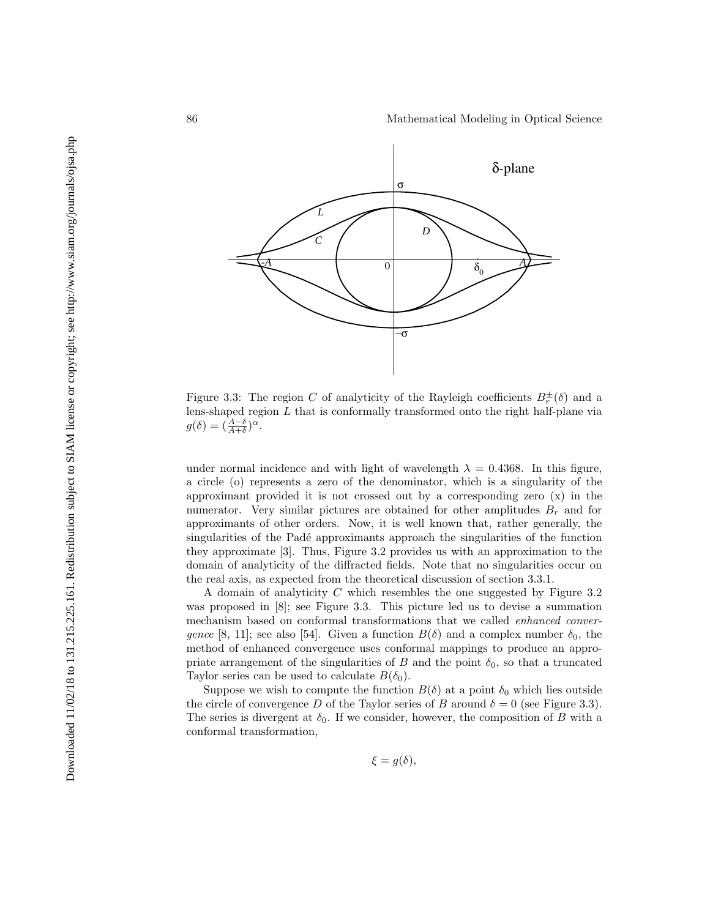Figure 3.3: The region $C$ of analyticity of the Rayleigh coefficients $B_r^{\pm}(\delta)$ and a lens-shaped region $L$ that is conformally transformed onto the right half-plane via $g(\delta) = (\frac{A-\delta}{A+\delta})^{\alpha}$.

under normal incidence and with light of wavelength $\lambda = 0.4368$. In this figure, a circle (o) represents a zero of the denominator, which is a singularity of the approximant provided it is not crossed out by a corresponding zero (x) in the numerator. Very similar pictures are obtained for other amplitudes $B_r$ and for approximants of other orders. Now, it is well known that, rather generally, the singularities of the Padé approximants approach the singularities of the function they approximate [3]. Thus, Figure 3.2 provides us with an approximation to the domain of analyticity of the diffracted fields. Note that no singularities occur on the real axis, as expected from the theoretical discussion of section 3.3.1.

A domain of analyticity $C$ which resembles the one suggested by Figure 3.2 was proposed in [8]; see Figure 3.3. This picture led us to devise a summation mechanism based on conformal transformations that we called *enhanced convergence* [8, 11]; see also [54]. Given a function $B(\delta)$ and a complex number $\delta_0$, the method of enhanced convergence uses conformal mappings to produce an appropriate arrangement of the singularities of $B$ and the point $\delta_0$, so that a truncated Taylor series can be used to calculate $B(\delta_0)$.

Suppose we wish to compute the function $B(\delta)$ at a point $\delta_0$ which lies outside the circle of convergence $D$ of the Taylor series of $B$ around $\delta = 0$ (see Figure 3.3). The series is divergent at $\delta_0$. If we consider, however, the composition of $B$ with a conformal transformation,

$$\xi = g(\delta),$$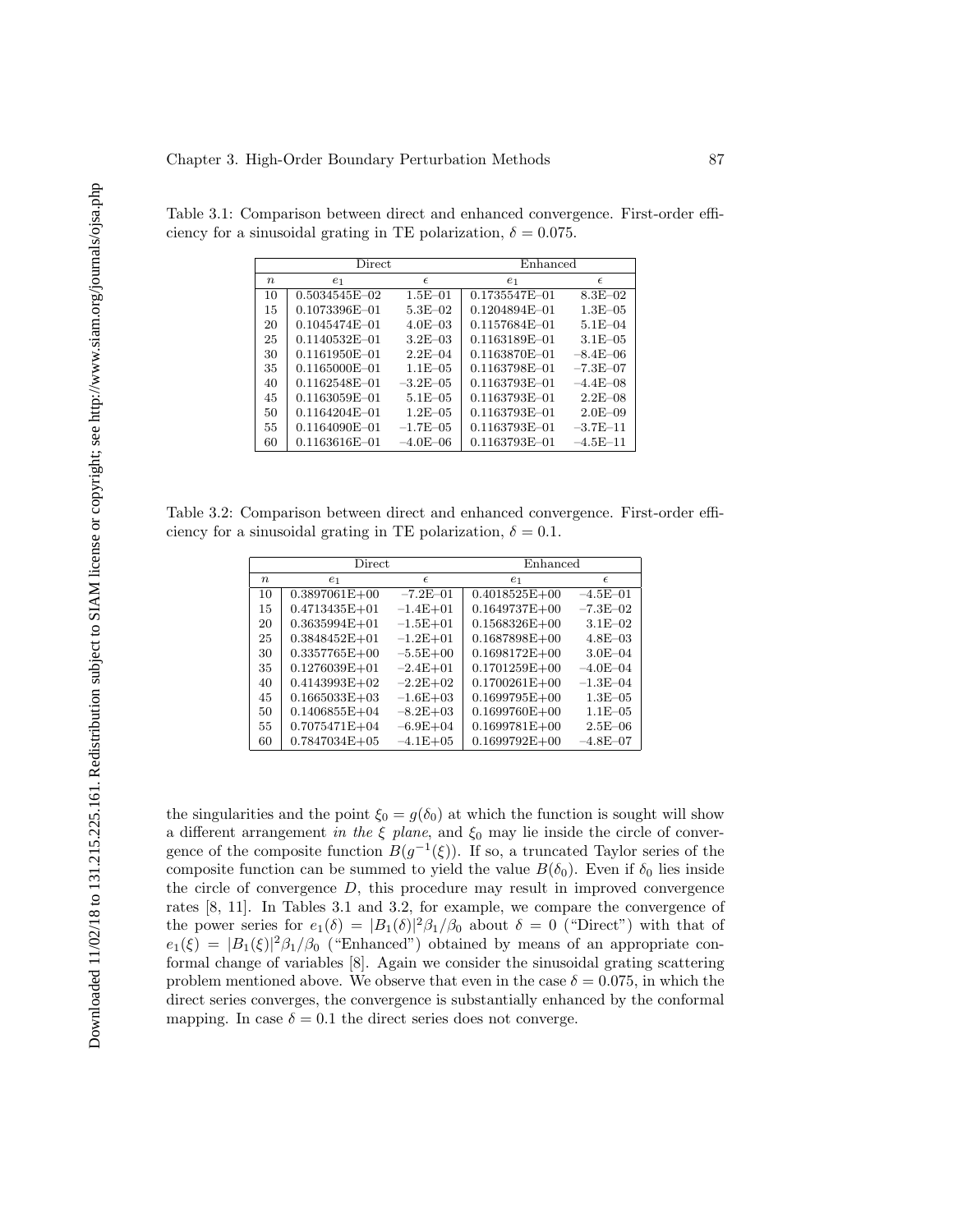Table 3.1: Comparison between direct and enhanced convergence. First-order efficiency for a sinusoidal grating in TE polarization, $\delta = 0.075$.

| | Direct | | Enhanced | |
|---|---|---|---|---|
| $n$ | $e_1$ | $\epsilon$ | $e_1$ | $\epsilon$ |
| 10 | 0.5034545E–02 | 1.5E–01 | 0.1735547E–01 | 8.3E–02 |
| 15 | 0.1073396E–01 | 5.3E–02 | 0.1204894E–01 | 1.3E–05 |
| 20 | 0.1045474E–01 | 4.0E–03 | 0.1157684E–01 | 5.1E–04 |
| 25 | 0.1140532E–01 | 3.2E–03 | 0.1163189E–01 | 3.1E–05 |
| 30 | 0.1161950E–01 | 2.2E–04 | 0.1163870E–01 | –8.4E–06 |
| 35 | 0.1165000E–01 | 1.1E–05 | 0.1163798E–01 | –7.3E–07 |
| 40 | 0.1162548E–01 | –3.2E–05 | 0.1163793E–01 | –4.4E–08 |
| 45 | 0.1163059E–01 | 5.1E–05 | 0.1163793E–01 | 2.2E–08 |
| 50 | 0.1164204E–01 | 1.2E–05 | 0.1163793E–01 | 2.0E–09 |
| 55 | 0.1164090E–01 | –1.7E–05 | 0.1163793E–01 | –3.7E–11 |
| 60 | 0.1163616E–01 | –4.0E–06 | 0.1163793E–01 | –4.5E–11 |

Table 3.2: Comparison between direct and enhanced convergence. First-order efficiency for a sinusoidal grating in TE polarization, $\delta = 0.1$.

| | Direct | | Enhanced | |
|---|---|---|---|---|
| $n$ | $e_1$ | $\epsilon$ | $e_1$ | $\epsilon$ |
| 10 | 0.3897061E+00 | –7.2E–01 | 0.4018525E+00 | –4.5E–01 |
| 15 | 0.4713435E+01 | –1.4E+01 | 0.1649737E+00 | –7.3E–02 |
| 20 | 0.3635994E+01 | –1.5E+01 | 0.1568326E+00 | 3.1E–02 |
| 25 | 0.3848452E+01 | –1.2E+01 | 0.1687898E+00 | 4.8E–03 |
| 30 | 0.3357765E+00 | –5.5E+00 | 0.1698172E+00 | 3.0E–04 |
| 35 | 0.1276039E+01 | –2.4E+01 | 0.1701259E+00 | –4.0E–04 |
| 40 | 0.4143993E+02 | –2.2E+02 | 0.1700261E+00 | –1.3E–04 |
| 45 | 0.1665033E+03 | –1.6E+03 | 0.1699795E+00 | 1.3E–05 |
| 50 | 0.1406855E+04 | –8.2E+03 | 0.1699760E+00 | 1.1E–05 |
| 55 | 0.7075471E+04 | –6.9E+04 | 0.1699781E+00 | 2.5E–06 |
| 60 | 0.7847034E+05 | –4.1E+05 | 0.1699792E+00 | –4.8E–07 |

the singularities and the point $\xi_0 = g(\delta_0)$ at which the function is sought will show a different arrangement *in the $\xi$ plane*, and $\xi_0$ may lie inside the circle of convergence of the composite function $B(g^{-1}(\xi))$. If so, a truncated Taylor series of the composite function can be summed to yield the value $B(\delta_0)$. Even if $\delta_0$ lies inside the circle of convergence $D$, this procedure may result in improved convergence rates [8, 11]. In Tables 3.1 and 3.2, for example, we compare the convergence of the power series for $e_1(\delta) = |B_1(\delta)|^2\beta_1/\beta_0$ about $\delta = 0$ ("Direct") with that of $e_1(\xi) = |B_1(\xi)|^2\beta_1/\beta_0$ ("Enhanced") obtained by means of an appropriate conformal change of variables [8]. Again we consider the sinusoidal grating scattering problem mentioned above. We observe that even in the case $\delta = 0.075$, in which the direct series converges, the convergence is substantially enhanced by the conformal mapping. In case $\delta = 0.1$ the direct series does not converge.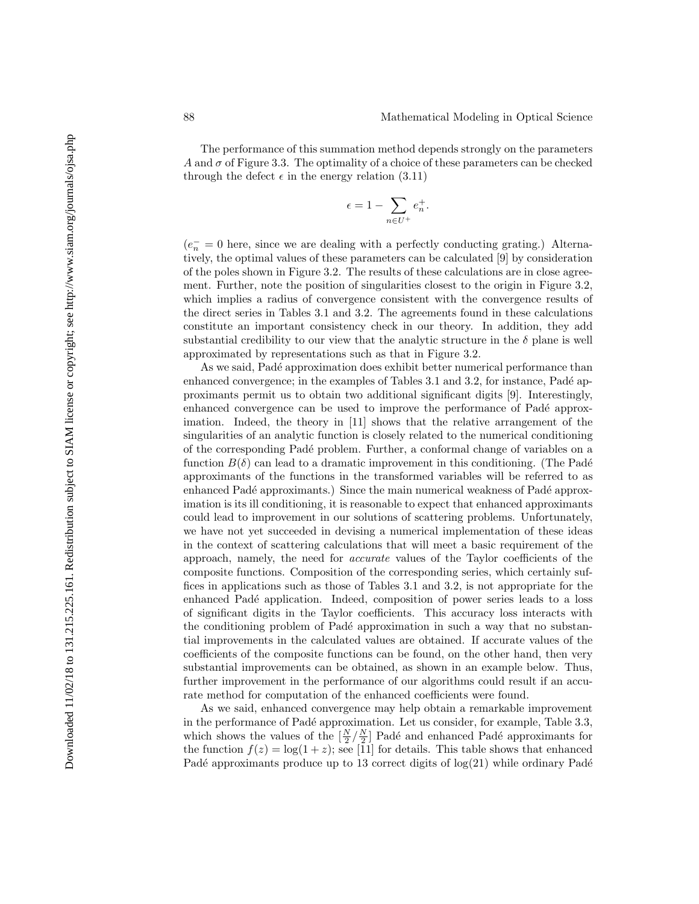The performance of this summation method depends strongly on the parameters $A$ and $\sigma$ of Figure 3.3. The optimality of a choice of these parameters can be checked through the defect $\epsilon$ in the energy relation (3.11)

$$\epsilon = 1 - \sum_{n \in U^+} e_n^+.$$

($e_n^- = 0$ here, since we are dealing with a perfectly conducting grating.) Alternatively, the optimal values of these parameters can be calculated [9] by consideration of the poles shown in Figure 3.2. The results of these calculations are in close agreement. Further, note the position of singularities closest to the origin in Figure 3.2, which implies a radius of convergence consistent with the convergence results of the direct series in Tables 3.1 and 3.2. The agreements found in these calculations constitute an important consistency check in our theory. In addition, they add substantial credibility to our view that the analytic structure in the $\delta$ plane is well approximated by representations such as that in Figure 3.2.

As we said, Padé approximation does exhibit better numerical performance than enhanced convergence; in the examples of Tables 3.1 and 3.2, for instance, Padé approximants permit us to obtain two additional significant digits [9]. Interestingly, enhanced convergence can be used to improve the performance of Padé approximation. Indeed, the theory in [11] shows that the relative arrangement of the singularities of an analytic function is closely related to the numerical conditioning of the corresponding Padé problem. Further, a conformal change of variables on a function $B(\delta)$ can lead to a dramatic improvement in this conditioning. (The Padé approximants of the functions in the transformed variables will be referred to as enhanced Padé approximants.) Since the main numerical weakness of Padé approximation is its ill conditioning, it is reasonable to expect that enhanced approximants could lead to improvement in our solutions of scattering problems. Unfortunately, we have not yet succeeded in devising a numerical implementation of these ideas in the context of scattering calculations that will meet a basic requirement of the approach, namely, the need for *accurate* values of the Taylor coefficients of the composite functions. Composition of the corresponding series, which certainly suffices in applications such as those of Tables 3.1 and 3.2, is not appropriate for the enhanced Padé application. Indeed, composition of power series leads to a loss of significant digits in the Taylor coefficients. This accuracy loss interacts with the conditioning problem of Padé approximation in such a way that no substantial improvements in the calculated values are obtained. If accurate values of the coefficients of the composite functions can be found, on the other hand, then very substantial improvements can be obtained, as shown in an example below. Thus, further improvement in the performance of our algorithms could result if an accurate method for computation of the enhanced coefficients were found.

As we said, enhanced convergence may help obtain a remarkable improvement in the performance of Padé approximation. Let us consider, for example, Table 3.3, which shows the values of the $[\frac{N}{2}/\frac{N}{2}]$ Padé and enhanced Padé approximants for the function $f(z) = \log(1+z)$; see [11] for details. This table shows that enhanced Padé approximants produce up to 13 correct digits of $\log(21)$ while ordinary Padé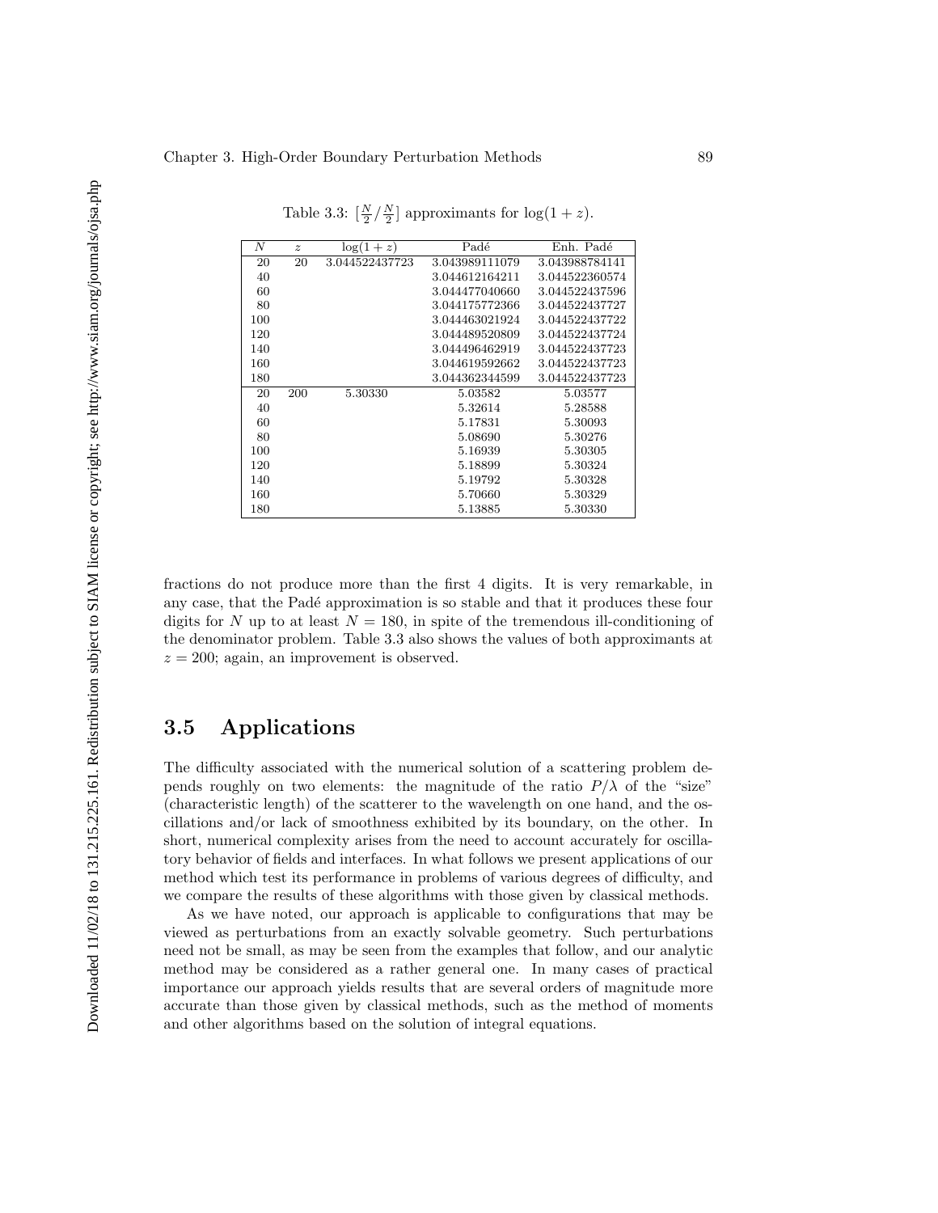Table 3.3: $[\frac{N}{2}/\frac{N}{2}]$ approximants for $\log(1+z)$.

| $N$ | $z$ | $\log(1+z)$ | Padé | Enh. Padé |
|---|---|---|---|---|
| 20 | 20 | 3.044522437723 | 3.043989111079 | 3.043988784141 |
| 40 | | | 3.044612164211 | 3.044522360574 |
| 60 | | | 3.044477040660 | 3.044522437596 |
| 80 | | | 3.044175772366 | 3.044522437727 |
| 100 | | | 3.044463021924 | 3.044522437722 |
| 120 | | | 3.044489520809 | 3.044522437724 |
| 140 | | | 3.044496462919 | 3.044522437723 |
| 160 | | | 3.044619592662 | 3.044522437723 |
| 180 | | | 3.044362344599 | 3.044522437723 |
| 20 | 200 | 5.30330 | 5.03582 | 5.03577 |
| 40 | | | 5.32614 | 5.28588 |
| 60 | | | 5.17831 | 5.30093 |
| 80 | | | 5.08690 | 5.30276 |
| 100 | | | 5.16939 | 5.30305 |
| 120 | | | 5.18899 | 5.30324 |
| 140 | | | 5.19792 | 5.30328 |
| 160 | | | 5.70660 | 5.30329 |
| 180 | | | 5.13885 | 5.30330 |

fractions do not produce more than the first 4 digits. It is very remarkable, in any case, that the Padé approximation is so stable and that it produces these four digits for $N$ up to at least $N = 180$, in spite of the tremendous ill-conditioning of the denominator problem. Table 3.3 also shows the values of both approximants at $z = 200$; again, an improvement is observed.

## 3.5 Applications

The difficulty associated with the numerical solution of a scattering problem depends roughly on two elements: the magnitude of the ratio $P/\lambda$ of the "size" (characteristic length) of the scatterer to the wavelength on one hand, and the oscillations and/or lack of smoothness exhibited by its boundary, on the other. In short, numerical complexity arises from the need to account accurately for oscillatory behavior of fields and interfaces. In what follows we present applications of our method which test its performance in problems of various degrees of difficulty, and we compare the results of these algorithms with those given by classical methods.

As we have noted, our approach is applicable to configurations that may be viewed as perturbations from an exactly solvable geometry. Such perturbations need not be small, as may be seen from the examples that follow, and our analytic method may be considered as a rather general one. In many cases of practical importance our approach yields results that are several orders of magnitude more accurate than those given by classical methods, such as the method of moments and other algorithms based on the solution of integral equations.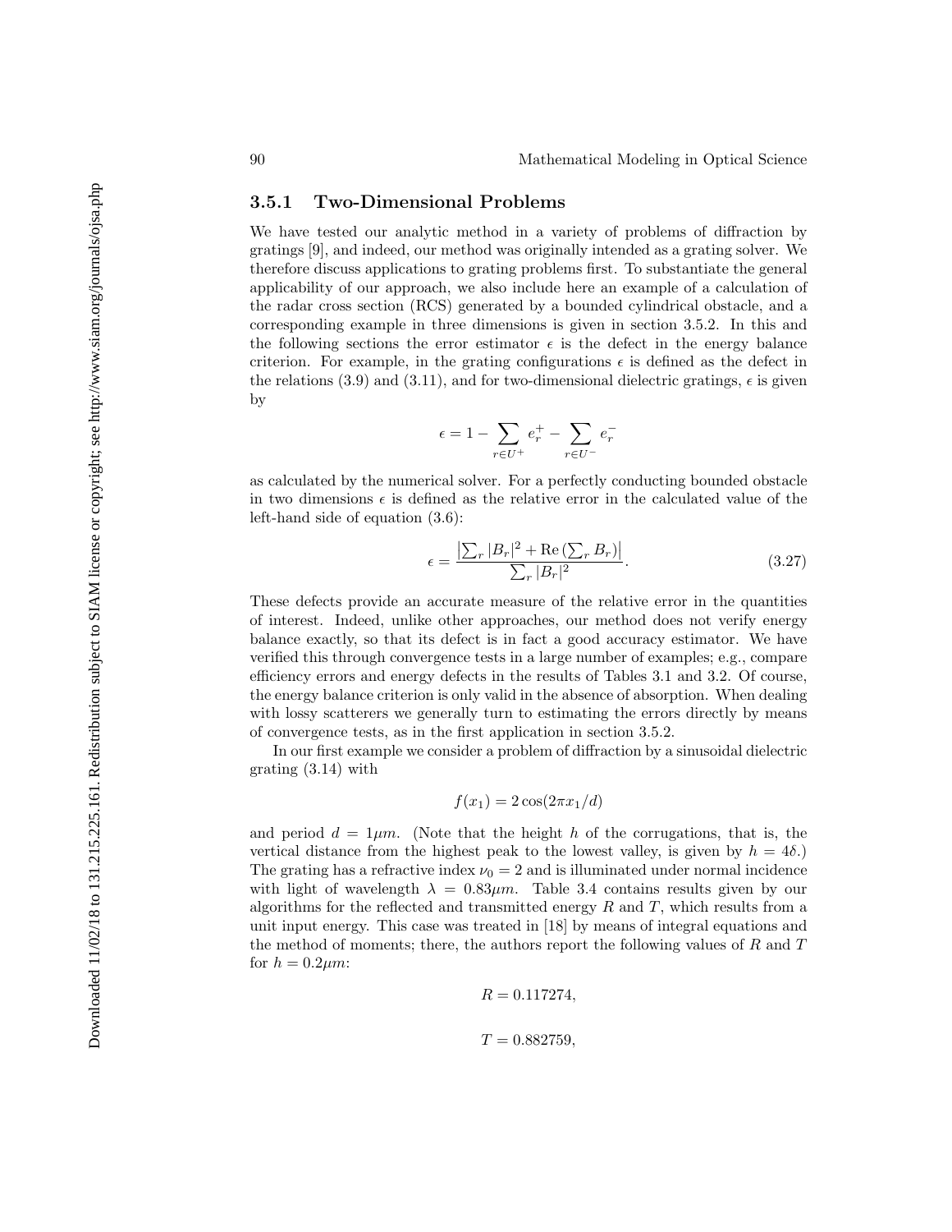### 3.5.1 Two-Dimensional Problems

We have tested our analytic method in a variety of problems of diffraction by gratings [9], and indeed, our method was originally intended as a grating solver. We therefore discuss applications to grating problems first. To substantiate the general applicability of our approach, we also include here an example of a calculation of the radar cross section (RCS) generated by a bounded cylindrical obstacle, and a corresponding example in three dimensions is given in section 3.5.2. In this and the following sections the error estimator $\epsilon$ is the defect in the energy balance criterion. For example, in the grating configurations $\epsilon$ is defined as the defect in the relations (3.9) and (3.11), and for two-dimensional dielectric gratings, $\epsilon$ is given by

$$\epsilon = 1 - \sum_{r \in U^+} e_r^+ - \sum_{r \in U^-} e_r^-$$

as calculated by the numerical solver. For a perfectly conducting bounded obstacle in two dimensions $\epsilon$ is defined as the relative error in the calculated value of the left-hand side of equation (3.6):

$$\epsilon = \frac{\left|\sum_r |B_r|^2 + \mathrm{Re}\left(\sum_r B_r\right)\right|}{\sum_r |B_r|^2}. \tag{3.27}$$

These defects provide an accurate measure of the relative error in the quantities of interest. Indeed, unlike other approaches, our method does not verify energy balance exactly, so that its defect is in fact a good accuracy estimator. We have verified this through convergence tests in a large number of examples; e.g., compare efficiency errors and energy defects in the results of Tables 3.1 and 3.2. Of course, the energy balance criterion is only valid in the absence of absorption. When dealing with lossy scatterers we generally turn to estimating the errors directly by means of convergence tests, as in the first application in section 3.5.2.

In our first example we consider a problem of diffraction by a sinusoidal dielectric grating (3.14) with

$$f(x_1) = 2\cos(2\pi x_1/d)$$

and period $d = 1\mu m$. (Note that the height $h$ of the corrugations, that is, the vertical distance from the highest peak to the lowest valley, is given by $h = 4\delta$.) The grating has a refractive index $\nu_0 = 2$ and is illuminated under normal incidence with light of wavelength $\lambda = 0.83\mu m$. Table 3.4 contains results given by our algorithms for the reflected and transmitted energy $R$ and $T$, which results from a unit input energy. This case was treated in [18] by means of integral equations and the method of moments; there, the authors report the following values of $R$ and $T$ for $h = 0.2\mu m$:

$$R = 0.117274,$$

$$T = 0.882759,$$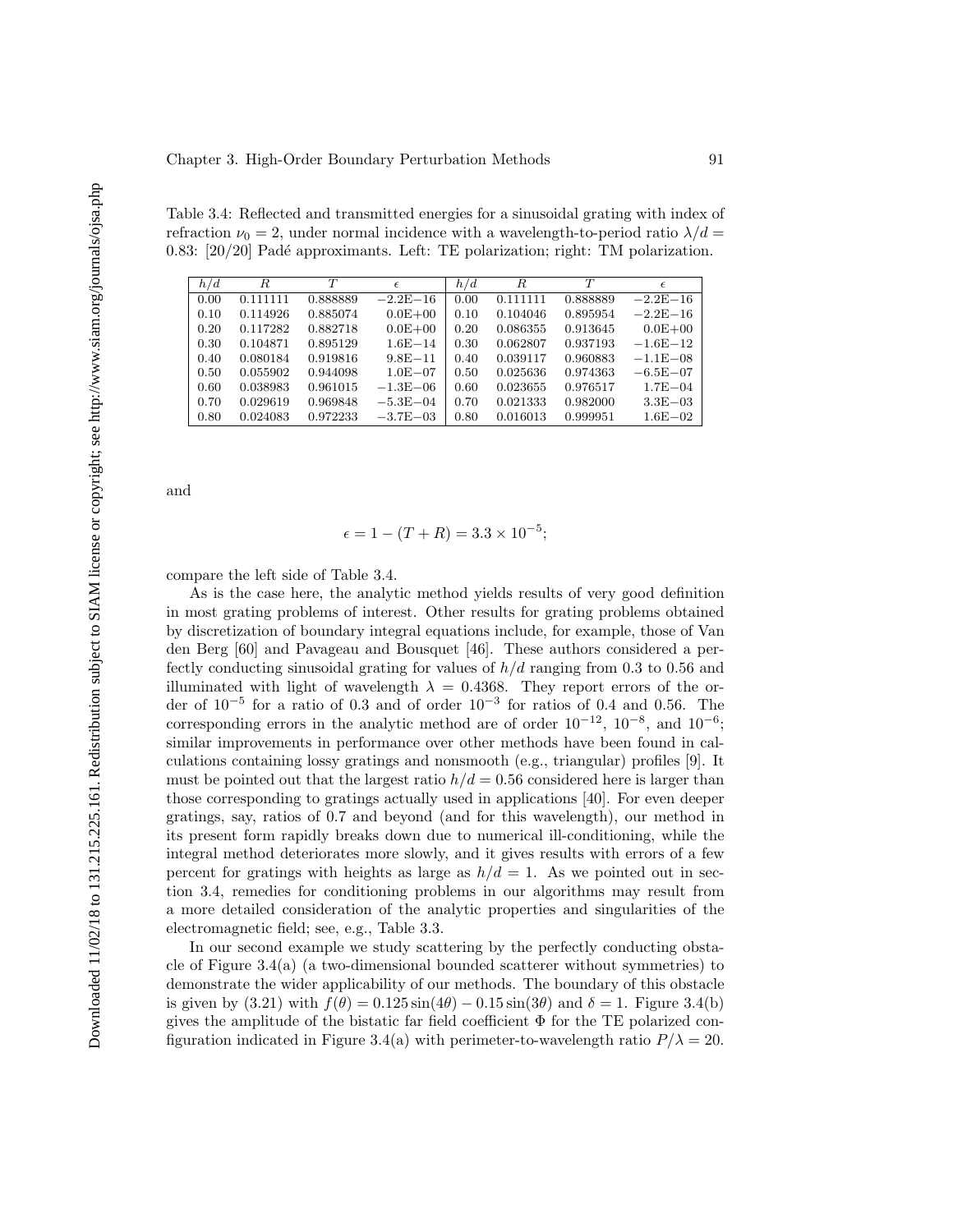Table 3.4: Reflected and transmitted energies for a sinusoidal grating with index of refraction $\nu_0 = 2$, under normal incidence with a wavelength-to-period ratio $\lambda/d = 0.83$: [20/20] Padé approximants. Left: TE polarization; right: TM polarization.

| $h/d$ | $R$ | $T$ | $\epsilon$ | $h/d$ | $R$ | $T$ | $\epsilon$ |
|---|---|---|---|---|---|---|---|
| 0.00 | 0.111111 | 0.888889 | −2.2E−16 | 0.00 | 0.111111 | 0.888889 | −2.2E−16 |
| 0.10 | 0.114926 | 0.885074 | 0.0E+00 | 0.10 | 0.104046 | 0.895954 | −2.2E−16 |
| 0.20 | 0.117282 | 0.882718 | 0.0E+00 | 0.20 | 0.086355 | 0.913645 | 0.0E+00 |
| 0.30 | 0.104871 | 0.895129 | 1.6E−14 | 0.30 | 0.062807 | 0.937193 | −1.6E−12 |
| 0.40 | 0.080184 | 0.919816 | 9.8E−11 | 0.40 | 0.039117 | 0.960883 | −1.1E−08 |
| 0.50 | 0.055902 | 0.944098 | 1.0E−07 | 0.50 | 0.025636 | 0.974363 | −6.5E−07 |
| 0.60 | 0.038983 | 0.961015 | −1.3E−06 | 0.60 | 0.023655 | 0.976517 | 1.7E−04 |
| 0.70 | 0.029619 | 0.969848 | −5.3E−04 | 0.70 | 0.021333 | 0.982000 | 3.3E−03 |
| 0.80 | 0.024083 | 0.972233 | −3.7E−03 | 0.80 | 0.016013 | 0.999951 | 1.6E−02 |

and

$$\epsilon = 1 - (T + R) = 3.3 \times 10^{-5};$$

compare the left side of Table 3.4.

As is the case here, the analytic method yields results of very good definition in most grating problems of interest. Other results for grating problems obtained by discretization of boundary integral equations include, for example, those of Van den Berg [60] and Pavageau and Bousquet [46]. These authors considered a perfectly conducting sinusoidal grating for values of $h/d$ ranging from 0.3 to 0.56 and illuminated with light of wavelength $\lambda = 0.4368$. They report errors of the order of $10^{-5}$ for a ratio of 0.3 and of order $10^{-3}$ for ratios of 0.4 and 0.56. The corresponding errors in the analytic method are of order $10^{-12}$, $10^{-8}$, and $10^{-6}$; similar improvements in performance over other methods have been found in calculations containing lossy gratings and nonsmooth (e.g., triangular) profiles [9]. It must be pointed out that the largest ratio $h/d = 0.56$ considered here is larger than those corresponding to gratings actually used in applications [40]. For even deeper gratings, say, ratios of 0.7 and beyond (and for this wavelength), our method in its present form rapidly breaks down due to numerical ill-conditioning, while the integral method deteriorates more slowly, and it gives results with errors of a few percent for gratings with heights as large as $h/d = 1$. As we pointed out in section 3.4, remedies for conditioning problems in our algorithms may result from a more detailed consideration of the analytic properties and singularities of the electromagnetic field; see, e.g., Table 3.3.

In our second example we study scattering by the perfectly conducting obstacle of Figure 3.4(a) (a two-dimensional bounded scatterer without symmetries) to demonstrate the wider applicability of our methods. The boundary of this obstacle is given by (3.21) with $f(\theta) = 0.125\sin(4\theta) - 0.15\sin(3\theta)$ and $\delta = 1$. Figure 3.4(b) gives the amplitude of the bistatic far field coefficient $\Phi$ for the TE polarized configuration indicated in Figure 3.4(a) with perimeter-to-wavelength ratio $P/\lambda = 20$.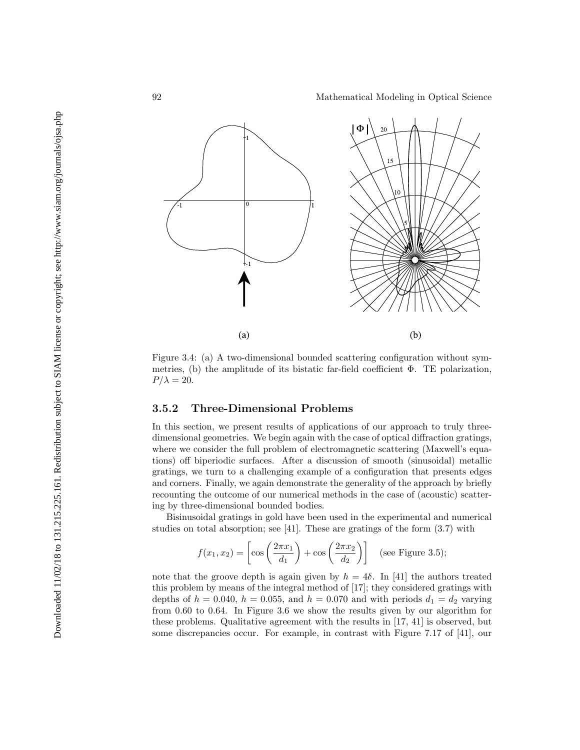Figure 3.4: (a) A two-dimensional bounded scattering configuration without symmetries, (b) the amplitude of its bistatic far-field coefficient $\Phi$. TE polarization, $P/\lambda = 20$.

### 3.5.2 Three-Dimensional Problems

In this section, we present results of applications of our approach to truly three-dimensional geometries. We begin again with the case of optical diffraction gratings, where we consider the full problem of electromagnetic scattering (Maxwell's equations) off biperiodic surfaces. After a discussion of smooth (sinusoidal) metallic gratings, we turn to a challenging example of a configuration that presents edges and corners. Finally, we again demonstrate the generality of the approach by briefly recounting the outcome of our numerical methods in the case of (acoustic) scattering by three-dimensional bounded bodies.

Bisinusoidal gratings in gold have been used in the experimental and numerical studies on total absorption; see [41]. These are gratings of the form (3.7) with

$$f(x_1, x_2) = \left[\cos\left(\frac{2\pi x_1}{d_1}\right) + \cos\left(\frac{2\pi x_2}{d_2}\right)\right] \quad \text{(see Figure 3.5);}$$

note that the groove depth is again given by $h = 4\delta$. In [41] the authors treated this problem by means of the integral method of [17]; they considered gratings with depths of $h = 0.040$, $h = 0.055$, and $h = 0.070$ and with periods $d_1 = d_2$ varying from 0.60 to 0.64. In Figure 3.6 we show the results given by our algorithm for these problems. Qualitative agreement with the results in [17, 41] is observed, but some discrepancies occur. For example, in contrast with Figure 7.17 of [41], our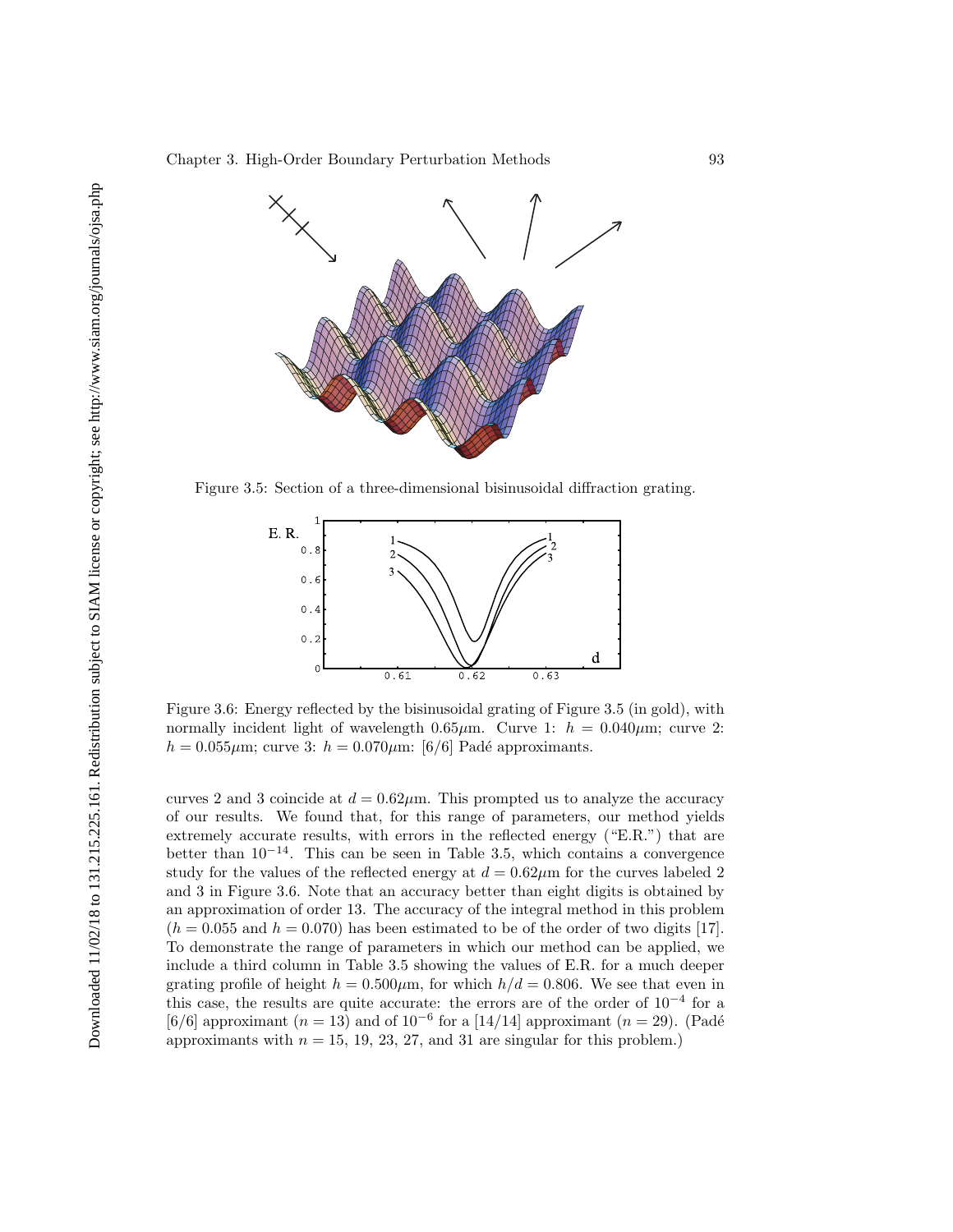Figure 3.5: Section of a three-dimensional bisinusoidal diffraction grating.

Figure 3.6: Energy reflected by the bisinusoidal grating of Figure 3.5 (in gold), with normally incident light of wavelength $0.65\mu$m. Curve 1: $h = 0.040\mu$m; curve 2: $h = 0.055\mu$m; curve 3: $h = 0.070\mu$m: [6/6] Padé approximants.

curves 2 and 3 coincide at $d = 0.62\mu$m. This prompted us to analyze the accuracy of our results. We found that, for this range of parameters, our method yields extremely accurate results, with errors in the reflected energy ("E.R.") that are better than $10^{-14}$. This can be seen in Table 3.5, which contains a convergence study for the values of the reflected energy at $d = 0.62\mu$m for the curves labeled 2 and 3 in Figure 3.6. Note that an accuracy better than eight digits is obtained by an approximation of order 13. The accuracy of the integral method in this problem ($h = 0.055$ and $h = 0.070$) has been estimated to be of the order of two digits [17]. To demonstrate the range of parameters in which our method can be applied, we include a third column in Table 3.5 showing the values of E.R. for a much deeper grating profile of height $h = 0.500\mu$m, for which $h/d = 0.806$. We see that even in this case, the results are quite accurate: the errors are of the order of $10^{-4}$ for a [6/6] approximant ($n = 13$) and of $10^{-6}$ for a [14/14] approximant ($n = 29$). (Padé approximants with $n = 15$, 19, 23, 27, and 31 are singular for this problem.)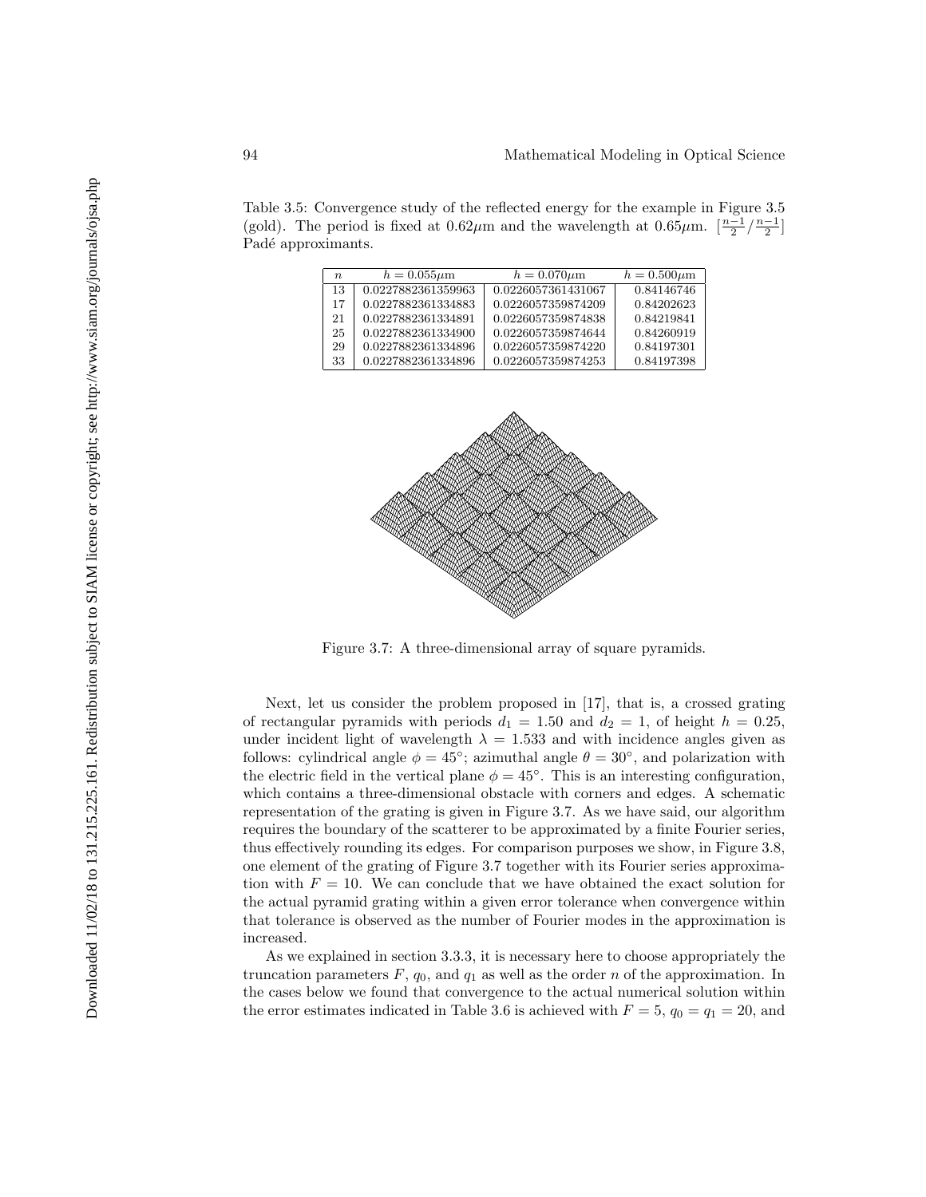Table 3.5: Convergence study of the reflected energy for the example in Figure 3.5 (gold). The period is fixed at $0.62\mu$m and the wavelength at $0.65\mu$m. $[\frac{n-1}{2}/\frac{n-1}{2}]$ Padé approximants.

| $n$ | $h = 0.055\mu$m | $h = 0.070\mu$m | $h = 0.500\mu$m |
|---|---|---|---|
| 13 | 0.0227882361359963 | 0.0226057361431067 | 0.84146746 |
| 17 | 0.0227882361334883 | 0.0226057359874209 | 0.84202623 |
| 21 | 0.0227882361334891 | 0.0226057359874838 | 0.84219841 |
| 25 | 0.0227882361334900 | 0.0226057359874644 | 0.84260919 |
| 29 | 0.0227882361334896 | 0.0226057359874220 | 0.84197301 |
| 33 | 0.0227882361334896 | 0.0226057359874253 | 0.84197398 |

Figure 3.7: A three-dimensional array of square pyramids.

Next, let us consider the problem proposed in [17], that is, a crossed grating of rectangular pyramids with periods $d_1 = 1.50$ and $d_2 = 1$, of height $h = 0.25$, under incident light of wavelength $\lambda = 1.533$ and with incidence angles given as follows: cylindrical angle $\phi = 45^\circ$; azimuthal angle $\theta = 30^\circ$, and polarization with the electric field in the vertical plane $\phi = 45^\circ$. This is an interesting configuration, which contains a three-dimensional obstacle with corners and edges. A schematic representation of the grating is given in Figure 3.7. As we have said, our algorithm requires the boundary of the scatterer to be approximated by a finite Fourier series, thus effectively rounding its edges. For comparison purposes we show, in Figure 3.8, one element of the grating of Figure 3.7 together with its Fourier series approximation with $F = 10$. We can conclude that we have obtained the exact solution for the actual pyramid grating within a given error tolerance when convergence within that tolerance is observed as the number of Fourier modes in the approximation is increased.

As we explained in section 3.3.3, it is necessary here to choose appropriately the truncation parameters $F$, $q_0$, and $q_1$ as well as the order $n$ of the approximation. In the cases below we found that convergence to the actual numerical solution within the error estimates indicated in Table 3.6 is achieved with $F = 5$, $q_0 = q_1 = 20$, and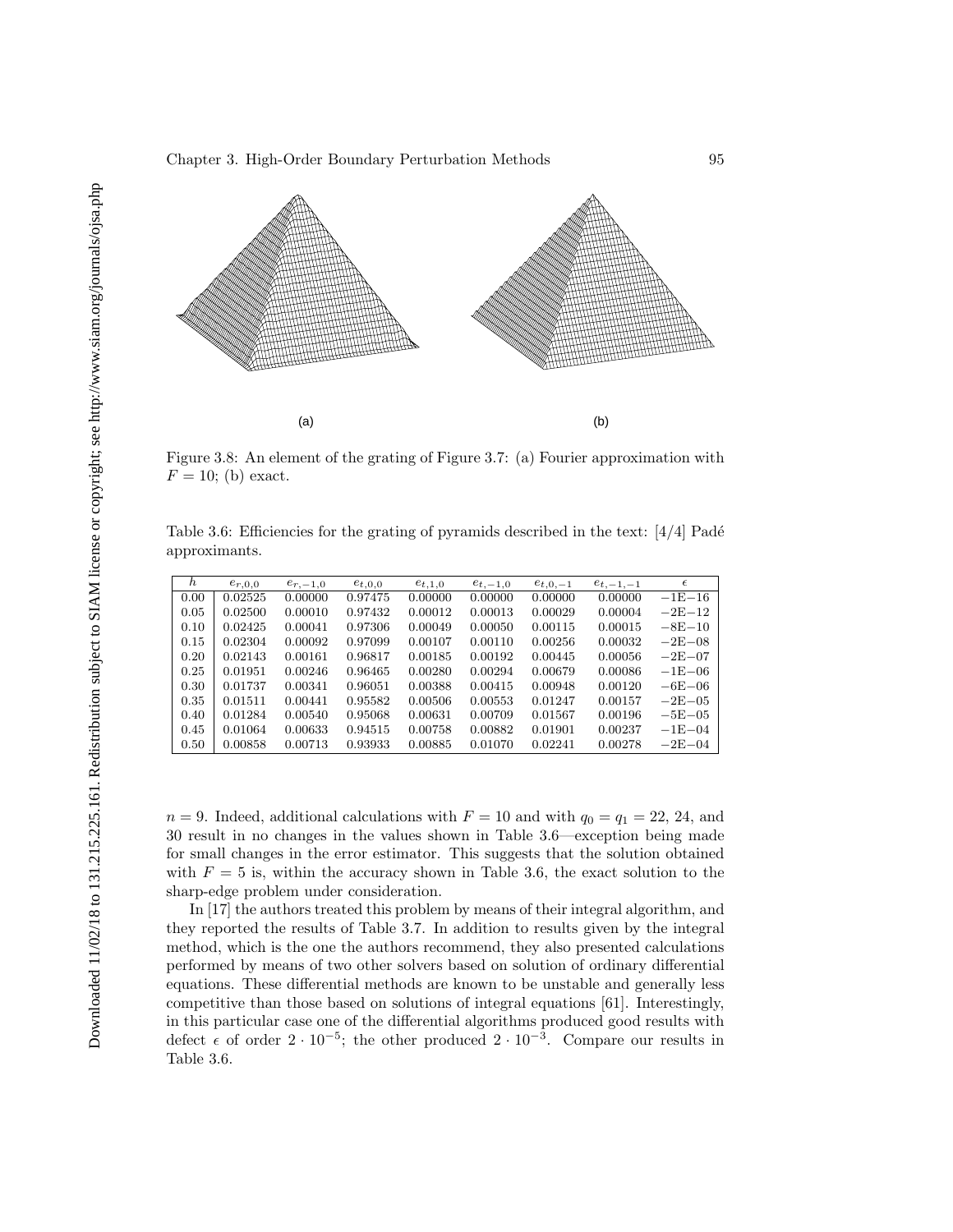Figure 3.8: An element of the grating of Figure 3.7: (a) Fourier approximation with $F = 10$; (b) exact.

Table 3.6: Efficiencies for the grating of pyramids described in the text: [4/4] Padé approximants.

| $h$ | $e_{r,0,0}$ | $e_{r,-1,0}$ | $e_{t,0,0}$ | $e_{t,1,0}$ | $e_{t,-1,0}$ | $e_{t,0,-1}$ | $e_{t,-1,-1}$ | $\epsilon$ |
|---|---|---|---|---|---|---|---|---|
| 0.00 | 0.02525 | 0.00000 | 0.97475 | 0.00000 | 0.00000 | 0.00000 | 0.00000 | $-1\text{E}{-16}$ |
| 0.05 | 0.02500 | 0.00010 | 0.97432 | 0.00012 | 0.00013 | 0.00029 | 0.00004 | $-2\text{E}{-12}$ |
| 0.10 | 0.02425 | 0.00041 | 0.97306 | 0.00049 | 0.00050 | 0.00115 | 0.00015 | $-8\text{E}{-10}$ |
| 0.15 | 0.02304 | 0.00092 | 0.97099 | 0.00107 | 0.00110 | 0.00256 | 0.00032 | $-2\text{E}{-08}$ |
| 0.20 | 0.02143 | 0.00161 | 0.96817 | 0.00185 | 0.00192 | 0.00445 | 0.00056 | $-2\text{E}{-07}$ |
| 0.25 | 0.01951 | 0.00246 | 0.96465 | 0.00280 | 0.00294 | 0.00679 | 0.00086 | $-1\text{E}{-06}$ |
| 0.30 | 0.01737 | 0.00341 | 0.96051 | 0.00388 | 0.00415 | 0.00948 | 0.00120 | $-6\text{E}{-06}$ |
| 0.35 | 0.01511 | 0.00441 | 0.95582 | 0.00506 | 0.00553 | 0.01247 | 0.00157 | $-2\text{E}{-05}$ |
| 0.40 | 0.01284 | 0.00540 | 0.95068 | 0.00631 | 0.00709 | 0.01567 | 0.00196 | $-5\text{E}{-05}$ |
| 0.45 | 0.01064 | 0.00633 | 0.94515 | 0.00758 | 0.00882 | 0.01901 | 0.00237 | $-1\text{E}{-04}$ |
| 0.50 | 0.00858 | 0.00713 | 0.93933 | 0.00885 | 0.01070 | 0.02241 | 0.00278 | $-2\text{E}{-04}$ |

$n = 9$. Indeed, additional calculations with $F = 10$ and with $q_0 = q_1 = 22$, 24, and 30 result in no changes in the values shown in Table 3.6—exception being made for small changes in the error estimator. This suggests that the solution obtained with $F = 5$ is, within the accuracy shown in Table 3.6, the exact solution to the sharp-edge problem under consideration.

In [17] the authors treated this problem by means of their integral algorithm, and they reported the results of Table 3.7. In addition to results given by the integral method, which is the one the authors recommend, they also presented calculations performed by means of two other solvers based on solution of ordinary differential equations. These differential methods are known to be unstable and generally less competitive than those based on solutions of integral equations [61]. Interestingly, in this particular case one of the differential algorithms produced good results with defect $\epsilon$ of order $2 \cdot 10^{-5}$; the other produced $2 \cdot 10^{-3}$. Compare our results in Table 3.6.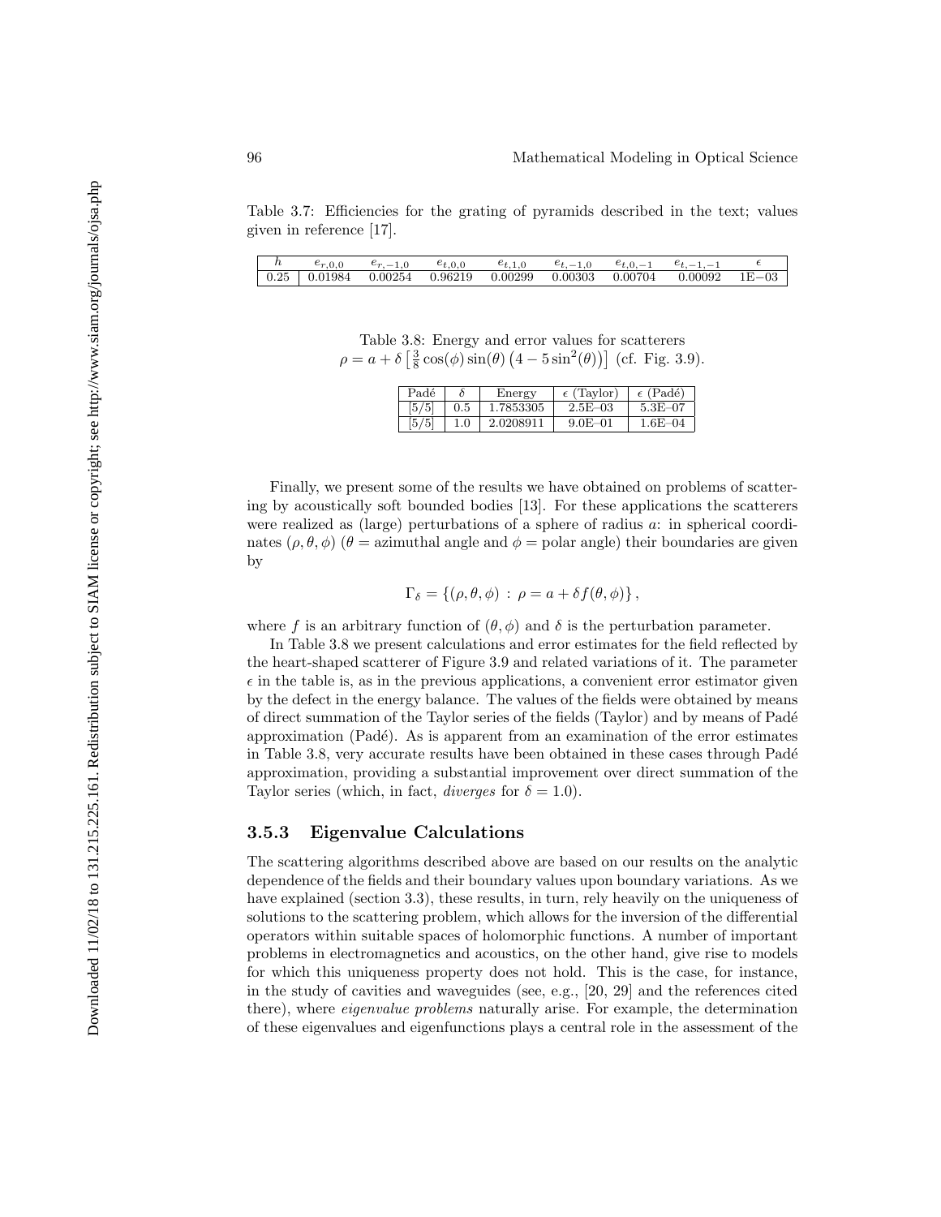Table 3.7: Efficiencies for the grating of pyramids described in the text; values given in reference [17].

| $h$ | $e_{r,0,0}$ | $e_{r,-1,0}$ | $e_{t,0,0}$ | $e_{t,1,0}$ | $e_{t,-1,0}$ | $e_{t,0,-1}$ | $e_{t,-1,-1}$ | $\epsilon$ |
|---|---|---|---|---|---|---|---|---|
| 0.25 | 0.01984 | 0.00254 | 0.96219 | 0.00299 | 0.00303 | 0.00704 | 0.00092 | 1E−03 |

Table 3.8: Energy and error values for scatterers $\rho = a + \delta\left[\frac{3}{8}\cos(\phi)\sin(\theta)\left(4 - 5\sin^2(\theta)\right)\right]$ (cf. Fig. 3.9).

| Padé | $\delta$ | Energy | $\epsilon$ (Taylor) | $\epsilon$ (Padé) |
|---|---|---|---|---|
| [5/5] | 0.5 | 1.7853305 | 2.5E–03 | 5.3E–07 |
| [5/5] | 1.0 | 2.0208911 | 9.0E–01 | 1.6E–04 |

Finally, we present some of the results we have obtained on problems of scattering by acoustically soft bounded bodies [13]. For these applications the scatterers were realized as (large) perturbations of a sphere of radius $a$: in spherical coordinates $(\rho, \theta, \phi)$ ($\theta$ = azimuthal angle and $\phi$ = polar angle) their boundaries are given by

$$\Gamma_\delta = \{(\rho, \theta, \phi) \, : \, \rho = a + \delta f(\theta, \phi)\},$$

where $f$ is an arbitrary function of $(\theta, \phi)$ and $\delta$ is the perturbation parameter.

In Table 3.8 we present calculations and error estimates for the field reflected by the heart-shaped scatterer of Figure 3.9 and related variations of it. The parameter $\epsilon$ in the table is, as in the previous applications, a convenient error estimator given by the defect in the energy balance. The values of the fields were obtained by means of direct summation of the Taylor series of the fields (Taylor) and by means of Padé approximation (Padé). As is apparent from an examination of the error estimates in Table 3.8, very accurate results have been obtained in these cases through Padé approximation, providing a substantial improvement over direct summation of the Taylor series (which, in fact, *diverges* for $\delta = 1.0$).

### 3.5.3 Eigenvalue Calculations

The scattering algorithms described above are based on our results on the analytic dependence of the fields and their boundary values upon boundary variations. As we have explained (section 3.3), these results, in turn, rely heavily on the uniqueness of solutions to the scattering problem, which allows for the inversion of the differential operators within suitable spaces of holomorphic functions. A number of important problems in electromagnetics and acoustics, on the other hand, give rise to models for which this uniqueness property does not hold. This is the case, for instance, in the study of cavities and waveguides (see, e.g., [20, 29] and the references cited there), where *eigenvalue problems* naturally arise. For example, the determination of these eigenvalues and eigenfunctions plays a central role in the assessment of the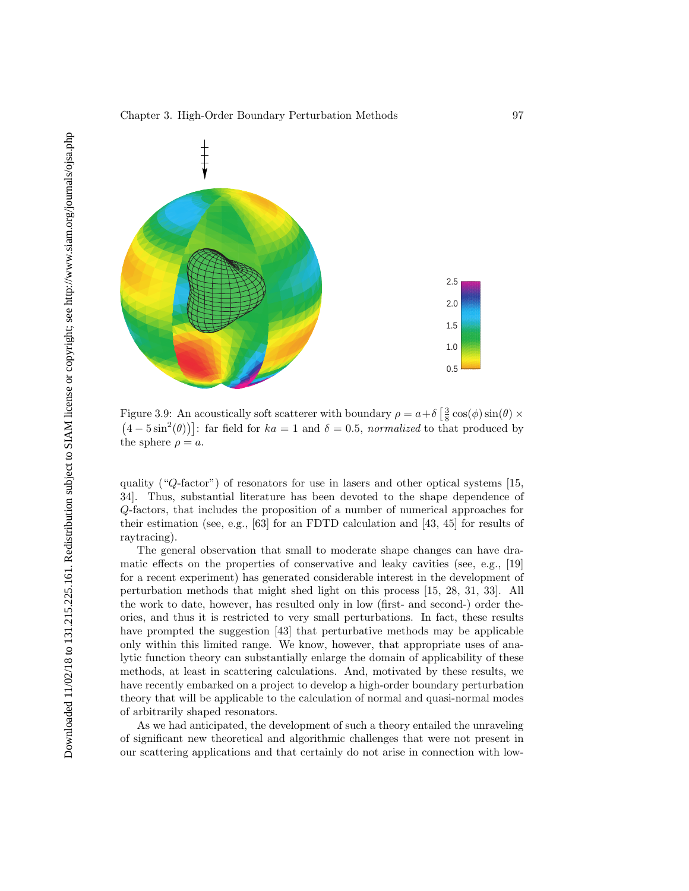Figure 3.9: An acoustically soft scatterer with boundary $\rho = a + \delta\left[\frac{3}{8}\cos(\phi)\sin(\theta) \times \left(4 - 5\sin^2(\theta)\right)\right]$: far field for $ka = 1$ and $\delta = 0.5$, *normalized* to that produced by the sphere $\rho = a$.

quality ("$Q$-factor") of resonators for use in lasers and other optical systems [15, 34]. Thus, substantial literature has been devoted to the shape dependence of $Q$-factors, that includes the proposition of a number of numerical approaches for their estimation (see, e.g., [63] for an FDTD calculation and [43, 45] for results of raytracing).

The general observation that small to moderate shape changes can have dramatic effects on the properties of conservative and leaky cavities (see, e.g., [19] for a recent experiment) has generated considerable interest in the development of perturbation methods that might shed light on this process [15, 28, 31, 33]. All the work to date, however, has resulted only in low (first- and second-) order theories, and thus it is restricted to very small perturbations. In fact, these results have prompted the suggestion [43] that perturbative methods may be applicable only within this limited range. We know, however, that appropriate uses of analytic function theory can substantially enlarge the domain of applicability of these methods, at least in scattering calculations. And, motivated by these results, we have recently embarked on a project to develop a high-order boundary perturbation theory that will be applicable to the calculation of normal and quasi-normal modes of arbitrarily shaped resonators.

As we had anticipated, the development of such a theory entailed the unraveling of significant new theoretical and algorithmic challenges that were not present in our scattering applications and that certainly do not arise in connection with low-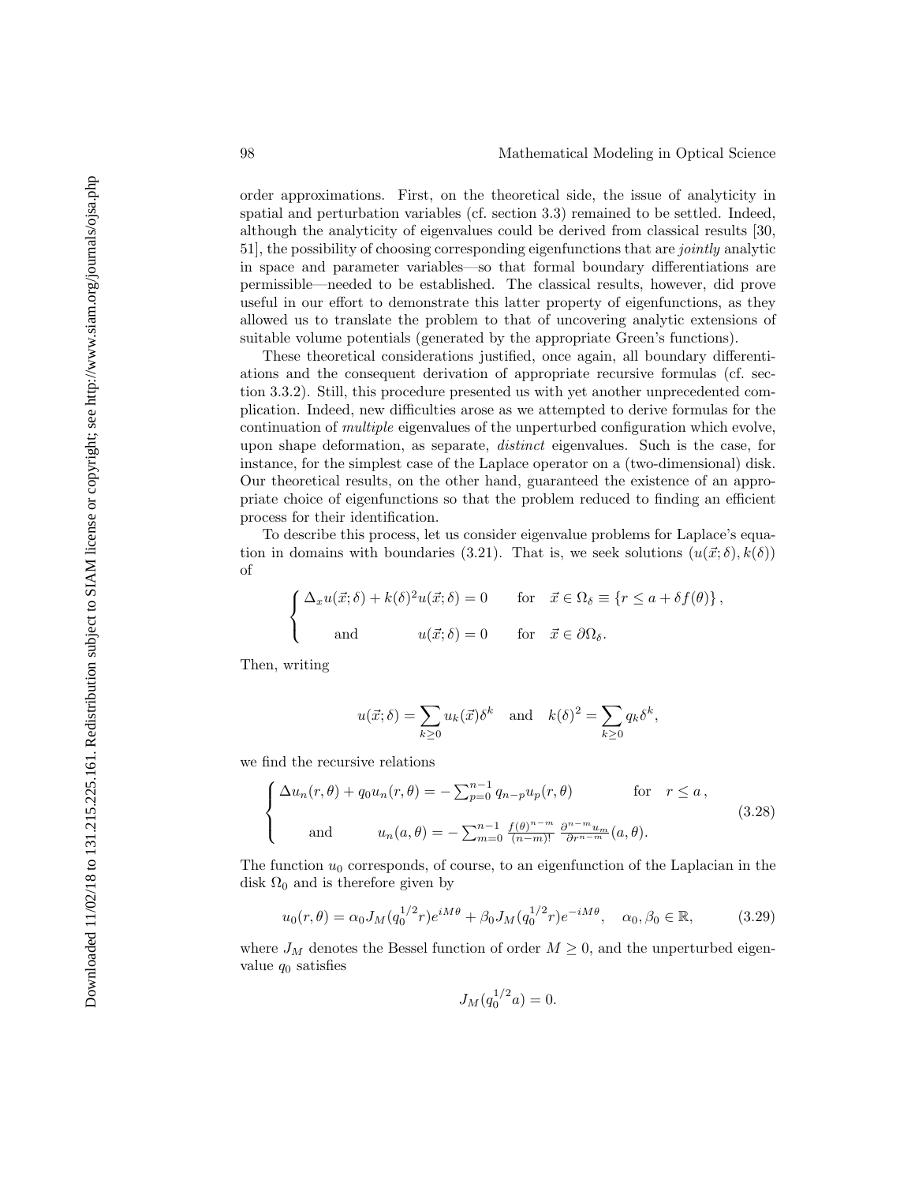order approximations. First, on the theoretical side, the issue of analyticity in spatial and perturbation variables (cf. section 3.3) remained to be settled. Indeed, although the analyticity of eigenvalues could be derived from classical results [30, 51], the possibility of choosing corresponding eigenfunctions that are *jointly* analytic in space and parameter variables—so that formal boundary differentiations are permissible—needed to be established. The classical results, however, did prove useful in our effort to demonstrate this latter property of eigenfunctions, as they allowed us to translate the problem to that of uncovering analytic extensions of suitable volume potentials (generated by the appropriate Green's functions).

These theoretical considerations justified, once again, all boundary differentiations and the consequent derivation of appropriate recursive formulas (cf. section 3.3.2). Still, this procedure presented us with yet another unprecedented complication. Indeed, new difficulties arose as we attempted to derive formulas for the continuation of *multiple* eigenvalues of the unperturbed configuration which evolve, upon shape deformation, as separate, *distinct* eigenvalues. Such is the case, for instance, for the simplest case of the Laplace operator on a (two-dimensional) disk. Our theoretical results, on the other hand, guaranteed the existence of an appropriate choice of eigenfunctions so that the problem reduced to finding an efficient process for their identification.

To describe this process, let us consider eigenvalue problems for Laplace's equation in domains with boundaries (3.21). That is, we seek solutions $(u(\vec{x};\delta), k(\delta))$ of

$$\begin{cases} \Delta_x u(\vec{x};\delta) + k(\delta)^2 u(\vec{x};\delta) = 0 & \text{for} \quad \vec{x} \in \Omega_\delta \equiv \{r \leq a + \delta f(\theta)\}, \\ \quad \text{and} \qquad u(\vec{x};\delta) = 0 & \text{for} \quad \vec{x} \in \partial\Omega_\delta. \end{cases}$$

Then, writing

$$u(\vec{x};\delta) = \sum_{k\geq 0} u_k(\vec{x})\delta^k \quad \text{and} \quad k(\delta)^2 = \sum_{k\geq 0} q_k \delta^k,$$

we find the recursive relations

$$\begin{cases} \Delta u_n(r,\theta) + q_0 u_n(r,\theta) = -\sum_{p=0}^{n-1} q_{n-p} u_p(r,\theta) & \text{for} \quad r \leq a, \\ \quad \text{and} \qquad u_n(a,\theta) = -\sum_{m=0}^{n-1} \frac{f(\theta)^{n-m}}{(n-m)!} \frac{\partial^{n-m} u_m}{\partial r^{n-m}}(a,\theta). \end{cases} \tag{3.28}$$

The function $u_0$ corresponds, of course, to an eigenfunction of the Laplacian in the disk $\Omega_0$ and is therefore given by

$$u_0(r,\theta) = \alpha_0 J_M(q_0^{1/2} r) e^{iM\theta} + \beta_0 J_M(q_0^{1/2} r) e^{-iM\theta}, \quad \alpha_0, \beta_0 \in \mathbb{R}, \tag{3.29}$$

where $J_M$ denotes the Bessel function of order $M \geq 0$, and the unperturbed eigenvalue $q_0$ satisfies

$$J_M(q_0^{1/2} a) = 0.$$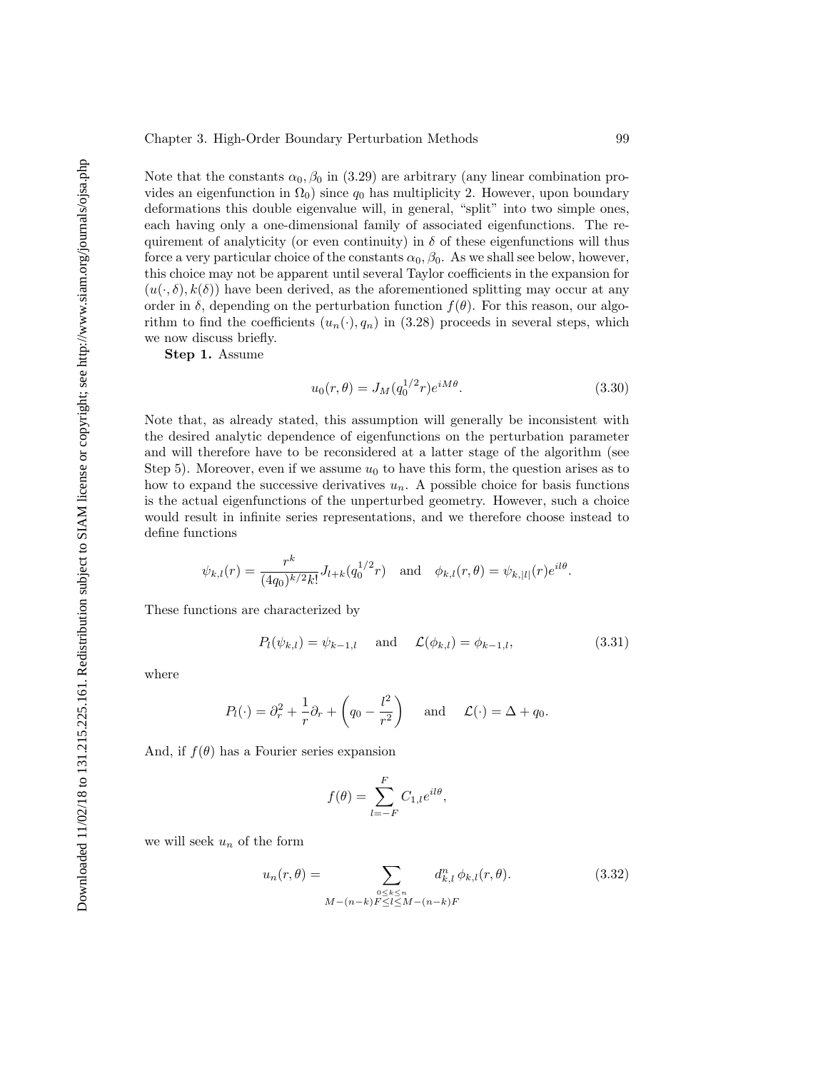Note that the constants $\alpha_0, \beta_0$ in (3.29) are arbitrary (any linear combination provides an eigenfunction in $\Omega_0$) since $q_0$ has multiplicity 2. However, upon boundary deformations this double eigenvalue will, in general, "split" into two simple ones, each having only a one-dimensional family of associated eigenfunctions. The requirement of analyticity (or even continuity) in $\delta$ of these eigenfunctions will thus force a very particular choice of the constants $\alpha_0, \beta_0$. As we shall see below, however, this choice may not be apparent until several Taylor coefficients in the expansion for $(u(\cdot, \delta), k(\delta))$ have been derived, as the aforementioned splitting may occur at any order in $\delta$, depending on the perturbation function $f(\theta)$. For this reason, our algorithm to find the coefficients $(u_n(\cdot), q_n)$ in (3.28) proceeds in several steps, which we now discuss briefly.

**Step 1.** Assume

$$u_0(r, \theta) = J_M(q_0^{1/2} r) e^{iM\theta}. \tag{3.30}$$

Note that, as already stated, this assumption will generally be inconsistent with the desired analytic dependence of eigenfunctions on the perturbation parameter and will therefore have to be reconsidered at a latter stage of the algorithm (see Step 5). Moreover, even if we assume $u_0$ to have this form, the question arises as to how to expand the successive derivatives $u_n$. A possible choice for basis functions is the actual eigenfunctions of the unperturbed geometry. However, such a choice would result in infinite series representations, and we therefore choose instead to define functions

$$\psi_{k,l}(r) = \frac{r^k}{(4q_0)^{k/2} k!} J_{l+k}(q_0^{1/2} r) \quad \text{and} \quad \phi_{k,l}(r, \theta) = \psi_{k,|l|}(r) e^{il\theta}.$$

These functions are characterized by

$$P_l(\psi_{k,l}) = \psi_{k-1,l} \quad \text{ and } \quad \mathcal{L}(\phi_{k,l}) = \phi_{k-1,l}, \tag{3.31}$$

where

$$P_l(\cdot) = \partial_r^2 + \frac{1}{r}\partial_r + \left(q_0 - \frac{l^2}{r^2}\right) \quad \text{ and } \quad \mathcal{L}(\cdot) = \Delta + q_0.$$

And, if $f(\theta)$ has a Fourier series expansion

$$f(\theta) = \sum_{l=-F}^{F} C_{1,l} e^{il\theta},$$

we will seek $u_n$ of the form

$$u_n(r, \theta) = \sum_{\substack{0 \le k \le n \\ M-(n-k)F \le l \le M-(n-k)F}} d_{k,l}^n \, \phi_{k,l}(r, \theta). \tag{3.32}$$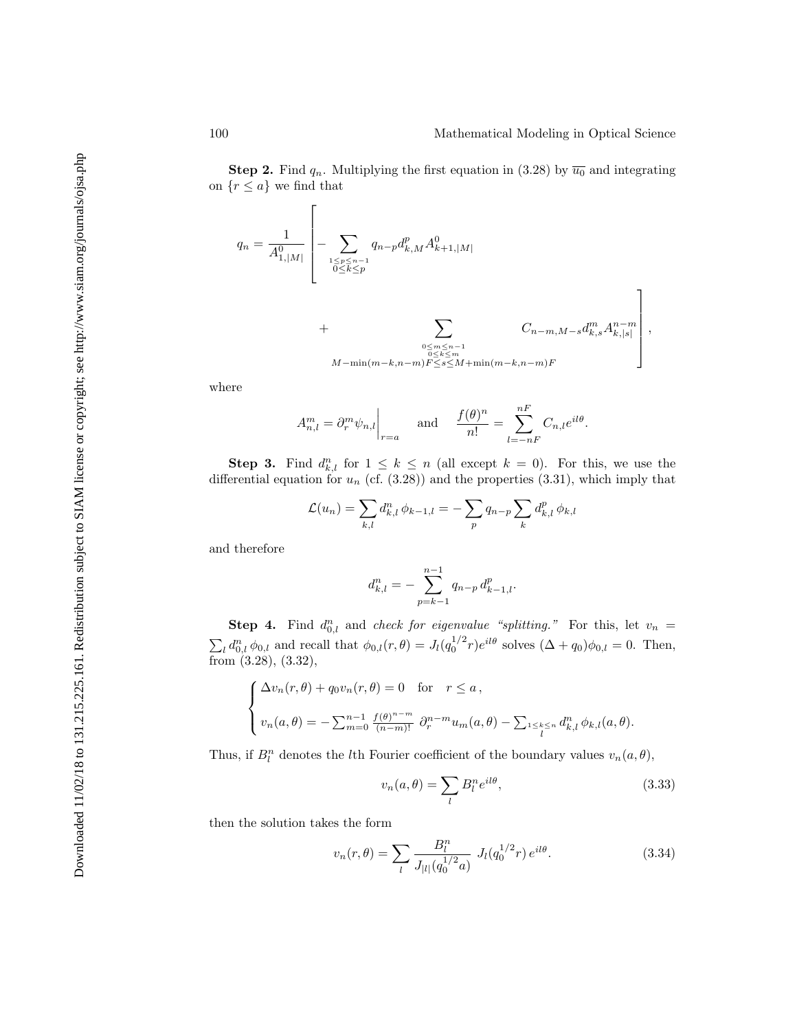**Step 2.** Find $q_n$. Multiplying the first equation in (3.28) by $\overline{u_0}$ and integrating on $\{r \leq a\}$ we find that

$$q_n = \frac{1}{A^0_{1,|M|}} \left[ - \sum_{\substack{1 \leq p \leq n-1 \\ 0 \leq k \leq p}} q_{n-p} d^p_{k,M} A^0_{k+1,|M|} \right.$$

$$\left. + \sum_{\substack{0 \leq m \leq n-1 \\ 0 \leq k \leq m \\ M - \min(m-k,n-m)F \leq s \leq M + \min(m-k,n-m)F}} C_{n-m,M-s} d^m_{k,s} A^{n-m}_{k,|s|} \right],$$

where

$$A^m_{n,l} = \partial^m_r \psi_{n,l} \Big|_{r=a} \qquad \text{and} \qquad \frac{f(\theta)^n}{n!} = \sum_{l=-nF}^{nF} C_{n,l} e^{il\theta}.$$

**Step 3.** Find $d^n_{k,l}$ for $1 \leq k \leq n$ (all except $k = 0$). For this, we use the differential equation for $u_n$ (cf. (3.28)) and the properties (3.31), which imply that

$$\mathcal{L}(u_n) = \sum_{k,l} d^n_{k,l} \, \phi_{k-1,l} = - \sum_p q_{n-p} \sum_k d^p_{k,l} \, \phi_{k,l}$$

and therefore

$$d^n_{k,l} = - \sum_{p=k-1}^{n-1} q_{n-p} \, d^p_{k-1,l}.$$

**Step 4.** Find $d^n_{0,l}$ and *check for eigenvalue "splitting."* For this, let $v_n = \sum_l d^n_{0,l} \, \phi_{0,l}$ and recall that $\phi_{0,l}(r,\theta) = J_l(q_0^{1/2} r) e^{il\theta}$ solves $(\Delta + q_0)\phi_{0,l} = 0$. Then, from (3.28), (3.32),

$$\begin{cases} \Delta v_n(r,\theta) + q_0 v_n(r,\theta) = 0 \quad \text{for} \quad r \leq a \,, \\ v_n(a,\theta) = - \sum_{m=0}^{n-1} \frac{f(\theta)^{n-m}}{(n-m)!} \; \partial^{n-m}_r u_m(a,\theta) - \sum_{\substack{1 \leq k \leq n \\ l}} d^n_{k,l} \, \phi_{k,l}(a,\theta). \end{cases}$$

Thus, if $B^n_l$ denotes the $l$th Fourier coefficient of the boundary values $v_n(a,\theta)$,

$$v_n(a,\theta) = \sum_l B^n_l e^{il\theta}, \tag{3.33}$$

then the solution takes the form

$$v_n(r,\theta) = \sum_l \frac{B^n_l}{J_{|l|}(q_0^{1/2} a)} \; J_l(q_0^{1/2} r) \, e^{il\theta}. \tag{3.34}$$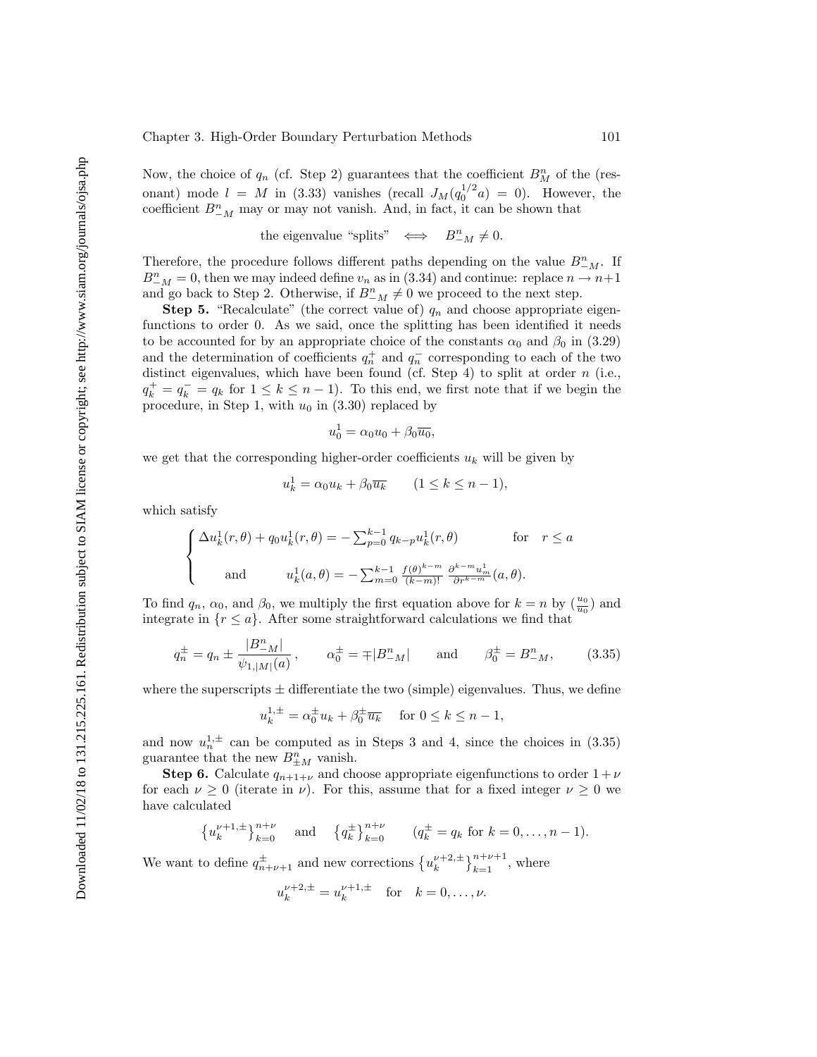Now, the choice of $q_n$ (cf. Step 2) guarantees that the coefficient $B^n_M$ of the (resonant) mode $l = M$ in (3.33) vanishes (recall $J_M(q_0^{1/2}a) = 0$). However, the coefficient $B^n_{-M}$ may or may not vanish. And, in fact, it can be shown that

$$\text{the eigenvalue "splits"} \quad \Longleftrightarrow \quad B^n_{-M} \neq 0.$$

Therefore, the procedure follows different paths depending on the value $B^n_{-M}$. If $B^n_{-M} = 0$, then we may indeed define $v_n$ as in (3.34) and continue: replace $n \to n+1$ and go back to Step 2. Otherwise, if $B^n_{-M} \neq 0$ we proceed to the next step.

**Step 5.** "Recalculate" (the correct value of) $q_n$ and choose appropriate eigenfunctions to order 0. As we said, once the splitting has been identified it needs to be accounted for by an appropriate choice of the constants $\alpha_0$ and $\beta_0$ in (3.29) and the determination of coefficients $q_n^+$ and $q_n^-$ corresponding to each of the two distinct eigenvalues, which have been found (cf. Step 4) to split at order $n$ (i.e., $q_k^+ = q_k^- = q_k$ for $1 \leq k \leq n-1$). To this end, we first note that if we begin the procedure, in Step 1, with $u_0$ in (3.30) replaced by

$$u_0^1 = \alpha_0 u_0 + \beta_0 \overline{u_0},$$

we get that the corresponding higher-order coefficients $u_k$ will be given by

$$u_k^1 = \alpha_0 u_k + \beta_0 \overline{u_k} \qquad (1 \leq k \leq n-1),$$

which satisfy

$$\begin{cases} \Delta u_k^1(r,\theta) + q_0 u_k^1(r,\theta) = -\sum_{p=0}^{k-1} q_{k-p} u_k^1(r,\theta) & \text{for} \quad r \leq a \\ \\ \text{and} \qquad u_k^1(a,\theta) = -\sum_{m=0}^{k-1} \frac{f(\theta)^{k-m}}{(k-m)!} \frac{\partial^{k-m} u_m^1}{\partial r^{k-m}}(a,\theta). & \end{cases}$$

To find $q_n$, $\alpha_0$, and $\beta_0$, we multiply the first equation above for $k = n$ by $(\frac{u_0}{\overline{u_0}})$ and integrate in $\{r \leq a\}$. After some straightforward calculations we find that

$$q_n^{\pm} = q_n \pm \frac{|B^n_{-M}|}{\psi_{1,|M|}(a)}, \qquad \alpha_0^{\pm} = \mp |B^n_{-M}| \qquad \text{and} \qquad \beta_0^{\pm} = B^n_{-M}, \tag{3.35}$$

where the superscripts $\pm$ differentiate the two (simple) eigenvalues. Thus, we define

$$u_k^{1,\pm} = \alpha_0^{\pm} u_k + \beta_0^{\pm} \overline{u_k} \quad \text{for } 0 \leq k \leq n-1,$$

and now $u_n^{1,\pm}$ can be computed as in Steps 3 and 4, since the choices in (3.35) guarantee that the new $B^n_{\pm M}$ vanish.

**Step 6.** Calculate $q_{n+1+\nu}$ and choose appropriate eigenfunctions to order $1+\nu$ for each $\nu \geq 0$ (iterate in $\nu$). For this, assume that for a fixed integer $\nu \geq 0$ we have calculated

$$\left\{u_k^{\nu+1,\pm}\right\}_{k=0}^{n+\nu} \quad \text{and} \quad \left\{q_k^{\pm}\right\}_{k=0}^{n+\nu} \qquad (q_k^{\pm} = q_k \text{ for } k = 0, \ldots, n-1).$$

We want to define $q_{n+\nu+1}^{\pm}$ and new corrections $\left\{u_k^{\nu+2,\pm}\right\}_{k=1}^{n+\nu+1}$, where

$$u_k^{\nu+2,\pm} = u_k^{\nu+1,\pm} \quad \text{for} \quad k = 0, \ldots, \nu.$$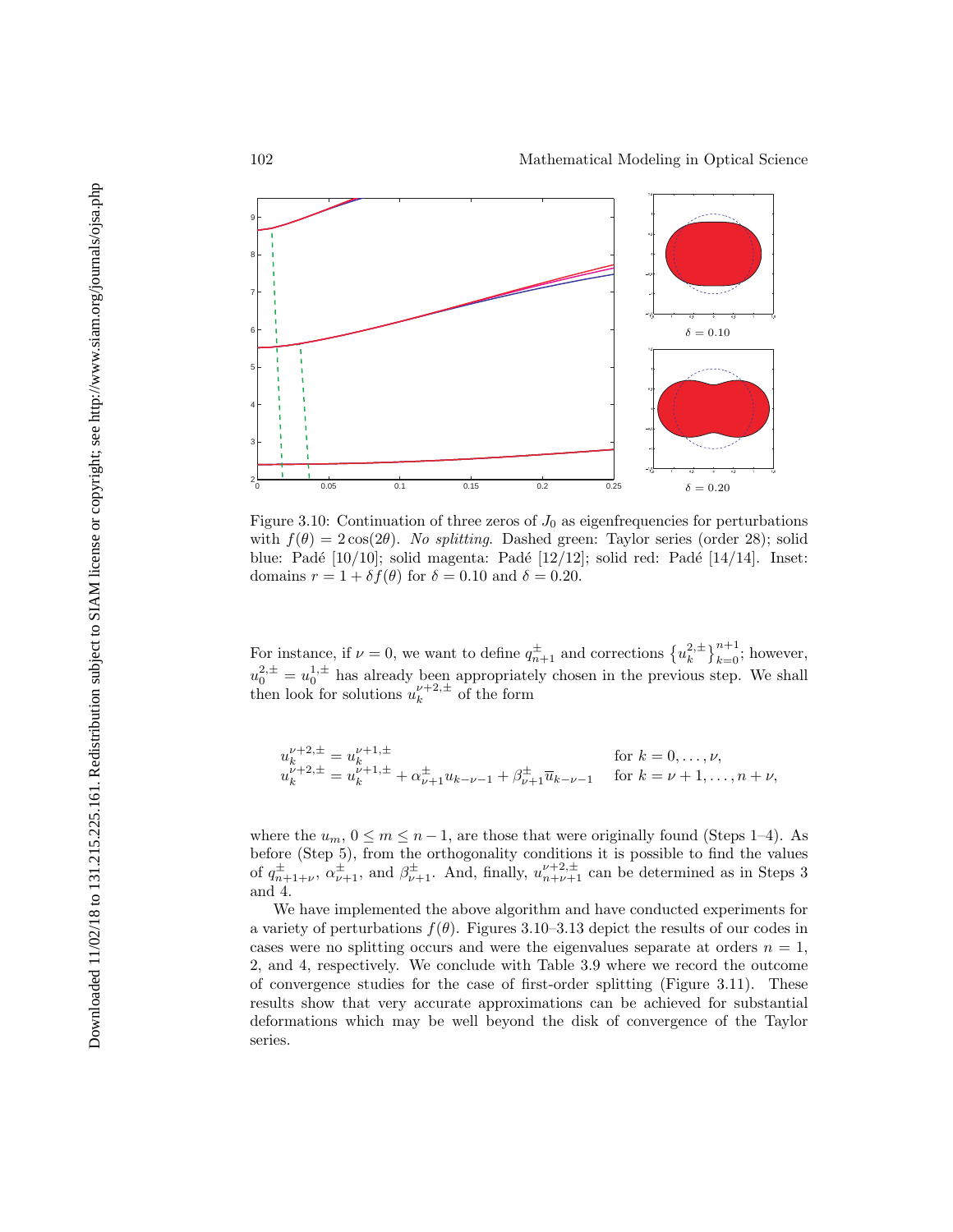Figure 3.10: Continuation of three zeros of $J_0$ as eigenfrequencies for perturbations with $f(\theta) = 2\cos(2\theta)$. *No splitting*. Dashed green: Taylor series (order 28); solid blue: Padé [10/10]; solid magenta: Padé [12/12]; solid red: Padé [14/14]. Inset: domains $r = 1 + \delta f(\theta)$ for $\delta = 0.10$ and $\delta = 0.20$.

For instance, if $\nu = 0$, we want to define $q_{n+1}^{\pm}$ and corrections $\left\{u_k^{2,\pm}\right\}_{k=0}^{n+1}$; however, $u_0^{2,\pm} = u_0^{1,\pm}$ has already been appropriately chosen in the previous step. We shall then look for solutions $u_k^{\nu+2,\pm}$ of the form

$$
\begin{aligned}
u_k^{\nu+2,\pm} &= u_k^{\nu+1,\pm} && \text{for } k = 0, \ldots, \nu,\\
u_k^{\nu+2,\pm} &= u_k^{\nu+1,\pm} + \alpha_{\nu+1}^{\pm} u_{k-\nu-1} + \beta_{\nu+1}^{\pm} \overline{u}_{k-\nu-1} && \text{for } k = \nu+1, \ldots, n+\nu,
\end{aligned}
$$

where the $u_m$, $0 \le m \le n-1$, are those that were originally found (Steps 1–4). As before (Step 5), from the orthogonality conditions it is possible to find the values of $q_{n+1+\nu}^{\pm}$, $\alpha_{\nu+1}^{\pm}$, and $\beta_{\nu+1}^{\pm}$. And, finally, $u_{n+\nu+1}^{\nu+2,\pm}$ can be determined as in Steps 3 and 4.

We have implemented the above algorithm and have conducted experiments for a variety of perturbations $f(\theta)$. Figures 3.10–3.13 depict the results of our codes in cases were no splitting occurs and were the eigenvalues separate at orders $n = 1$, 2, and 4, respectively. We conclude with Table 3.9 where we record the outcome of convergence studies for the case of first-order splitting (Figure 3.11). These results show that very accurate approximations can be achieved for substantial deformations which may be well beyond the disk of convergence of the Taylor series.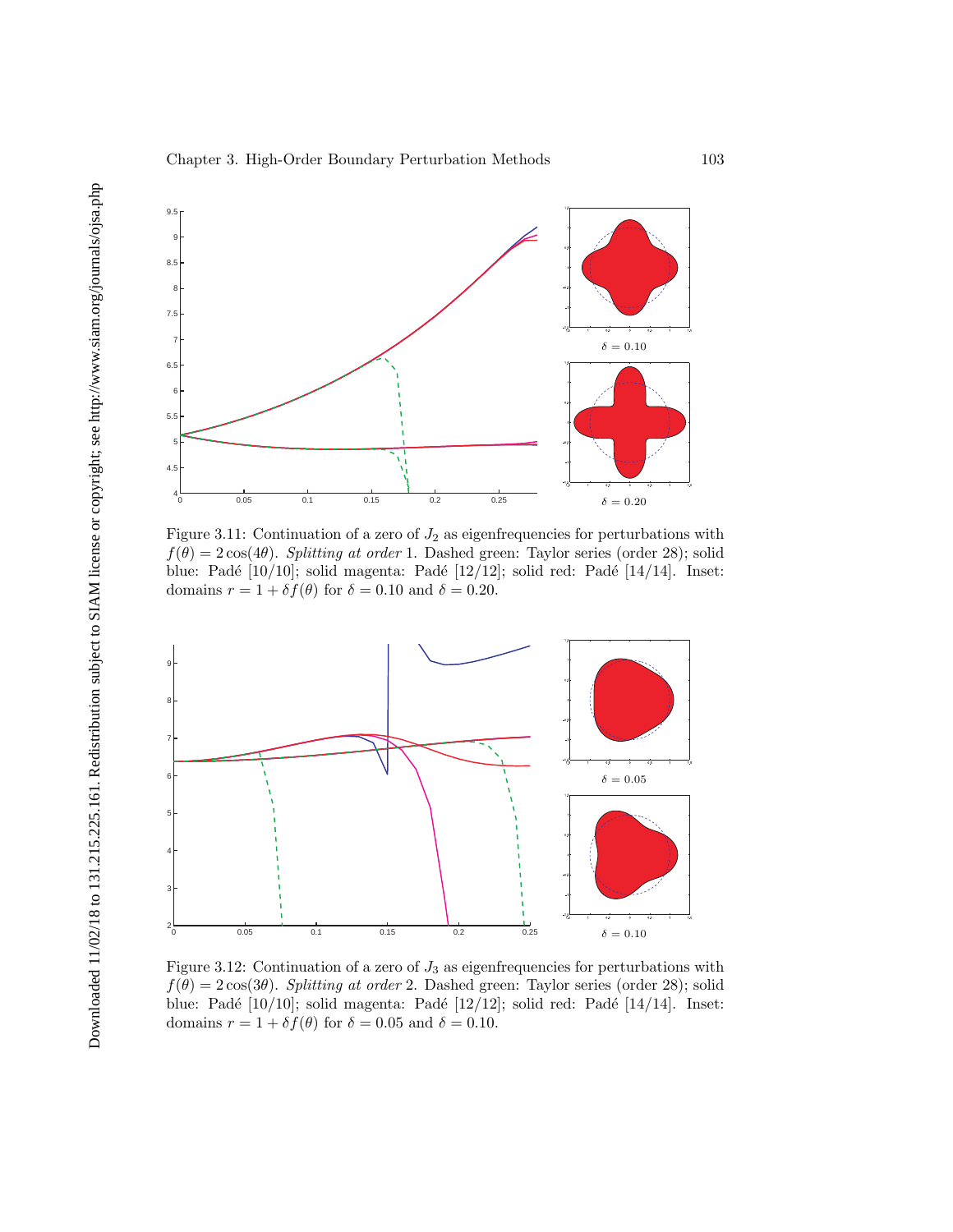Figure 3.11: Continuation of a zero of $J_2$ as eigenfrequencies for perturbations with $f(\theta) = 2\cos(4\theta)$. *Splitting at order* 1. Dashed green: Taylor series (order 28); solid blue: Padé [10/10]; solid magenta: Padé [12/12]; solid red: Padé [14/14]. Inset: domains $r = 1 + \delta f(\theta)$ for $\delta = 0.10$ and $\delta = 0.20$.

Figure 3.12: Continuation of a zero of $J_3$ as eigenfrequencies for perturbations with $f(\theta) = 2\cos(3\theta)$. *Splitting at order* 2. Dashed green: Taylor series (order 28); solid blue: Padé [10/10]; solid magenta: Padé [12/12]; solid red: Padé [14/14]. Inset: domains $r = 1 + \delta f(\theta)$ for $\delta = 0.05$ and $\delta = 0.10$.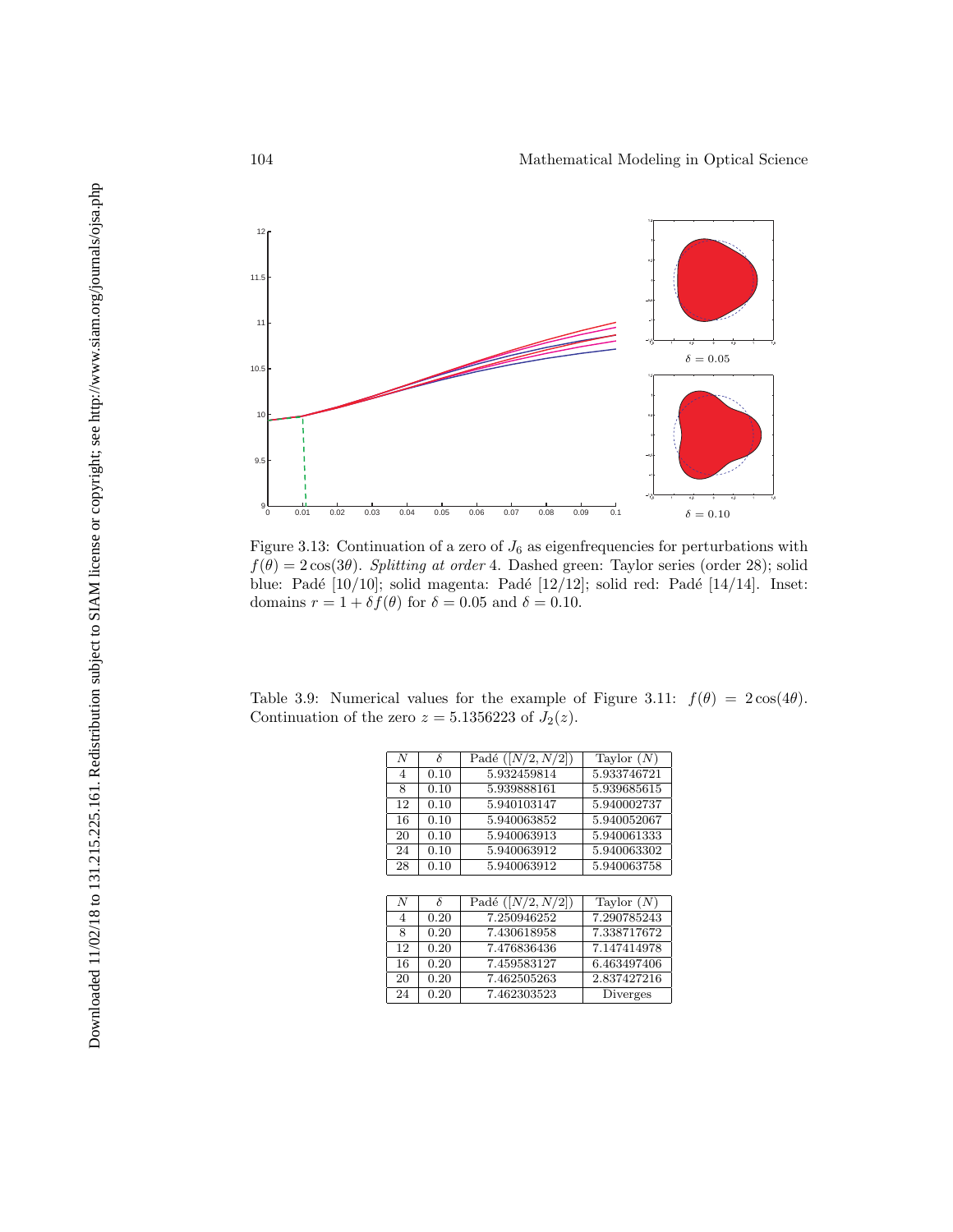Figure 3.13: Continuation of a zero of $J_6$ as eigenfrequencies for perturbations with $f(\theta) = 2\cos(3\theta)$. *Splitting at order* 4. Dashed green: Taylor series (order 28); solid blue: Padé [10/10]; solid magenta: Padé [12/12]; solid red: Padé [14/14]. Inset: domains $r = 1 + \delta f(\theta)$ for $\delta = 0.05$ and $\delta = 0.10$.

Table 3.9: Numerical values for the example of Figure 3.11: $f(\theta) = 2\cos(4\theta)$. Continuation of the zero $z = 5.1356223$ of $J_2(z)$.

| $N$ | $\delta$ | Padé ($[N/2, N/2]$) | Taylor ($N$) |
|---|---|---|---|
| 4 | 0.10 | 5.932459814 | 5.933746721 |
| 8 | 0.10 | 5.939888161 | 5.939685615 |
| 12 | 0.10 | 5.940103147 | 5.940002737 |
| 16 | 0.10 | 5.940063852 | 5.940052067 |
| 20 | 0.10 | 5.940063913 | 5.940061333 |
| 24 | 0.10 | 5.940063912 | 5.940063302 |
| 28 | 0.10 | 5.940063912 | 5.940063758 |

| $N$ | $\delta$ | Padé ($[N/2, N/2]$) | Taylor ($N$) |
|---|---|---|---|
| 4 | 0.20 | 7.250946252 | 7.290785243 |
| 8 | 0.20 | 7.430618958 | 7.338717672 |
| 12 | 0.20 | 7.476836436 | 7.147414978 |
| 16 | 0.20 | 7.459583127 | 6.463497406 |
| 20 | 0.20 | 7.462505263 | 2.837427216 |
| 24 | 0.20 | 7.462303523 | Diverges |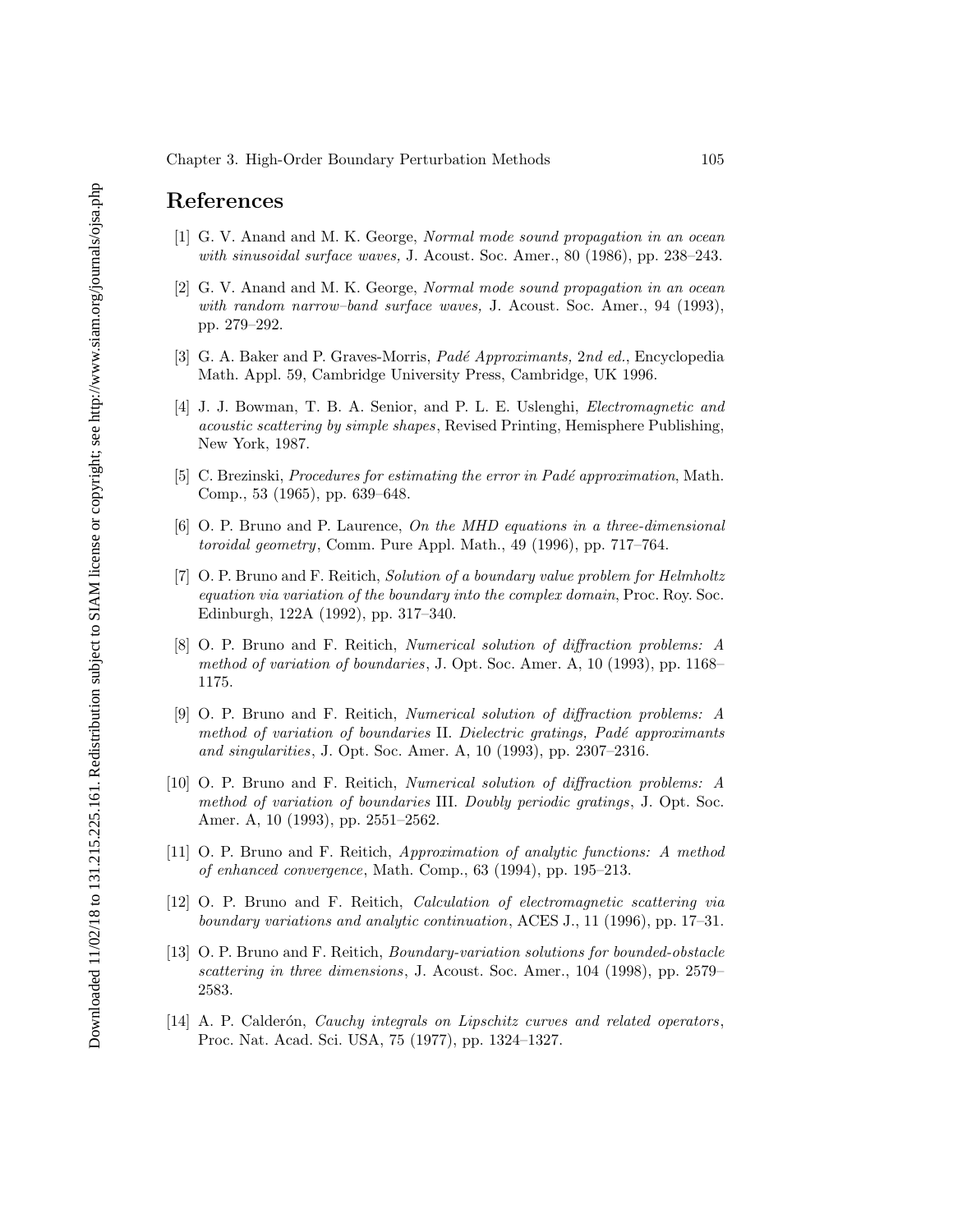## References

[1] G. V. Anand and M. K. George, *Normal mode sound propagation in an ocean with sinusoidal surface waves,* J. Acoust. Soc. Amer., 80 (1986), pp. 238–243.

[2] G. V. Anand and M. K. George, *Normal mode sound propagation in an ocean with random narrow–band surface waves,* J. Acoust. Soc. Amer., 94 (1993), pp. 279–292.

[3] G. A. Baker and P. Graves-Morris, *Padé Approximants, 2nd ed.*, Encyclopedia Math. Appl. 59, Cambridge University Press, Cambridge, UK 1996.

[4] J. J. Bowman, T. B. A. Senior, and P. L. E. Uslenghi, *Electromagnetic and acoustic scattering by simple shapes*, Revised Printing, Hemisphere Publishing, New York, 1987.

[5] C. Brezinski, *Procedures for estimating the error in Padé approximation*, Math. Comp., 53 (1965), pp. 639–648.

[6] O. P. Bruno and P. Laurence, *On the MHD equations in a three-dimensional toroidal geometry*, Comm. Pure Appl. Math., 49 (1996), pp. 717–764.

[7] O. P. Bruno and F. Reitich, *Solution of a boundary value problem for Helmholtz equation via variation of the boundary into the complex domain*, Proc. Roy. Soc. Edinburgh, 122A (1992), pp. 317–340.

[8] O. P. Bruno and F. Reitich, *Numerical solution of diffraction problems: A method of variation of boundaries*, J. Opt. Soc. Amer. A, 10 (1993), pp. 1168–1175.

[9] O. P. Bruno and F. Reitich, *Numerical solution of diffraction problems: A method of variation of boundaries* II. *Dielectric gratings, Padé approximants and singularities*, J. Opt. Soc. Amer. A, 10 (1993), pp. 2307–2316.

[10] O. P. Bruno and F. Reitich, *Numerical solution of diffraction problems: A method of variation of boundaries* III. *Doubly periodic gratings*, J. Opt. Soc. Amer. A, 10 (1993), pp. 2551–2562.

[11] O. P. Bruno and F. Reitich, *Approximation of analytic functions: A method of enhanced convergence*, Math. Comp., 63 (1994), pp. 195–213.

[12] O. P. Bruno and F. Reitich, *Calculation of electromagnetic scattering via boundary variations and analytic continuation*, ACES J., 11 (1996), pp. 17–31.

[13] O. P. Bruno and F. Reitich, *Boundary-variation solutions for bounded-obstacle scattering in three dimensions*, J. Acoust. Soc. Amer., 104 (1998), pp. 2579–2583.

[14] A. P. Calderón, *Cauchy integrals on Lipschitz curves and related operators*, Proc. Nat. Acad. Sci. USA, 75 (1977), pp. 1324–1327.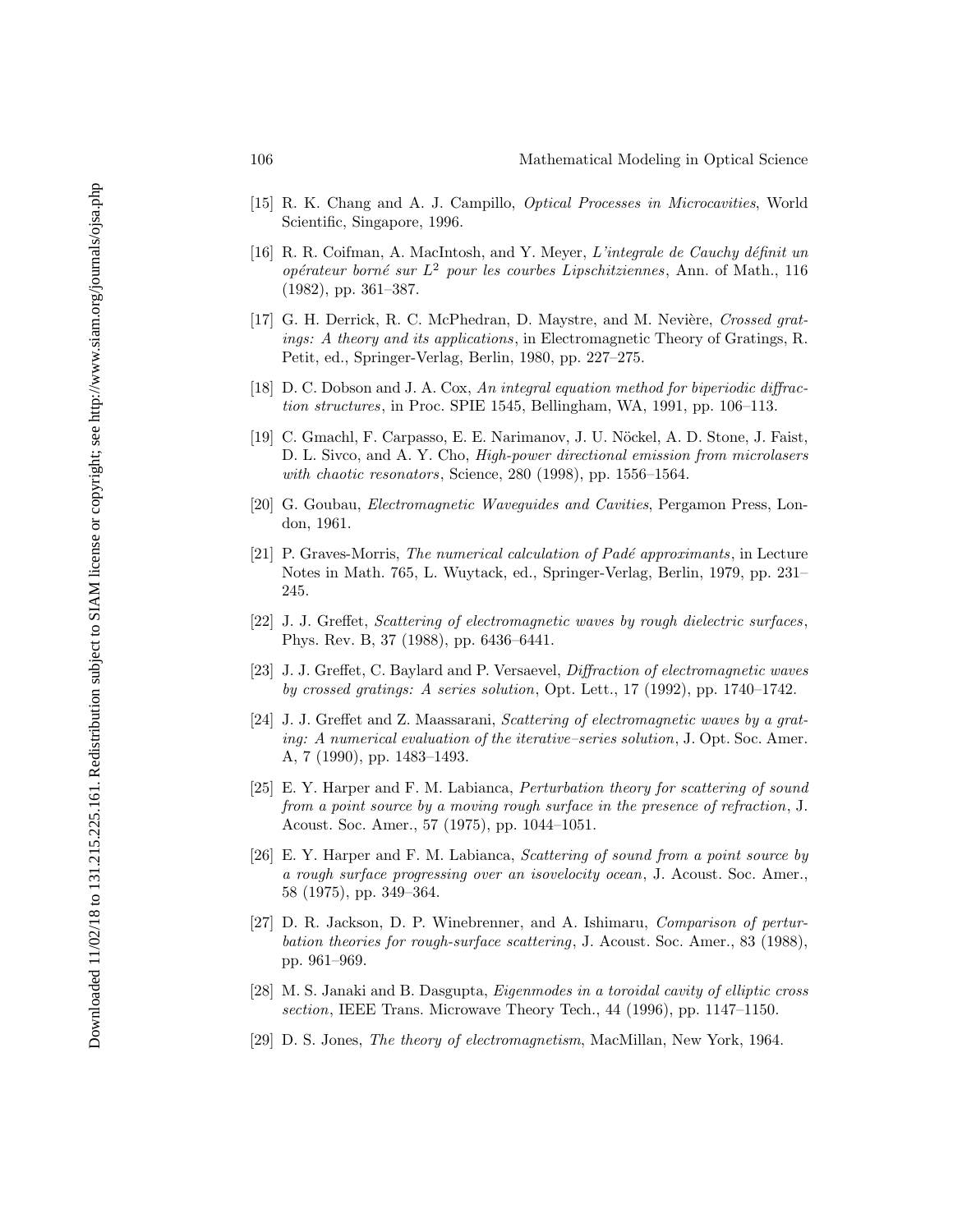[15] R. K. Chang and A. J. Campillo, *Optical Processes in Microcavities*, World Scientific, Singapore, 1996.

[16] R. R. Coifman, A. MacIntosh, and Y. Meyer, *L'integrale de Cauchy définit un opérateur borné sur $L^2$ pour les courbes Lipschitziennes*, Ann. of Math., 116 (1982), pp. 361–387.

[17] G. H. Derrick, R. C. McPhedran, D. Maystre, and M. Nevière, *Crossed gratings: A theory and its applications*, in Electromagnetic Theory of Gratings, R. Petit, ed., Springer-Verlag, Berlin, 1980, pp. 227–275.

[18] D. C. Dobson and J. A. Cox, *An integral equation method for biperiodic diffraction structures*, in Proc. SPIE 1545, Bellingham, WA, 1991, pp. 106–113.

[19] C. Gmachl, F. Carpasso, E. E. Narimanov, J. U. Nöckel, A. D. Stone, J. Faist, D. L. Sivco, and A. Y. Cho, *High-power directional emission from microlasers with chaotic resonators*, Science, 280 (1998), pp. 1556–1564.

[20] G. Goubau, *Electromagnetic Waveguides and Cavities*, Pergamon Press, London, 1961.

[21] P. Graves-Morris, *The numerical calculation of Padé approximants*, in Lecture Notes in Math. 765, L. Wuytack, ed., Springer-Verlag, Berlin, 1979, pp. 231–245.

[22] J. J. Greffet, *Scattering of electromagnetic waves by rough dielectric surfaces*, Phys. Rev. B, 37 (1988), pp. 6436–6441.

[23] J. J. Greffet, C. Baylard and P. Versaevel, *Diffraction of electromagnetic waves by crossed gratings: A series solution*, Opt. Lett., 17 (1992), pp. 1740–1742.

[24] J. J. Greffet and Z. Maassarani, *Scattering of electromagnetic waves by a grating: A numerical evaluation of the iterative–series solution*, J. Opt. Soc. Amer. A, 7 (1990), pp. 1483–1493.

[25] E. Y. Harper and F. M. Labianca, *Perturbation theory for scattering of sound from a point source by a moving rough surface in the presence of refraction*, J. Acoust. Soc. Amer., 57 (1975), pp. 1044–1051.

[26] E. Y. Harper and F. M. Labianca, *Scattering of sound from a point source by a rough surface progressing over an isovelocity ocean*, J. Acoust. Soc. Amer., 58 (1975), pp. 349–364.

[27] D. R. Jackson, D. P. Winebrenner, and A. Ishimaru, *Comparison of perturbation theories for rough-surface scattering*, J. Acoust. Soc. Amer., 83 (1988), pp. 961–969.

[28] M. S. Janaki and B. Dasgupta, *Eigenmodes in a toroidal cavity of elliptic cross section*, IEEE Trans. Microwave Theory Tech., 44 (1996), pp. 1147–1150.

[29] D. S. Jones, *The theory of electromagnetism*, MacMillan, New York, 1964.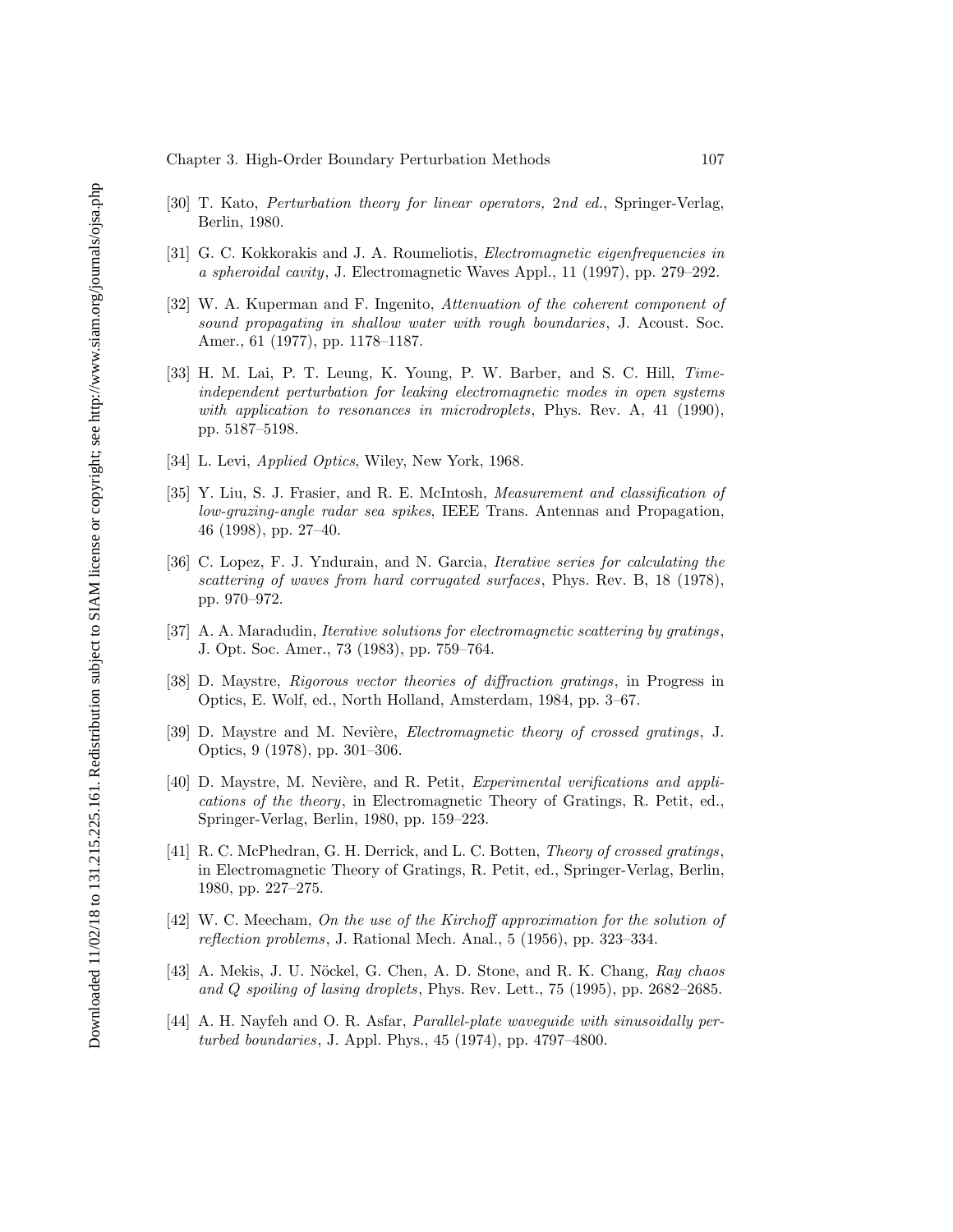[30] T. Kato, *Perturbation theory for linear operators, 2nd ed.*, Springer-Verlag, Berlin, 1980.

[31] G. C. Kokkorakis and J. A. Roumeliotis, *Electromagnetic eigenfrequencies in a spheroidal cavity*, J. Electromagnetic Waves Appl., 11 (1997), pp. 279–292.

[32] W. A. Kuperman and F. Ingenito, *Attenuation of the coherent component of sound propagating in shallow water with rough boundaries*, J. Acoust. Soc. Amer., 61 (1977), pp. 1178–1187.

[33] H. M. Lai, P. T. Leung, K. Young, P. W. Barber, and S. C. Hill, *Time-independent perturbation for leaking electromagnetic modes in open systems with application to resonances in microdroplets*, Phys. Rev. A, 41 (1990), pp. 5187–5198.

[34] L. Levi, *Applied Optics*, Wiley, New York, 1968.

[35] Y. Liu, S. J. Frasier, and R. E. McIntosh, *Measurement and classification of low-grazing-angle radar sea spikes*, IEEE Trans. Antennas and Propagation, 46 (1998), pp. 27–40.

[36] C. Lopez, F. J. Yndurain, and N. Garcia, *Iterative series for calculating the scattering of waves from hard corrugated surfaces*, Phys. Rev. B, 18 (1978), pp. 970–972.

[37] A. A. Maradudin, *Iterative solutions for electromagnetic scattering by gratings*, J. Opt. Soc. Amer., 73 (1983), pp. 759–764.

[38] D. Maystre, *Rigorous vector theories of diffraction gratings*, in Progress in Optics, E. Wolf, ed., North Holland, Amsterdam, 1984, pp. 3–67.

[39] D. Maystre and M. Nevière, *Electromagnetic theory of crossed gratings*, J. Optics, 9 (1978), pp. 301–306.

[40] D. Maystre, M. Nevière, and R. Petit, *Experimental verifications and applications of the theory*, in Electromagnetic Theory of Gratings, R. Petit, ed., Springer-Verlag, Berlin, 1980, pp. 159–223.

[41] R. C. McPhedran, G. H. Derrick, and L. C. Botten, *Theory of crossed gratings*, in Electromagnetic Theory of Gratings, R. Petit, ed., Springer-Verlag, Berlin, 1980, pp. 227–275.

[42] W. C. Meecham, *On the use of the Kirchoff approximation for the solution of reflection problems*, J. Rational Mech. Anal., 5 (1956), pp. 323–334.

[43] A. Mekis, J. U. Nöckel, G. Chen, A. D. Stone, and R. K. Chang, *Ray chaos and Q spoiling of lasing droplets*, Phys. Rev. Lett., 75 (1995), pp. 2682–2685.

[44] A. H. Nayfeh and O. R. Asfar, *Parallel-plate waveguide with sinusoidally perturbed boundaries*, J. Appl. Phys., 45 (1974), pp. 4797–4800.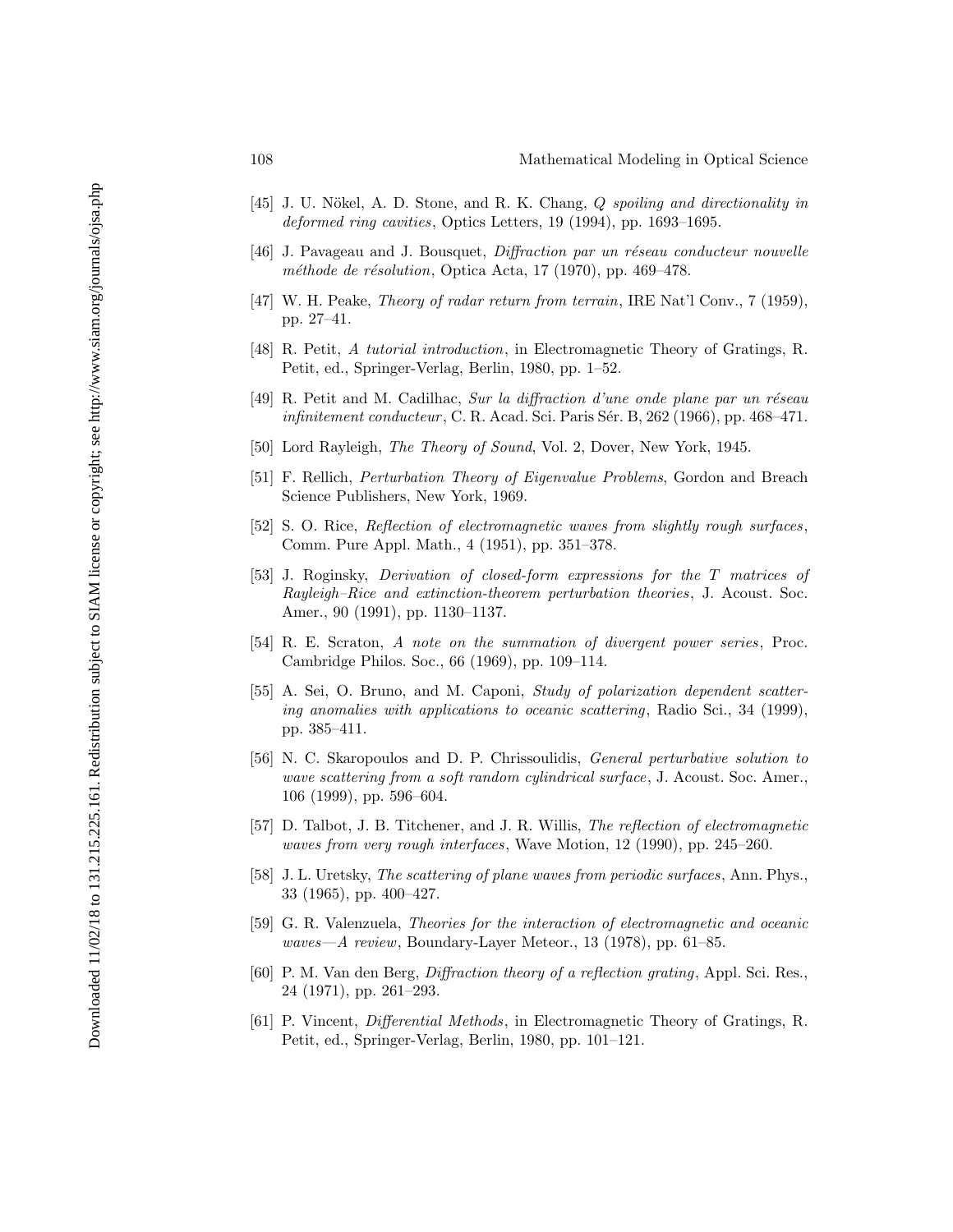[45] J. U. Nökel, A. D. Stone, and R. K. Chang, *Q spoiling and directionality in deformed ring cavities*, Optics Letters, 19 (1994), pp. 1693–1695.

[46] J. Pavageau and J. Bousquet, *Diffraction par un réseau conducteur nouvelle méthode de résolution*, Optica Acta, 17 (1970), pp. 469–478.

[47] W. H. Peake, *Theory of radar return from terrain*, IRE Nat'l Conv., 7 (1959), pp. 27–41.

[48] R. Petit, *A tutorial introduction*, in Electromagnetic Theory of Gratings, R. Petit, ed., Springer-Verlag, Berlin, 1980, pp. 1–52.

[49] R. Petit and M. Cadilhac, *Sur la diffraction d'une onde plane par un réseau infinitement conducteur*, C. R. Acad. Sci. Paris Sér. B, 262 (1966), pp. 468–471.

[50] Lord Rayleigh, *The Theory of Sound*, Vol. 2, Dover, New York, 1945.

[51] F. Rellich, *Perturbation Theory of Eigenvalue Problems*, Gordon and Breach Science Publishers, New York, 1969.

[52] S. O. Rice, *Reflection of electromagnetic waves from slightly rough surfaces*, Comm. Pure Appl. Math., 4 (1951), pp. 351–378.

[53] J. Roginsky, *Derivation of closed-form expressions for the T matrices of Rayleigh–Rice and extinction-theorem perturbation theories*, J. Acoust. Soc. Amer., 90 (1991), pp. 1130–1137.

[54] R. E. Scraton, *A note on the summation of divergent power series*, Proc. Cambridge Philos. Soc., 66 (1969), pp. 109–114.

[55] A. Sei, O. Bruno, and M. Caponi, *Study of polarization dependent scattering anomalies with applications to oceanic scattering*, Radio Sci., 34 (1999), pp. 385–411.

[56] N. C. Skaropoulos and D. P. Chrissoulidis, *General perturbative solution to wave scattering from a soft random cylindrical surface*, J. Acoust. Soc. Amer., 106 (1999), pp. 596–604.

[57] D. Talbot, J. B. Titchener, and J. R. Willis, *The reflection of electromagnetic waves from very rough interfaces*, Wave Motion, 12 (1990), pp. 245–260.

[58] J. L. Uretsky, *The scattering of plane waves from periodic surfaces*, Ann. Phys., 33 (1965), pp. 400–427.

[59] G. R. Valenzuela, *Theories for the interaction of electromagnetic and oceanic waves—A review*, Boundary-Layer Meteor., 13 (1978), pp. 61–85.

[60] P. M. Van den Berg, *Diffraction theory of a reflection grating*, Appl. Sci. Res., 24 (1971), pp. 261–293.

[61] P. Vincent, *Differential Methods*, in Electromagnetic Theory of Gratings, R. Petit, ed., Springer-Verlag, Berlin, 1980, pp. 101–121.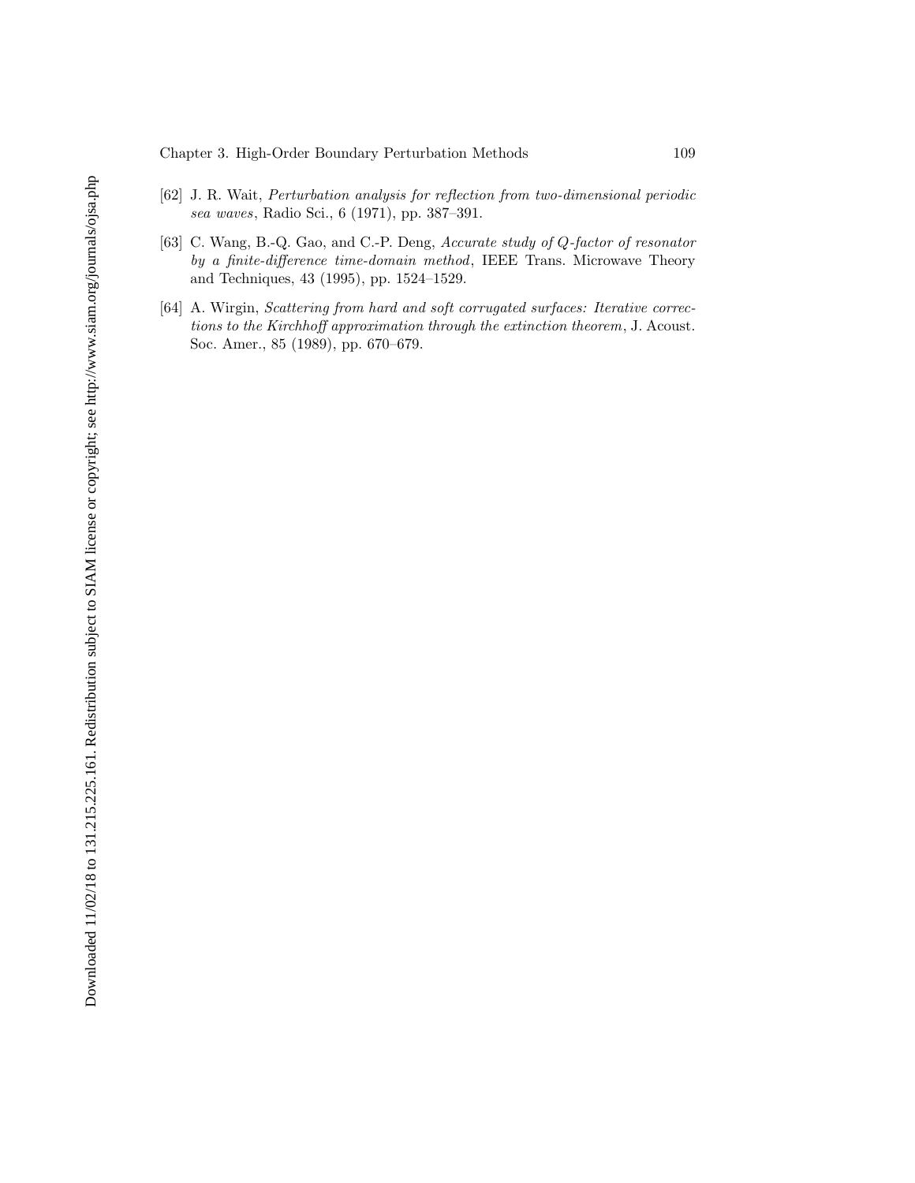[62] J. R. Wait, *Perturbation analysis for reflection from two-dimensional periodic sea waves*, Radio Sci., 6 (1971), pp. 387–391.

[63] C. Wang, B.-Q. Gao, and C.-P. Deng, *Accurate study of Q-factor of resonator by a finite-difference time-domain method*, IEEE Trans. Microwave Theory and Techniques, 43 (1995), pp. 1524–1529.

[64] A. Wirgin, *Scattering from hard and soft corrugated surfaces: Iterative corrections to the Kirchhoff approximation through the extinction theorem*, J. Acoust. Soc. Amer., 85 (1989), pp. 670–679.